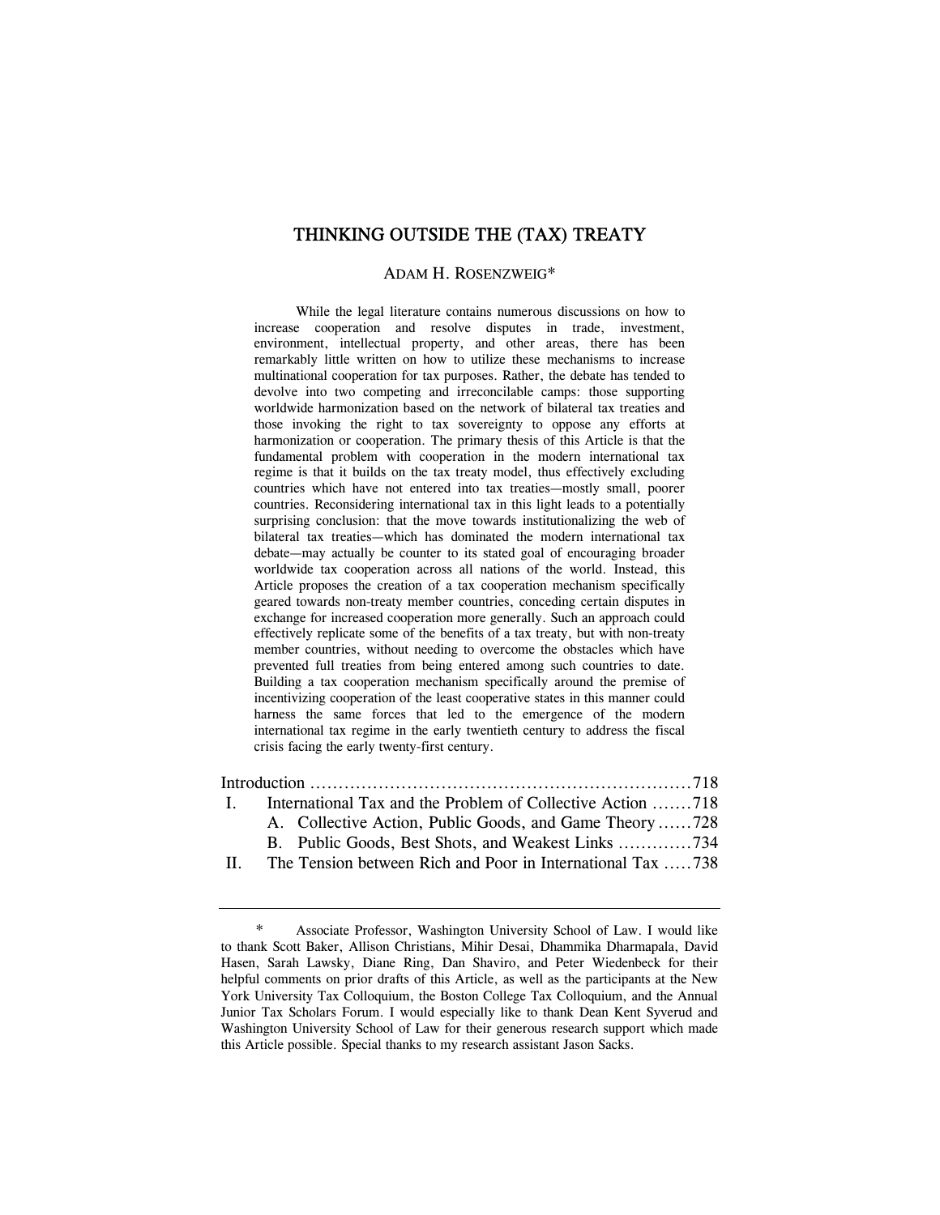# THINKING OUTSIDE THE (TAX) TREATY

ADAM H. ROSENZWEIG*

While the legal literature contains numerous discussions on how to increase cooperation and resolve disputes in trade, investment, environment, intellectual property, and other areas, there has been remarkably little written on how to utilize these mechanisms to increase multinational cooperation for tax purposes. Rather, the debate has tended to devolve into two competing and irreconcilable camps: those supporting worldwide harmonization based on the network of bilateral tax treaties and those invoking the right to tax sovereignty to oppose any efforts at harmonization or cooperation. The primary thesis of this Article is that the fundamental problem with cooperation in the modern international tax regime is that it builds on the tax treaty model, thus effectively excluding countries which have not entered into tax treaties—mostly small, poorer countries. Reconsidering international tax in this light leads to a potentially surprising conclusion: that the move towards institutionalizing the web of bilateral tax treaties—which has dominated the modern international tax debate—may actually be counter to its stated goal of encouraging broader worldwide tax cooperation across all nations of the world. Instead, this Article proposes the creation of a tax cooperation mechanism specifically geared towards non-treaty member countries, conceding certain disputes in exchange for increased cooperation more generally. Such an approach could effectively replicate some of the benefits of a tax treaty, but with non-treaty member countries, without needing to overcome the obstacles which have prevented full treaties from being entered among such countries to date. Building a tax cooperation mechanism specifically around the premise of incentivizing cooperation of the least cooperative states in this manner could harness the same forces that led to the emergence of the modern international tax regime in the early twentieth century to address the fiscal crisis facing the early twenty-first century.

Introduction .................................................................718
I. International Tax and the Problem of Collective Action .......718
   A. Collective Action, Public Goods, and Game Theory ......728
   B. Public Goods, Best Shots, and Weakest Links ............734
II. The Tension between Rich and Poor in International Tax .....738

---

\* Associate Professor, Washington University School of Law. I would like to thank Scott Baker, Allison Christians, Mihir Desai, Dhammika Dharmapala, David Hasen, Sarah Lawsky, Diane Ring, Dan Shaviro, and Peter Wiedenbeck for their helpful comments on prior drafts of this Article, as well as the participants at the New York University Tax Colloquium, the Boston College Tax Colloquium, and the Annual Junior Tax Scholars Forum. I would especially like to thank Dean Kent Syverud and Washington University School of Law for their generous research support which made this Article possible. Special thanks to my research assistant Jason Sacks.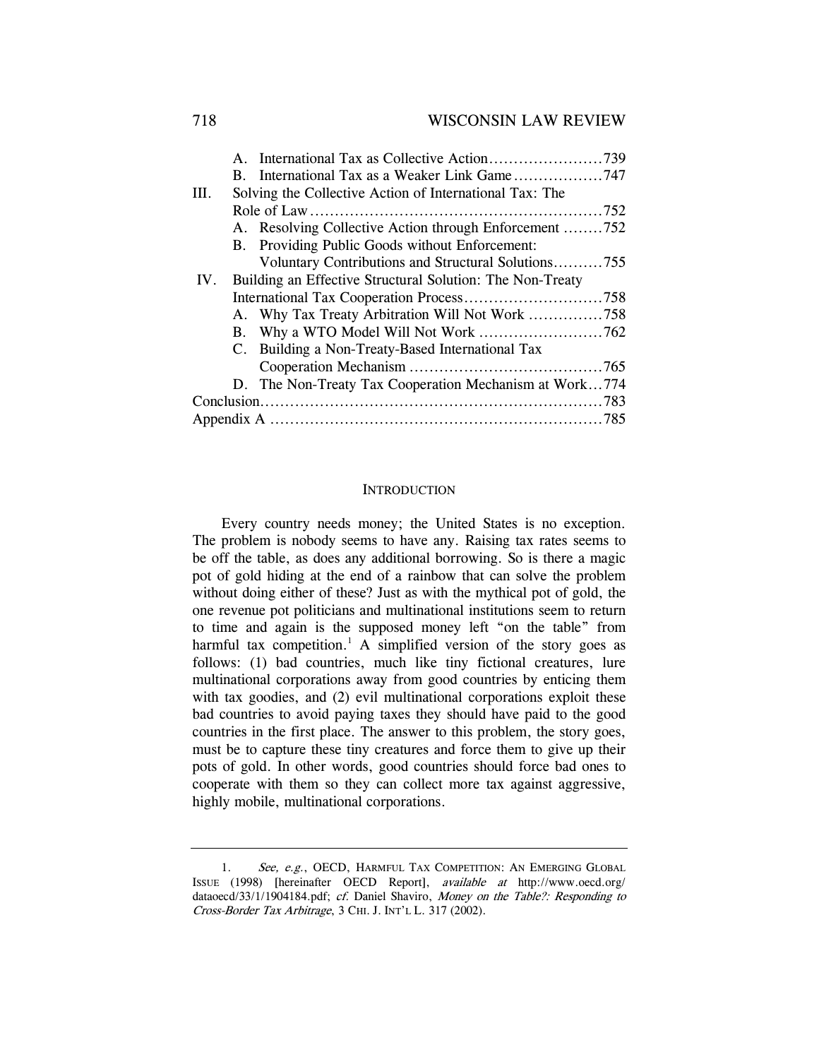- A. International Tax as Collective Action .......................739
- B. International Tax as a Weaker Link Game ..................747

III. Solving the Collective Action of International Tax: The Role of Law .........................................................752

- A. Resolving Collective Action through Enforcement ........752
- B. Providing Public Goods without Enforcement: Voluntary Contributions and Structural Solutions..........755

IV. Building an Effective Structural Solution: The Non-Treaty International Tax Cooperation Process ............................758

- A. Why Tax Treaty Arbitration Will Not Work ...............758
- B. Why a WTO Model Will Not Work .........................762
- C. Building a Non-Treaty-Based International Tax Cooperation Mechanism .......................................765
- D. The Non-Treaty Tax Cooperation Mechanism at Work...774

Conclusion....................................................................783

Appendix A ..................................................................785

## INTRODUCTION

Every country needs money; the United States is no exception. The problem is nobody seems to have any. Raising tax rates seems to be off the table, as does any additional borrowing. So is there a magic pot of gold hiding at the end of a rainbow that can solve the problem without doing either of these? Just as with the mythical pot of gold, the one revenue pot politicians and multinational institutions seem to return to time and again is the supposed money left "on the table" from harmful tax competition.[1] A simplified version of the story goes as follows: (1) bad countries, much like tiny fictional creatures, lure multinational corporations away from good countries by enticing them with tax goodies, and (2) evil multinational corporations exploit these bad countries to avoid paying taxes they should have paid to the good countries in the first place. The answer to this problem, the story goes, must be to capture these tiny creatures and force them to give up their pots of gold. In other words, good countries should force bad ones to cooperate with them so they can collect more tax against aggressive, highly mobile, multinational corporations.

---

1. *See, e.g.*, OECD, HARMFUL TAX COMPETITION: AN EMERGING GLOBAL ISSUE (1998) [hereinafter OECD Report], *available at* http://www.oecd.org/dataoecd/33/1/1904184.pdf; *cf.* Daniel Shaviro, *Money on the Table?: Responding to Cross-Border Tax Arbitrage*, 3 CHI. J. INT'L L. 317 (2002).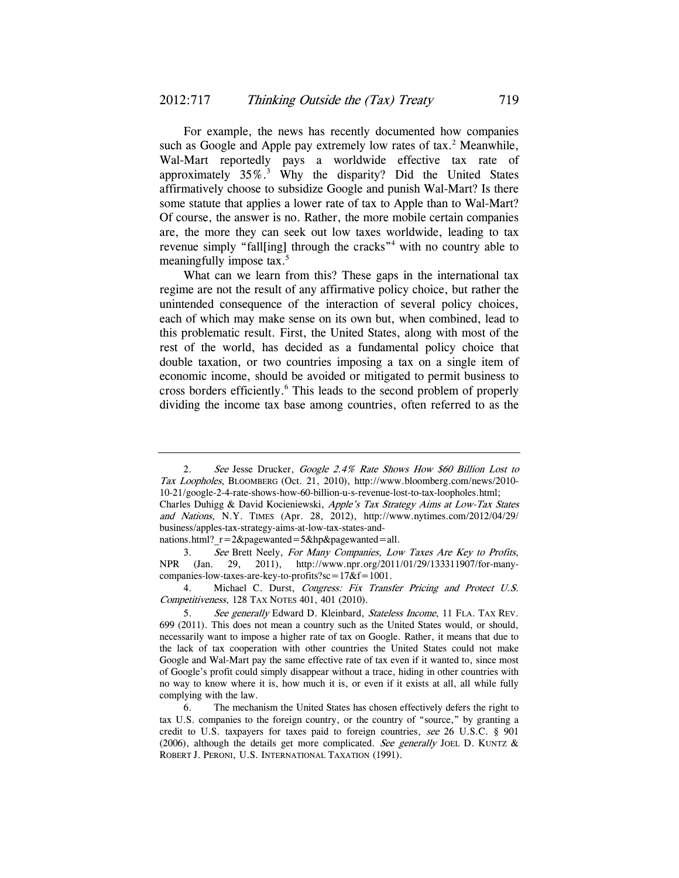For example, the news has recently documented how companies such as Google and Apple pay extremely low rates of tax.[2] Meanwhile, Wal-Mart reportedly pays a worldwide effective tax rate of approximately 35%.[3] Why the disparity? Did the United States affirmatively choose to subsidize Google and punish Wal-Mart? Is there some statute that applies a lower rate of tax to Apple than to Wal-Mart? Of course, the answer is no. Rather, the more mobile certain companies are, the more they can seek out low taxes worldwide, leading to tax revenue simply "fall[ing] through the cracks"[4] with no country able to meaningfully impose tax.[5]

What can we learn from this? These gaps in the international tax regime are not the result of any affirmative policy choice, but rather the unintended consequence of the interaction of several policy choices, each of which may make sense on its own but, when combined, lead to this problematic result. First, the United States, along with most of the rest of the world, has decided as a fundamental policy choice that double taxation, or two countries imposing a tax on a single item of economic income, should be avoided or mitigated to permit business to cross borders efficiently.[6] This leads to the second problem of properly dividing the income tax base among countries, often referred to as the

---

2. *See* Jesse Drucker, *Google 2.4% Rate Shows How $60 Billion Lost to Tax Loopholes*, BLOOMBERG (Oct. 21, 2010), http://www.bloomberg.com/news/2010-10-21/google-2-4-rate-shows-how-60-billion-u-s-revenue-lost-to-tax-loopholes.html; Charles Duhigg & David Kocieniewski, *Apple's Tax Strategy Aims at Low-Tax States and Nations*, N.Y. TIMES (Apr. 28, 2012), http://www.nytimes.com/2012/04/29/business/apples-tax-strategy-aims-at-low-tax-states-and-nations.html?_r=2&pagewanted=5&hp&pagewanted=all.

3. *See* Brett Neely, *For Many Companies, Low Taxes Are Key to Profits*, NPR (Jan. 29, 2011), http://www.npr.org/2011/01/29/133311907/for-many-companies-low-taxes-are-key-to-profits?sc=17&f=1001.

4. Michael C. Durst, *Congress: Fix Transfer Pricing and Protect U.S. Competitiveness*, 128 TAX NOTES 401, 401 (2010).

5. *See generally* Edward D. Kleinbard, *Stateless Income*, 11 FLA. TAX REV. 699 (2011). This does not mean a country such as the United States would, or should, necessarily want to impose a higher rate of tax on Google. Rather, it means that due to the lack of tax cooperation with other countries the United States could not make Google and Wal-Mart pay the same effective rate of tax even if it wanted to, since most of Google's profit could simply disappear without a trace, hiding in other countries with no way to know where it is, how much it is, or even if it exists at all, all while fully complying with the law.

6. The mechanism the United States has chosen effectively defers the right to tax U.S. companies to the foreign country, or the country of "source," by granting a credit to U.S. taxpayers for taxes paid to foreign countries, *see* 26 U.S.C. § 901 (2006), although the details get more complicated. *See generally* JOEL D. KUNTZ & ROBERT J. PERONI, U.S. INTERNATIONAL TAXATION (1991).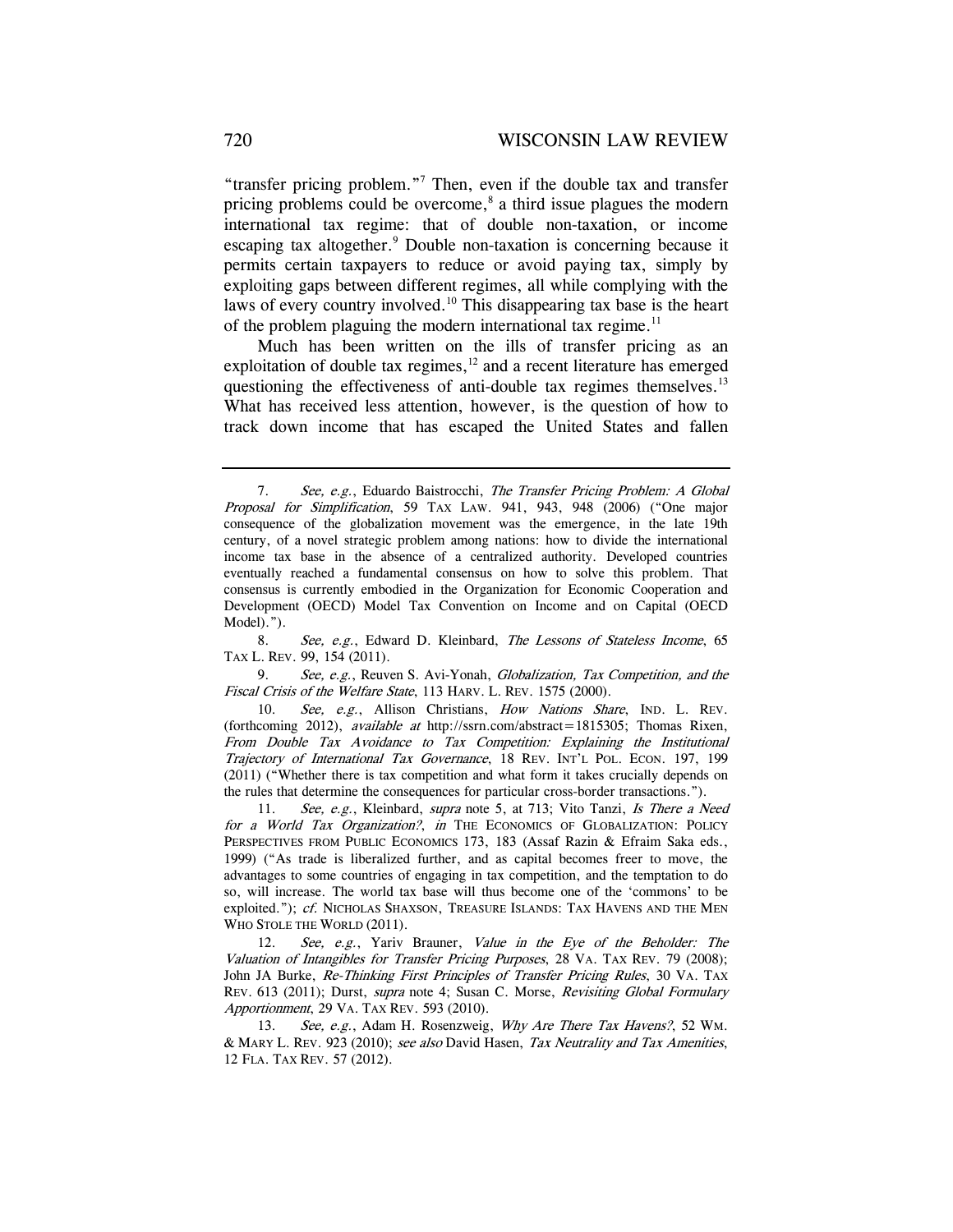"transfer pricing problem."[7] Then, even if the double tax and transfer pricing problems could be overcome,[8] a third issue plagues the modern international tax regime: that of double non-taxation, or income escaping tax altogether.[9] Double non-taxation is concerning because it permits certain taxpayers to reduce or avoid paying tax, simply by exploiting gaps between different regimes, all while complying with the laws of every country involved.[10] This disappearing tax base is the heart of the problem plaguing the modern international tax regime.[11]

Much has been written on the ills of transfer pricing as an exploitation of double tax regimes,[12] and a recent literature has emerged questioning the effectiveness of anti-double tax regimes themselves.[13] What has received less attention, however, is the question of how to track down income that has escaped the United States and fallen

---

7. *See, e.g.*, Eduardo Baistrocchi, *The Transfer Pricing Problem: A Global Proposal for Simplification*, 59 TAX LAW. 941, 943, 948 (2006) ("One major consequence of the globalization movement was the emergence, in the late 19th century, of a novel strategic problem among nations: how to divide the international income tax base in the absence of a centralized authority. Developed countries eventually reached a fundamental consensus on how to solve this problem. That consensus is currently embodied in the Organization for Economic Cooperation and Development (OECD) Model Tax Convention on Income and on Capital (OECD Model).").

8. *See, e.g.*, Edward D. Kleinbard, *The Lessons of Stateless Income*, 65 TAX L. REV. 99, 154 (2011).

9. *See, e.g.*, Reuven S. Avi-Yonah, *Globalization, Tax Competition, and the Fiscal Crisis of the Welfare State*, 113 HARV. L. REV. 1575 (2000).

10. *See, e.g.*, Allison Christians, *How Nations Share*, IND. L. REV. (forthcoming 2012), *available at* http://ssrn.com/abstract=1815305; Thomas Rixen, *From Double Tax Avoidance to Tax Competition: Explaining the Institutional Trajectory of International Tax Governance*, 18 REV. INT'L POL. ECON. 197, 199 (2011) ("Whether there is tax competition and what form it takes crucially depends on the rules that determine the consequences for particular cross-border transactions.").

11. *See, e.g.*, Kleinbard, *supra* note 5, at 713; Vito Tanzi, *Is There a Need for a World Tax Organization?*, *in* THE ECONOMICS OF GLOBALIZATION: POLICY PERSPECTIVES FROM PUBLIC ECONOMICS 173, 183 (Assaf Razin & Efraim Saka eds., 1999) ("As trade is liberalized further, and as capital becomes freer to move, the advantages to some countries of engaging in tax competition, and the temptation to do so, will increase. The world tax base will thus become one of the 'commons' to be exploited."); *cf.* NICHOLAS SHAXSON, TREASURE ISLANDS: TAX HAVENS AND THE MEN WHO STOLE THE WORLD (2011).

12. *See, e.g.*, Yariv Brauner, *Value in the Eye of the Beholder: The Valuation of Intangibles for Transfer Pricing Purposes*, 28 VA. TAX REV. 79 (2008); John JA Burke, *Re-Thinking First Principles of Transfer Pricing Rules*, 30 VA. TAX REV. 613 (2011); Durst, *supra* note 4; Susan C. Morse, *Revisiting Global Formulary Apportionment*, 29 VA. TAX REV. 593 (2010).

13. *See, e.g.*, Adam H. Rosenzweig, *Why Are There Tax Havens?*, 52 WM. & MARY L. REV. 923 (2010); *see also* David Hasen, *Tax Neutrality and Tax Amenities*, 12 FLA. TAX REV. 57 (2012).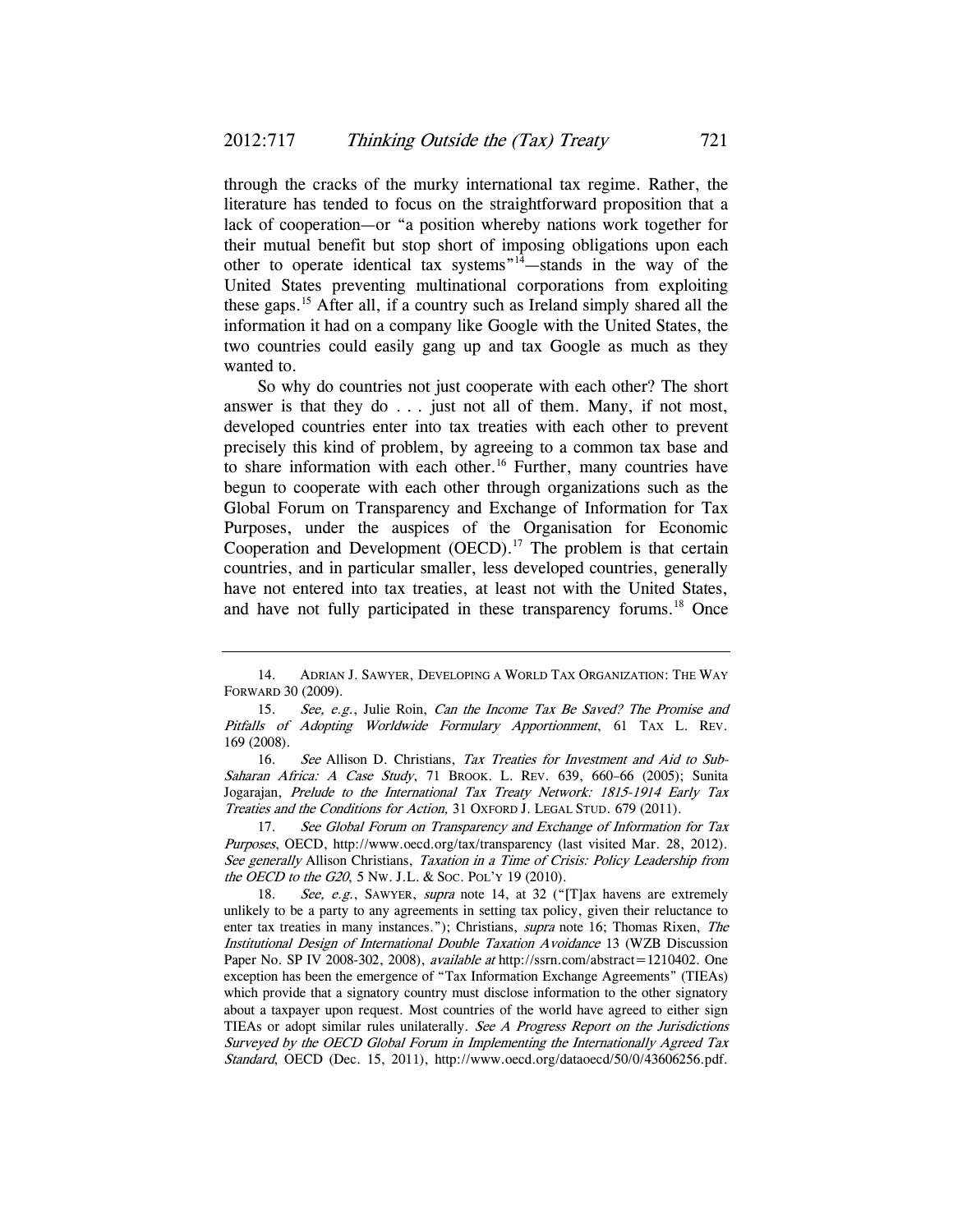through the cracks of the murky international tax regime. Rather, the literature has tended to focus on the straightforward proposition that a lack of cooperation—or "a position whereby nations work together for their mutual benefit but stop short of imposing obligations upon each other to operate identical tax systems"[14]—stands in the way of the United States preventing multinational corporations from exploiting these gaps.[15] After all, if a country such as Ireland simply shared all the information it had on a company like Google with the United States, the two countries could easily gang up and tax Google as much as they wanted to.

So why do countries not just cooperate with each other? The short answer is that they do . . . just not all of them. Many, if not most, developed countries enter into tax treaties with each other to prevent precisely this kind of problem, by agreeing to a common tax base and to share information with each other.[16] Further, many countries have begun to cooperate with each other through organizations such as the Global Forum on Transparency and Exchange of Information for Tax Purposes, under the auspices of the Organisation for Economic Cooperation and Development (OECD).[17] The problem is that certain countries, and in particular smaller, less developed countries, generally have not entered into tax treaties, at least not with the United States, and have not fully participated in these transparency forums.[18] Once

---

14. ADRIAN J. SAWYER, DEVELOPING A WORLD TAX ORGANIZATION: THE WAY FORWARD 30 (2009).

15. *See, e.g.*, Julie Roin, *Can the Income Tax Be Saved? The Promise and Pitfalls of Adopting Worldwide Formulary Apportionment*, 61 TAX L. REV. 169 (2008).

16. *See* Allison D. Christians, *Tax Treaties for Investment and Aid to Sub-Saharan Africa: A Case Study*, 71 BROOK. L. REV. 639, 660–66 (2005); Sunita Jogarajan, *Prelude to the International Tax Treaty Network: 1815-1914 Early Tax Treaties and the Conditions for Action,* 31 OXFORD J. LEGAL STUD. 679 (2011).

17. *See Global Forum on Transparency and Exchange of Information for Tax Purposes*, OECD, http://www.oecd.org/tax/transparency (last visited Mar. 28, 2012). *See generally* Allison Christians, *Taxation in a Time of Crisis: Policy Leadership from the OECD to the G20*, 5 NW. J.L. & SOC. POL'Y 19 (2010).

18. *See, e.g.*, SAWYER, *supra* note 14, at 32 ("[T]ax havens are extremely unlikely to be a party to any agreements in setting tax policy, given their reluctance to enter tax treaties in many instances."); Christians, *supra* note 16; Thomas Rixen, *The Institutional Design of International Double Taxation Avoidance* 13 (WZB Discussion Paper No. SP IV 2008-302, 2008), *available at* http://ssrn.com/abstract=1210402. One exception has been the emergence of "Tax Information Exchange Agreements" (TIEAs) which provide that a signatory country must disclose information to the other signatory about a taxpayer upon request. Most countries of the world have agreed to either sign TIEAs or adopt similar rules unilaterally. *See A Progress Report on the Jurisdictions Surveyed by the OECD Global Forum in Implementing the Internationally Agreed Tax Standard*, OECD (Dec. 15, 2011), http://www.oecd.org/dataoecd/50/0/43606256.pdf.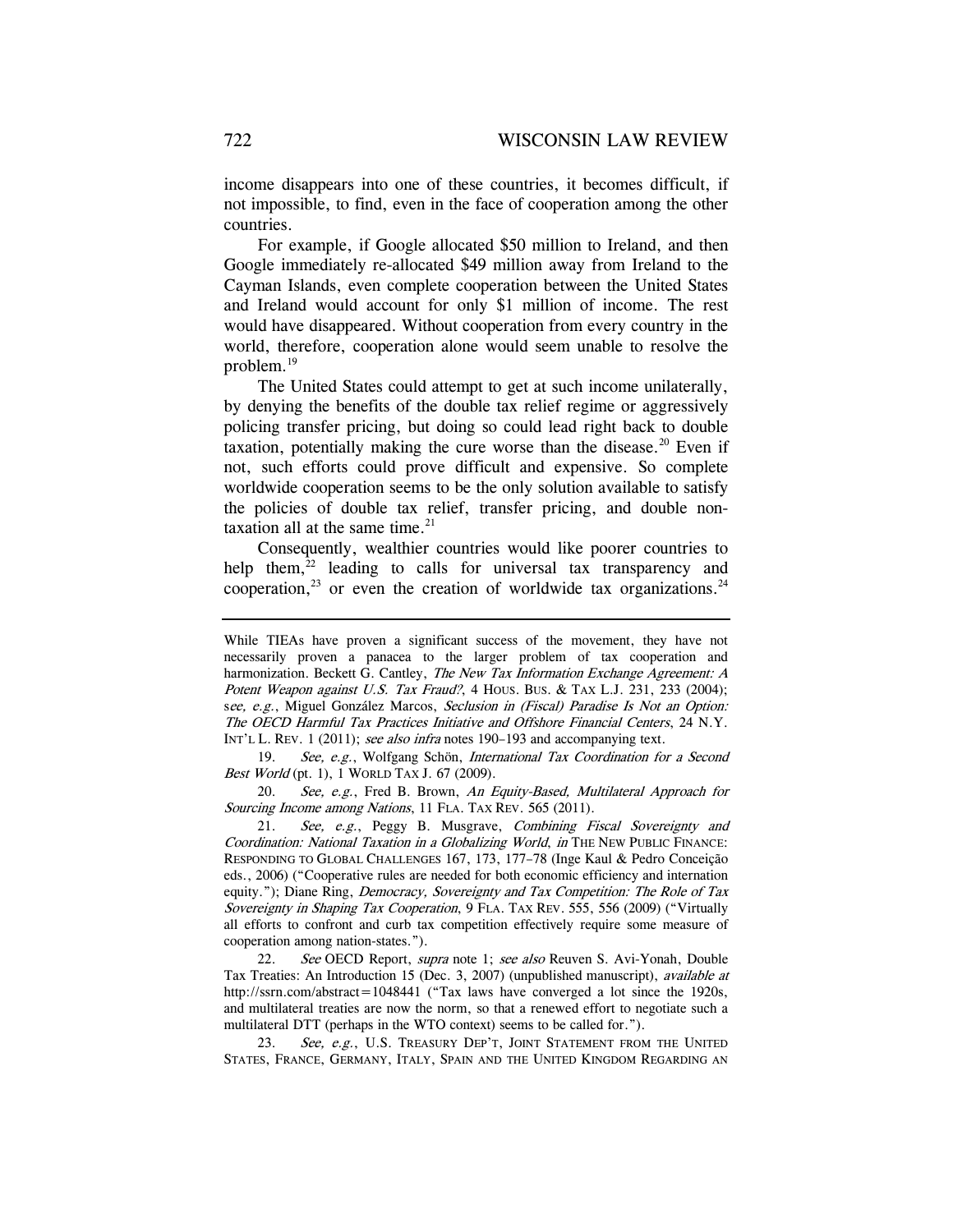income disappears into one of these countries, it becomes difficult, if not impossible, to find, even in the face of cooperation among the other countries.

For example, if Google allocated $50 million to Ireland, and then Google immediately re-allocated $49 million away from Ireland to the Cayman Islands, even complete cooperation between the United States and Ireland would account for only $1 million of income. The rest would have disappeared. Without cooperation from every country in the world, therefore, cooperation alone would seem unable to resolve the problem.[19]

The United States could attempt to get at such income unilaterally, by denying the benefits of the double tax relief regime or aggressively policing transfer pricing, but doing so could lead right back to double taxation, potentially making the cure worse than the disease.[20] Even if not, such efforts could prove difficult and expensive. So complete worldwide cooperation seems to be the only solution available to satisfy the policies of double tax relief, transfer pricing, and double non-taxation all at the same time.[21]

Consequently, wealthier countries would like poorer countries to help them,[22] leading to calls for universal tax transparency and cooperation,[23] or even the creation of worldwide tax organizations.[24]

---

While TIEAs have proven a significant success of the movement, they have not necessarily proven a panacea to the larger problem of tax cooperation and harmonization. Beckett G. Cantley, *The New Tax Information Exchange Agreement: A Potent Weapon against U.S. Tax Fraud?*, 4 HOUS. BUS. & TAX L.J. 231, 233 (2004); *see, e.g.*, Miguel González Marcos, *Seclusion in (Fiscal) Paradise Is Not an Option: The OECD Harmful Tax Practices Initiative and Offshore Financial Centers*, 24 N.Y. INT'L L. REV. 1 (2011); *see also infra* notes 190–193 and accompanying text.

19. *See, e.g.*, Wolfgang Schön, *International Tax Coordination for a Second Best World* (pt. 1), 1 WORLD TAX J. 67 (2009).

20. *See, e.g.*, Fred B. Brown, *An Equity-Based, Multilateral Approach for Sourcing Income among Nations*, 11 FLA. TAX REV. 565 (2011).

21. *See, e.g.*, Peggy B. Musgrave, *Combining Fiscal Sovereignty and Coordination: National Taxation in a Globalizing World*, *in* THE NEW PUBLIC FINANCE: RESPONDING TO GLOBAL CHALLENGES 167, 173, 177–78 (Inge Kaul & Pedro Conceição eds., 2006) ("Cooperative rules are needed for both economic efficiency and internation equity."); Diane Ring, *Democracy, Sovereignty and Tax Competition: The Role of Tax Sovereignty in Shaping Tax Cooperation*, 9 FLA. TAX REV. 555, 556 (2009) ("Virtually all efforts to confront and curb tax competition effectively require some measure of cooperation among nation-states.").

22. *See* OECD Report, *supra* note 1; *see also* Reuven S. Avi-Yonah, Double Tax Treaties: An Introduction 15 (Dec. 3, 2007) (unpublished manuscript), *available at* http://ssrn.com/abstract=1048441 ("Tax laws have converged a lot since the 1920s, and multilateral treaties are now the norm, so that a renewed effort to negotiate such a multilateral DTT (perhaps in the WTO context) seems to be called for.").

23. *See, e.g.*, U.S. TREASURY DEP'T, JOINT STATEMENT FROM THE UNITED STATES, FRANCE, GERMANY, ITALY, SPAIN AND THE UNITED KINGDOM REGARDING AN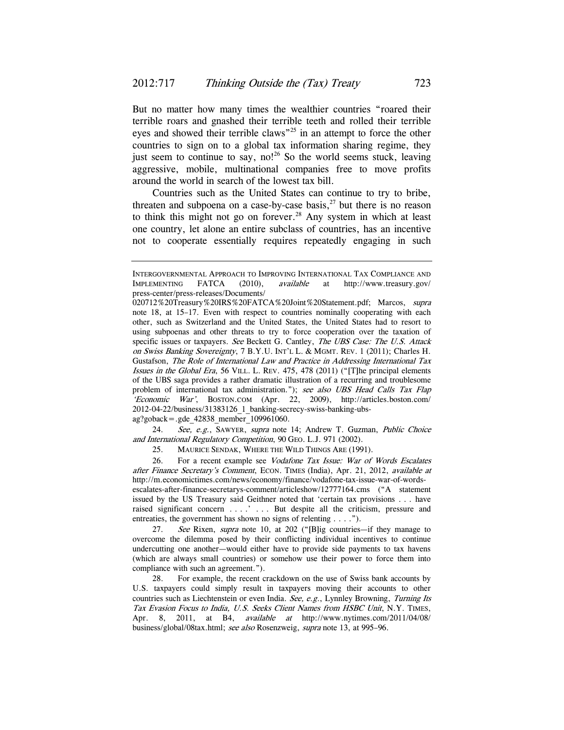But no matter how many times the wealthier countries "roared their terrible roars and gnashed their terrible teeth and rolled their terrible eyes and showed their terrible claws"[25] in an attempt to force the other countries to sign on to a global tax information sharing regime, they just seem to continue to say, no![26] So the world seems stuck, leaving aggressive, mobile, multinational companies free to move profits around the world in search of the lowest tax bill.

Countries such as the United States can continue to try to bribe, threaten and subpoena on a case-by-case basis,[27] but there is no reason to think this might not go on forever.[28] Any system in which at least one country, let alone an entire subclass of countries, has an incentive not to cooperate essentially requires repeatedly engaging in such

---

INTERGOVERNMENTAL APPROACH TO IMPROVING INTERNATIONAL TAX COMPLIANCE AND IMPLEMENTING FATCA (2010), *available* at http://www.treasury.gov/press-center/press-releases/Documents/020712%20Treasury%20IRS%20FATCA%20Joint%20Statement.pdf; Marcos, *supra* note 18, at 15–17. Even with respect to countries nominally cooperating with each other, such as Switzerland and the United States, the United States had to resort to using subpoenas and other threats to try to force cooperation over the taxation of specific issues or taxpayers. *See* Beckett G. Cantley, *The UBS Case: The U.S. Attack on Swiss Banking Sovereignty*, 7 B.Y.U. INT'L L. & MGMT. REV. 1 (2011); Charles H. Gustafson, *The Role of International Law and Practice in Addressing International Tax Issues in the Global Era*, 56 VILL. L. REV. 475, 478 (2011) ("[T]he principal elements of the UBS saga provides a rather dramatic illustration of a recurring and troublesome problem of international tax administration."); *see also UBS Head Calls Tax Flap 'Economic War'*, BOSTON.COM (Apr. 22, 2009), http://articles.boston.com/2012-04-22/business/31383126_1_banking-secrecy-swiss-banking-ubs-ag?goback=.gde_42838_member_109961060.

24. *See, e.g.*, SAWYER, *supra* note 14; Andrew T. Guzman, *Public Choice and International Regulatory Competition*, 90 GEO. L.J. 971 (2002).

25. MAURICE SENDAK, WHERE THE WILD THINGS ARE (1991).

26. For a recent example see *Vodafone Tax Issue: War of Words Escalates after Finance Secretary's Comment*, ECON. TIMES (India), Apr. 21, 2012, *available at* http://m.economictimes.com/news/economy/finance/vodafone-tax-issue-war-of-words-escalates-after-finance-secretarys-comment/articleshow/12777164.cms ("A statement issued by the US Treasury said Geithner noted that 'certain tax provisions . . . have raised significant concern . . . .' . . . But despite all the criticism, pressure and entreaties, the government has shown no signs of relenting . . . .").

27. *See* Rixen, *supra* note 10, at 202 ("[B]ig countries—if they manage to overcome the dilemma posed by their conflicting individual incentives to continue undercutting one another—would either have to provide side payments to tax havens (which are always small countries) or somehow use their power to force them into compliance with such an agreement.").

28. For example, the recent crackdown on the use of Swiss bank accounts by U.S. taxpayers could simply result in taxpayers moving their accounts to other countries such as Liechtenstein or even India. *See, e.g.*, Lynnley Browning, *Turning Its Tax Evasion Focus to India, U.S. Seeks Client Names from HSBC Unit*, N.Y. TIMES, Apr. 8, 2011, at B4, *available at* http://www.nytimes.com/2011/04/08/business/global/08tax.html; *see also* Rosenzweig, *supra* note 13, at 995–96.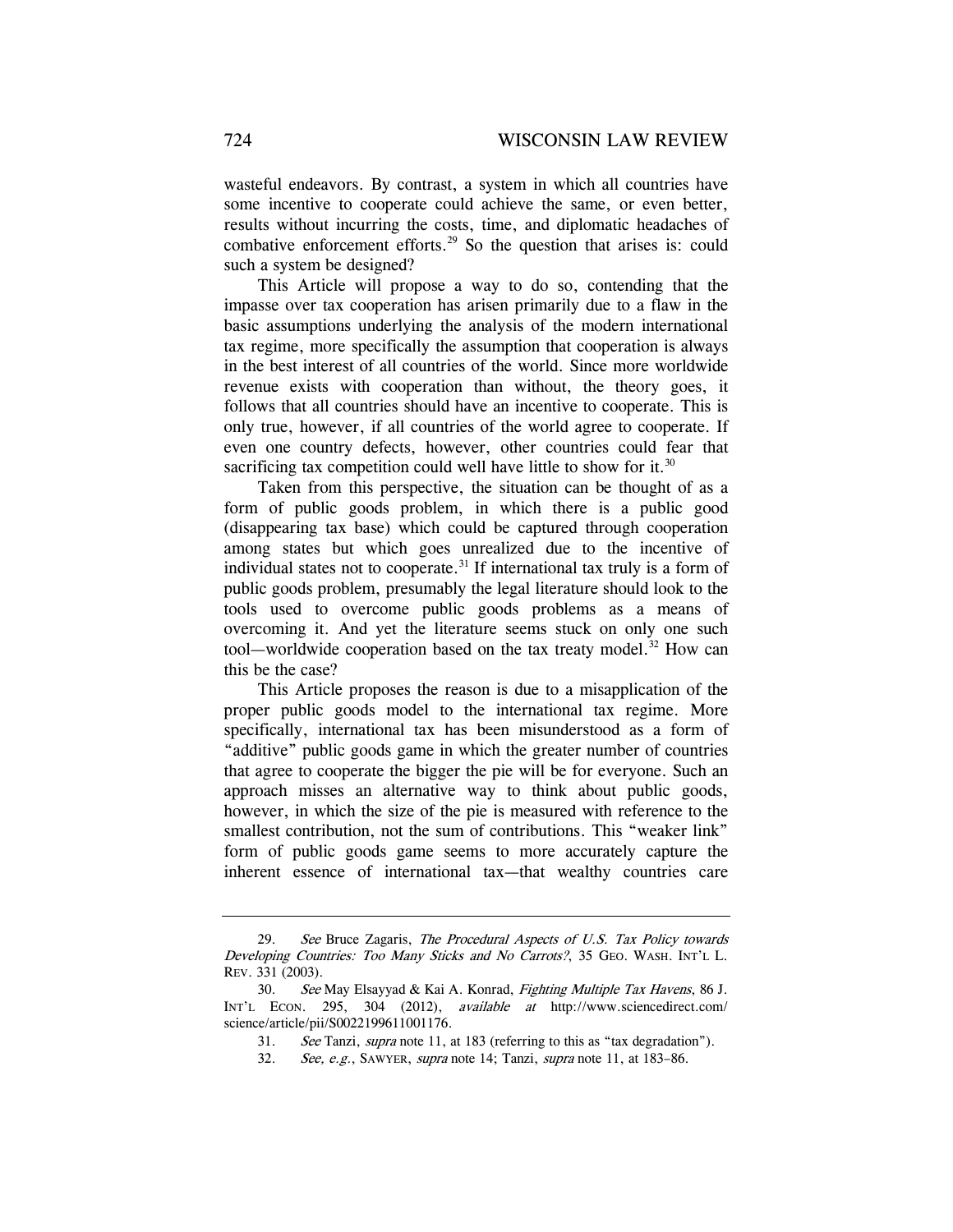wasteful endeavors. By contrast, a system in which all countries have some incentive to cooperate could achieve the same, or even better, results without incurring the costs, time, and diplomatic headaches of combative enforcement efforts.[29] So the question that arises is: could such a system be designed?

This Article will propose a way to do so, contending that the impasse over tax cooperation has arisen primarily due to a flaw in the basic assumptions underlying the analysis of the modern international tax regime, more specifically the assumption that cooperation is always in the best interest of all countries of the world. Since more worldwide revenue exists with cooperation than without, the theory goes, it follows that all countries should have an incentive to cooperate. This is only true, however, if all countries of the world agree to cooperate. If even one country defects, however, other countries could fear that sacrificing tax competition could well have little to show for it.[30]

Taken from this perspective, the situation can be thought of as a form of public goods problem, in which there is a public good (disappearing tax base) which could be captured through cooperation among states but which goes unrealized due to the incentive of individual states not to cooperate.[31] If international tax truly is a form of public goods problem, presumably the legal literature should look to the tools used to overcome public goods problems as a means of overcoming it. And yet the literature seems stuck on only one such tool—worldwide cooperation based on the tax treaty model.[32] How can this be the case?

This Article proposes the reason is due to a misapplication of the proper public goods model to the international tax regime. More specifically, international tax has been misunderstood as a form of "additive" public goods game in which the greater number of countries that agree to cooperate the bigger the pie will be for everyone. Such an approach misses an alternative way to think about public goods, however, in which the size of the pie is measured with reference to the smallest contribution, not the sum of contributions. This "weaker link" form of public goods game seems to more accurately capture the inherent essence of international tax—that wealthy countries care

---

29. *See* Bruce Zagaris, *The Procedural Aspects of U.S. Tax Policy towards Developing Countries: Too Many Sticks and No Carrots?*, 35 GEO. WASH. INT'L L. REV. 331 (2003).

30. *See* May Elsayyad & Kai A. Konrad, *Fighting Multiple Tax Havens*, 86 J. INT'L ECON. 295, 304 (2012), *available at* http://www.sciencedirect.com/science/article/pii/S0022199611001176.

31. *See* Tanzi, *supra* note 11, at 183 (referring to this as "tax degradation").

32. *See, e.g.*, SAWYER, *supra* note 14; Tanzi, *supra* note 11, at 183–86.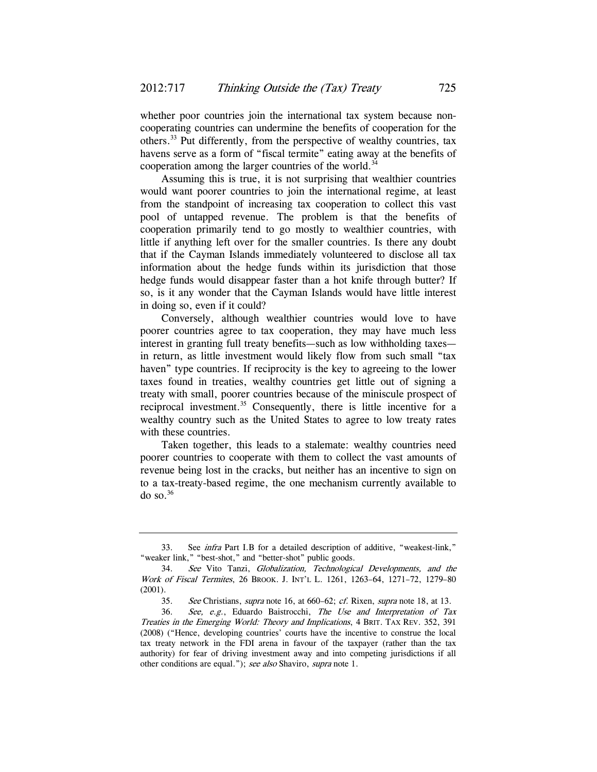whether poor countries join the international tax system because non-cooperating countries can undermine the benefits of cooperation for the others.[33] Put differently, from the perspective of wealthy countries, tax havens serve as a form of "fiscal termite" eating away at the benefits of cooperation among the larger countries of the world.[34]

Assuming this is true, it is not surprising that wealthier countries would want poorer countries to join the international regime, at least from the standpoint of increasing tax cooperation to collect this vast pool of untapped revenue. The problem is that the benefits of cooperation primarily tend to go mostly to wealthier countries, with little if anything left over for the smaller countries. Is there any doubt that if the Cayman Islands immediately volunteered to disclose all tax information about the hedge funds within its jurisdiction that those hedge funds would disappear faster than a hot knife through butter? If so, is it any wonder that the Cayman Islands would have little interest in doing so, even if it could?

Conversely, although wealthier countries would love to have poorer countries agree to tax cooperation, they may have much less interest in granting full treaty benefits—such as low withholding taxes—in return, as little investment would likely flow from such small "tax haven" type countries. If reciprocity is the key to agreeing to the lower taxes found in treaties, wealthy countries get little out of signing a treaty with small, poorer countries because of the miniscule prospect of reciprocal investment.[35] Consequently, there is little incentive for a wealthy country such as the United States to agree to low treaty rates with these countries.

Taken together, this leads to a stalemate: wealthy countries need poorer countries to cooperate with them to collect the vast amounts of revenue being lost in the cracks, but neither has an incentive to sign on to a tax-treaty-based regime, the one mechanism currently available to do so.[36]

---

33. See *infra* Part I.B for a detailed description of additive, "weakest-link," "weaker link," "best-shot," and "better-shot" public goods.

34. *See* Vito Tanzi, *Globalization, Technological Developments, and the Work of Fiscal Termites*, 26 BROOK. J. INT'L L. 1261, 1263–64, 1271–72, 1279–80 (2001).

35. *See* Christians, *supra* note 16, at 660–62; *cf.* Rixen, *supra* note 18, at 13.

36. *See, e.g.*, Eduardo Baistrocchi, *The Use and Interpretation of Tax Treaties in the Emerging World: Theory and Implications*, 4 BRIT. TAX REV. 352, 391 (2008) ("Hence, developing countries' courts have the incentive to construe the local tax treaty network in the FDI arena in favour of the taxpayer (rather than the tax authority) for fear of driving investment away and into competing jurisdictions if all other conditions are equal."); *see also* Shaviro, *supra* note 1.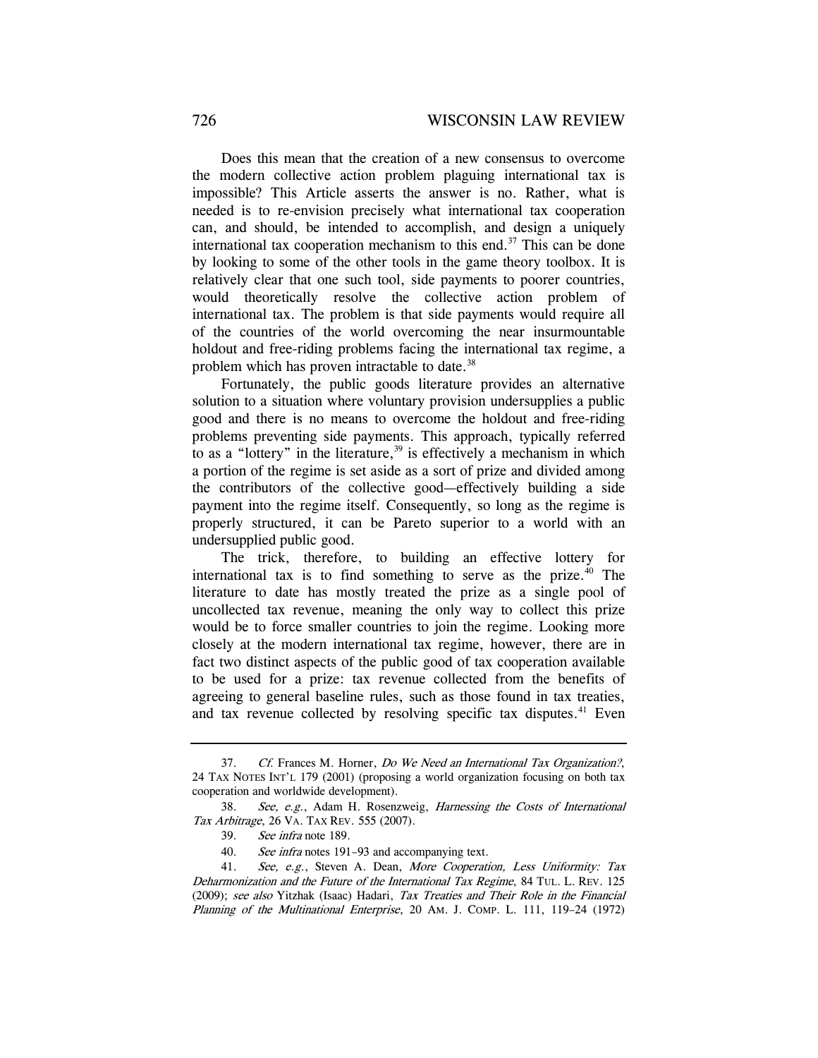Does this mean that the creation of a new consensus to overcome the modern collective action problem plaguing international tax is impossible? This Article asserts the answer is no. Rather, what is needed is to re-envision precisely what international tax cooperation can, and should, be intended to accomplish, and design a uniquely international tax cooperation mechanism to this end.[37] This can be done by looking to some of the other tools in the game theory toolbox. It is relatively clear that one such tool, side payments to poorer countries, would theoretically resolve the collective action problem of international tax. The problem is that side payments would require all of the countries of the world overcoming the near insurmountable holdout and free-riding problems facing the international tax regime, a problem which has proven intractable to date.[38]

Fortunately, the public goods literature provides an alternative solution to a situation where voluntary provision undersupplies a public good and there is no means to overcome the holdout and free-riding problems preventing side payments. This approach, typically referred to as a "lottery" in the literature,[39] is effectively a mechanism in which a portion of the regime is set aside as a sort of prize and divided among the contributors of the collective good—effectively building a side payment into the regime itself. Consequently, so long as the regime is properly structured, it can be Pareto superior to a world with an undersupplied public good.

The trick, therefore, to building an effective lottery for international tax is to find something to serve as the prize.[40] The literature to date has mostly treated the prize as a single pool of uncollected tax revenue, meaning the only way to collect this prize would be to force smaller countries to join the regime. Looking more closely at the modern international tax regime, however, there are in fact two distinct aspects of the public good of tax cooperation available to be used for a prize: tax revenue collected from the benefits of agreeing to general baseline rules, such as those found in tax treaties, and tax revenue collected by resolving specific tax disputes.[41] Even

---

37. *Cf.* Frances M. Horner, *Do We Need an International Tax Organization?*, 24 TAX NOTES INT'L 179 (2001) (proposing a world organization focusing on both tax cooperation and worldwide development).

38. *See, e.g.*, Adam H. Rosenzweig, *Harnessing the Costs of International Tax Arbitrage*, 26 VA. TAX REV. 555 (2007).

39. *See infra* note 189.

40. *See infra* notes 191–93 and accompanying text.

41. *See, e.g.*, Steven A. Dean, *More Cooperation, Less Uniformity: Tax Deharmonization and the Future of the International Tax Regime*, 84 TUL. L. REV. 125 (2009); *see also* Yitzhak (Isaac) Hadari, *Tax Treaties and Their Role in the Financial Planning of the Multinational Enterprise*, 20 AM. J. COMP. L. 111, 119–24 (1972)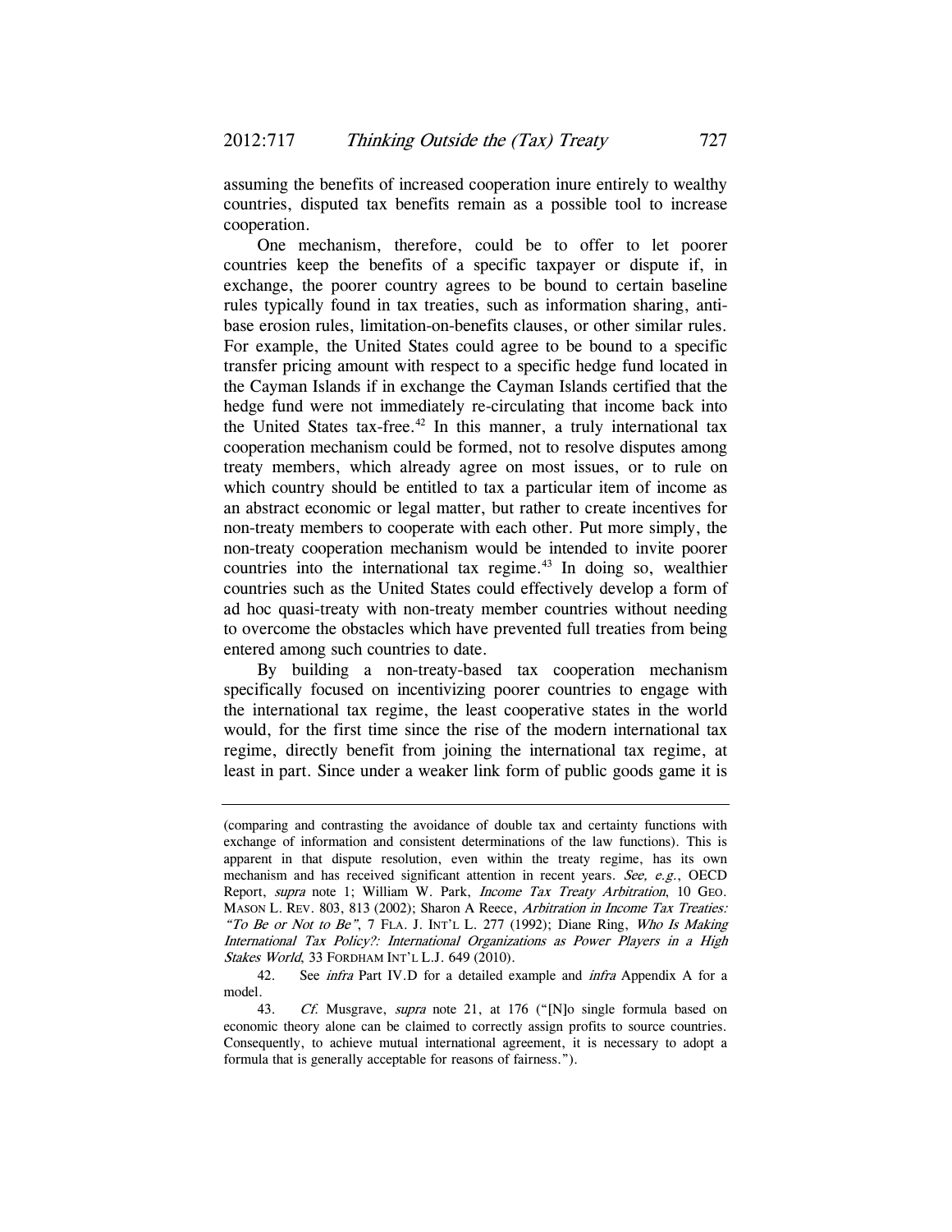assuming the benefits of increased cooperation inure entirely to wealthy countries, disputed tax benefits remain as a possible tool to increase cooperation.

One mechanism, therefore, could be to offer to let poorer countries keep the benefits of a specific taxpayer or dispute if, in exchange, the poorer country agrees to be bound to certain baseline rules typically found in tax treaties, such as information sharing, anti-base erosion rules, limitation-on-benefits clauses, or other similar rules. For example, the United States could agree to be bound to a specific transfer pricing amount with respect to a specific hedge fund located in the Cayman Islands if in exchange the Cayman Islands certified that the hedge fund were not immediately re-circulating that income back into the United States tax-free.[42] In this manner, a truly international tax cooperation mechanism could be formed, not to resolve disputes among treaty members, which already agree on most issues, or to rule on which country should be entitled to tax a particular item of income as an abstract economic or legal matter, but rather to create incentives for non-treaty members to cooperate with each other. Put more simply, the non-treaty cooperation mechanism would be intended to invite poorer countries into the international tax regime.[43] In doing so, wealthier countries such as the United States could effectively develop a form of ad hoc quasi-treaty with non-treaty member countries without needing to overcome the obstacles which have prevented full treaties from being entered among such countries to date.

By building a non-treaty-based tax cooperation mechanism specifically focused on incentivizing poorer countries to engage with the international tax regime, the least cooperative states in the world would, for the first time since the rise of the modern international tax regime, directly benefit from joining the international tax regime, at least in part. Since under a weaker link form of public goods game it is

---

(comparing and contrasting the avoidance of double tax and certainty functions with exchange of information and consistent determinations of the law functions). This is apparent in that dispute resolution, even within the treaty regime, has its own mechanism and has received significant attention in recent years. *See, e.g.*, OECD Report, *supra* note 1; William W. Park, *Income Tax Treaty Arbitration*, 10 GEO. MASON L. REV. 803, 813 (2002); Sharon A Reece, *Arbitration in Income Tax Treaties: "To Be or Not to Be"*, 7 FLA. J. INT'L L. 277 (1992); Diane Ring, *Who Is Making International Tax Policy?: International Organizations as Power Players in a High Stakes World*, 33 FORDHAM INT'L L.J. 649 (2010).

42. See *infra* Part IV.D for a detailed example and *infra* Appendix A for a model.

43. *Cf.* Musgrave, *supra* note 21, at 176 ("[N]o single formula based on economic theory alone can be claimed to correctly assign profits to source countries. Consequently, to achieve mutual international agreement, it is necessary to adopt a formula that is generally acceptable for reasons of fairness.").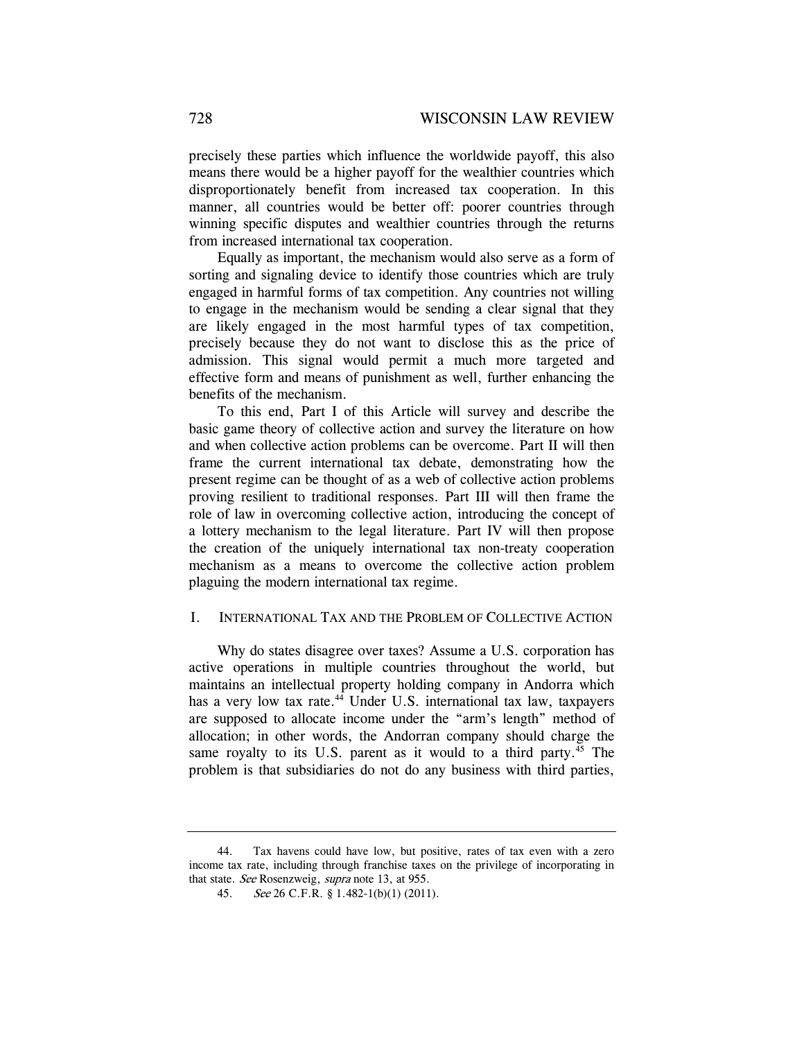precisely these parties which influence the worldwide payoff, this also means there would be a higher payoff for the wealthier countries which disproportionately benefit from increased tax cooperation. In this manner, all countries would be better off: poorer countries through winning specific disputes and wealthier countries through the returns from increased international tax cooperation.

Equally as important, the mechanism would also serve as a form of sorting and signaling device to identify those countries which are truly engaged in harmful forms of tax competition. Any countries not willing to engage in the mechanism would be sending a clear signal that they are likely engaged in the most harmful types of tax competition, precisely because they do not want to disclose this as the price of admission. This signal would permit a much more targeted and effective form and means of punishment as well, further enhancing the benefits of the mechanism.

To this end, Part I of this Article will survey and describe the basic game theory of collective action and survey the literature on how and when collective action problems can be overcome. Part II will then frame the current international tax debate, demonstrating how the present regime can be thought of as a web of collective action problems proving resilient to traditional responses. Part III will then frame the role of law in overcoming collective action, introducing the concept of a lottery mechanism to the legal literature. Part IV will then propose the creation of the uniquely international tax non-treaty cooperation mechanism as a means to overcome the collective action problem plaguing the modern international tax regime.

## I. International Tax and the Problem of Collective Action

Why do states disagree over taxes? Assume a U.S. corporation has active operations in multiple countries throughout the world, but maintains an intellectual property holding company in Andorra which has a very low tax rate.[44] Under U.S. international tax law, taxpayers are supposed to allocate income under the "arm's length" method of allocation; in other words, the Andorran company should charge the same royalty to its U.S. parent as it would to a third party.[45] The problem is that subsidiaries do not do any business with third parties,

---

44. Tax havens could have low, but positive, rates of tax even with a zero income tax rate, including through franchise taxes on the privilege of incorporating in that state. *See* Rosenzweig, *supra* note 13, at 955.

45. *See* 26 C.F.R. § 1.482-1(b)(1) (2011).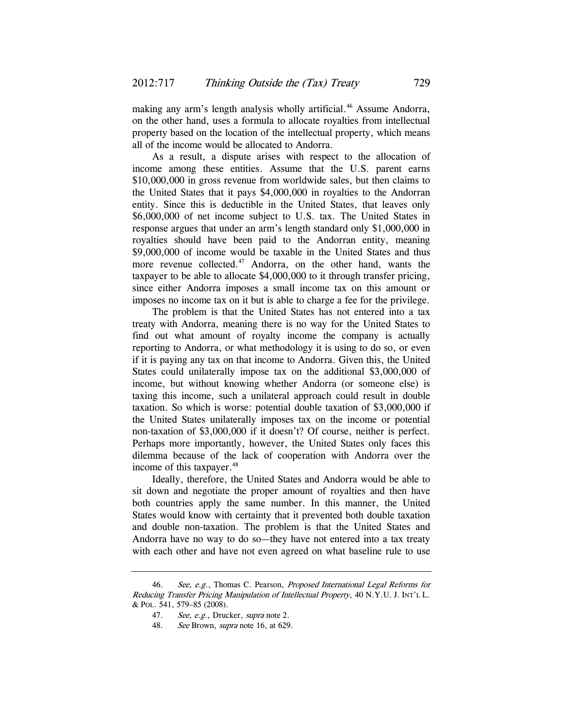making any arm's length analysis wholly artificial.[46] Assume Andorra, on the other hand, uses a formula to allocate royalties from intellectual property based on the location of the intellectual property, which means all of the income would be allocated to Andorra.

As a result, a dispute arises with respect to the allocation of income among these entities. Assume that the U.S. parent earns $10,000,000 in gross revenue from worldwide sales, but then claims to the United States that it pays $4,000,000 in royalties to the Andorran entity. Since this is deductible in the United States, that leaves only $6,000,000 of net income subject to U.S. tax. The United States in response argues that under an arm's length standard only $1,000,000 in royalties should have been paid to the Andorran entity, meaning $9,000,000 of income would be taxable in the United States and thus more revenue collected.[47] Andorra, on the other hand, wants the taxpayer to be able to allocate $4,000,000 to it through transfer pricing, since either Andorra imposes a small income tax on this amount or imposes no income tax on it but is able to charge a fee for the privilege.

The problem is that the United States has not entered into a tax treaty with Andorra, meaning there is no way for the United States to find out what amount of royalty income the company is actually reporting to Andorra, or what methodology it is using to do so, or even if it is paying any tax on that income to Andorra. Given this, the United States could unilaterally impose tax on the additional $3,000,000 of income, but without knowing whether Andorra (or someone else) is taxing this income, such a unilateral approach could result in double taxation. So which is worse: potential double taxation of $3,000,000 if the United States unilaterally imposes tax on the income or potential non-taxation of $3,000,000 if it doesn't? Of course, neither is perfect. Perhaps more importantly, however, the United States only faces this dilemma because of the lack of cooperation with Andorra over the income of this taxpayer.[48]

Ideally, therefore, the United States and Andorra would be able to sit down and negotiate the proper amount of royalties and then have both countries apply the same number. In this manner, the United States would know with certainty that it prevented both double taxation and double non-taxation. The problem is that the United States and Andorra have no way to do so—they have not entered into a tax treaty with each other and have not even agreed on what baseline rule to use

---

46. *See, e.g.*, Thomas C. Pearson, *Proposed International Legal Reforms for Reducing Transfer Pricing Manipulation of Intellectual Property*, 40 N.Y.U. J. INT'L L. & POL. 541, 579–85 (2008).

47. *See, e.g.*, Drucker, *supra* note 2.

48. *See* Brown, *supra* note 16, at 629.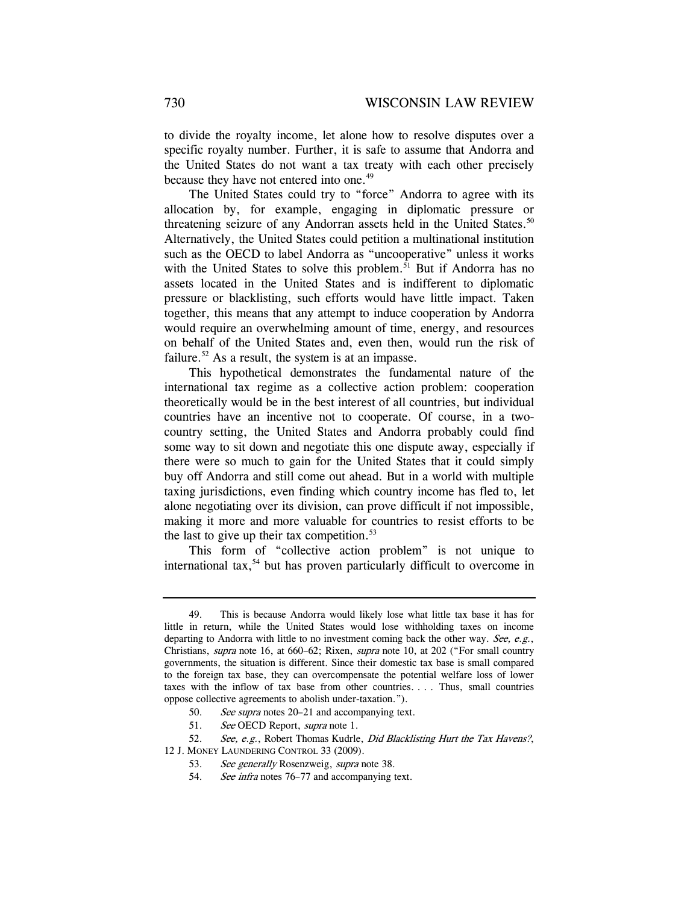to divide the royalty income, let alone how to resolve disputes over a specific royalty number. Further, it is safe to assume that Andorra and the United States do not want a tax treaty with each other precisely because they have not entered into one.[49]

The United States could try to "force" Andorra to agree with its allocation by, for example, engaging in diplomatic pressure or threatening seizure of any Andorran assets held in the United States.[50] Alternatively, the United States could petition a multinational institution such as the OECD to label Andorra as "uncooperative" unless it works with the United States to solve this problem.[51] But if Andorra has no assets located in the United States and is indifferent to diplomatic pressure or blacklisting, such efforts would have little impact. Taken together, this means that any attempt to induce cooperation by Andorra would require an overwhelming amount of time, energy, and resources on behalf of the United States and, even then, would run the risk of failure.[52] As a result, the system is at an impasse.

This hypothetical demonstrates the fundamental nature of the international tax regime as a collective action problem: cooperation theoretically would be in the best interest of all countries, but individual countries have an incentive not to cooperate. Of course, in a two-country setting, the United States and Andorra probably could find some way to sit down and negotiate this one dispute away, especially if there were so much to gain for the United States that it could simply buy off Andorra and still come out ahead. But in a world with multiple taxing jurisdictions, even finding which country income has fled to, let alone negotiating over its division, can prove difficult if not impossible, making it more and more valuable for countries to resist efforts to be the last to give up their tax competition.[53]

This form of "collective action problem" is not unique to international tax,[54] but has proven particularly difficult to overcome in

---

49. This is because Andorra would likely lose what little tax base it has for little in return, while the United States would lose withholding taxes on income departing to Andorra with little to no investment coming back the other way. *See, e.g.*, Christians, *supra* note 16, at 660–62; Rixen, *supra* note 10, at 202 ("For small country governments, the situation is different. Since their domestic tax base is small compared to the foreign tax base, they can overcompensate the potential welfare loss of lower taxes with the inflow of tax base from other countries. . . . Thus, small countries oppose collective agreements to abolish under-taxation.").

50. *See supra* notes 20–21 and accompanying text.

51. *See* OECD Report, *supra* note 1.

52. *See, e.g.*, Robert Thomas Kudrle, *Did Blacklisting Hurt the Tax Havens?*, 12 J. MONEY LAUNDERING CONTROL 33 (2009).

53. *See generally* Rosenzweig, *supra* note 38.

54. *See infra* notes 76–77 and accompanying text.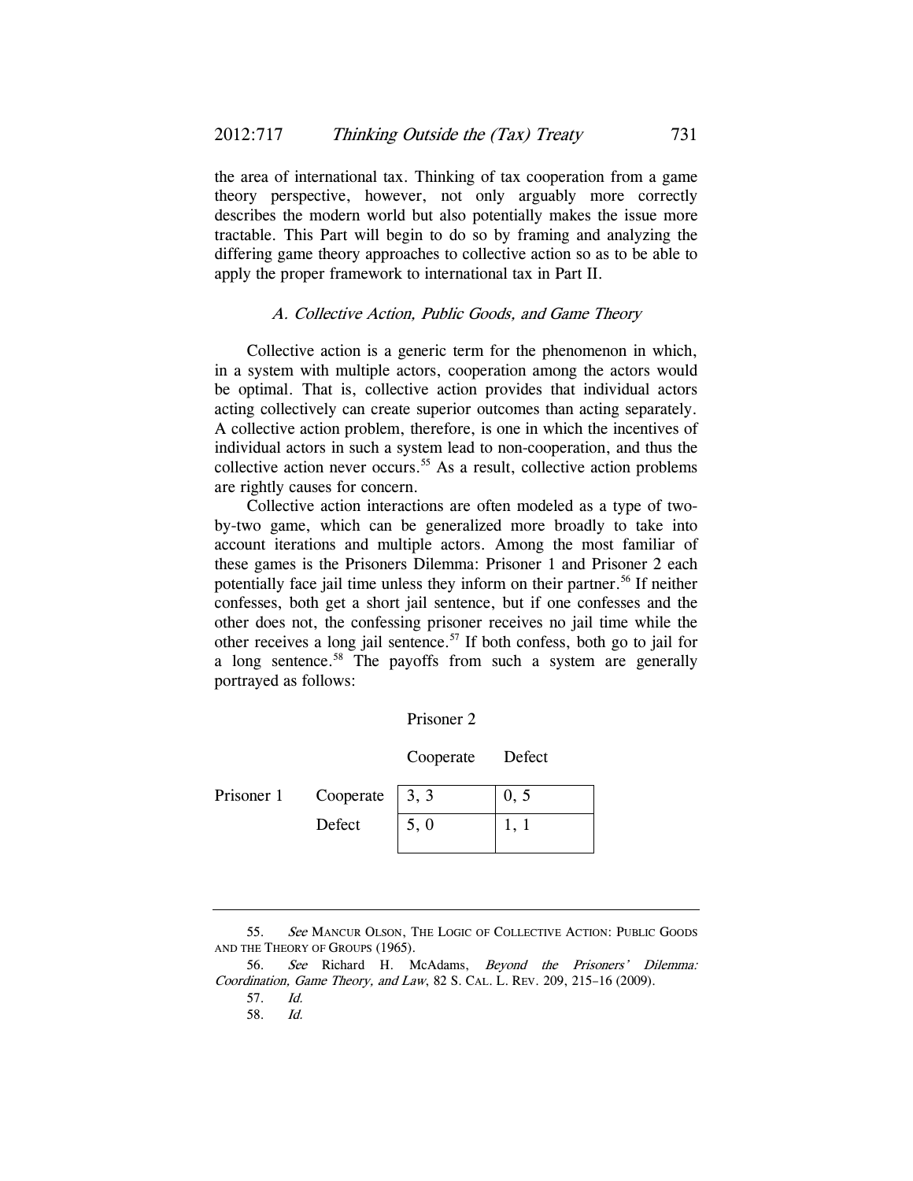the area of international tax. Thinking of tax cooperation from a game theory perspective, however, not only arguably more correctly describes the modern world but also potentially makes the issue more tractable. This Part will begin to do so by framing and analyzing the differing game theory approaches to collective action so as to be able to apply the proper framework to international tax in Part II.

### *A. Collective Action, Public Goods, and Game Theory*

Collective action is a generic term for the phenomenon in which, in a system with multiple actors, cooperation among the actors would be optimal. That is, collective action provides that individual actors acting collectively can create superior outcomes than acting separately. A collective action problem, therefore, is one in which the incentives of individual actors in such a system lead to non-cooperation, and thus the collective action never occurs.[55] As a result, collective action problems are rightly causes for concern.

Collective action interactions are often modeled as a type of two-by-two game, which can be generalized more broadly to take into account iterations and multiple actors. Among the most familiar of these games is the Prisoners Dilemma: Prisoner 1 and Prisoner 2 each potentially face jail time unless they inform on their partner.[56] If neither confesses, both get a short jail sentence, but if one confesses and the other does not, the confessing prisoner receives no jail time while the other receives a long jail sentence.[57] If both confess, both go to jail for a long sentence.[58] The payoffs from such a system are generally portrayed as follows:

| | | Prisoner 2 | |
|---|---|---|---|
| | | Cooperate | Defect |
| Prisoner 1 | Cooperate | 3, 3 | 0, 5 |
| | Defect | 5, 0 | 1, 1 |

---

55. *See* MANCUR OLSON, THE LOGIC OF COLLECTIVE ACTION: PUBLIC GOODS AND THE THEORY OF GROUPS (1965).

56. *See* Richard H. McAdams, *Beyond the Prisoners' Dilemma: Coordination, Game Theory, and Law*, 82 S. CAL. L. REV. 209, 215–16 (2009).

57. *Id.*

58. *Id.*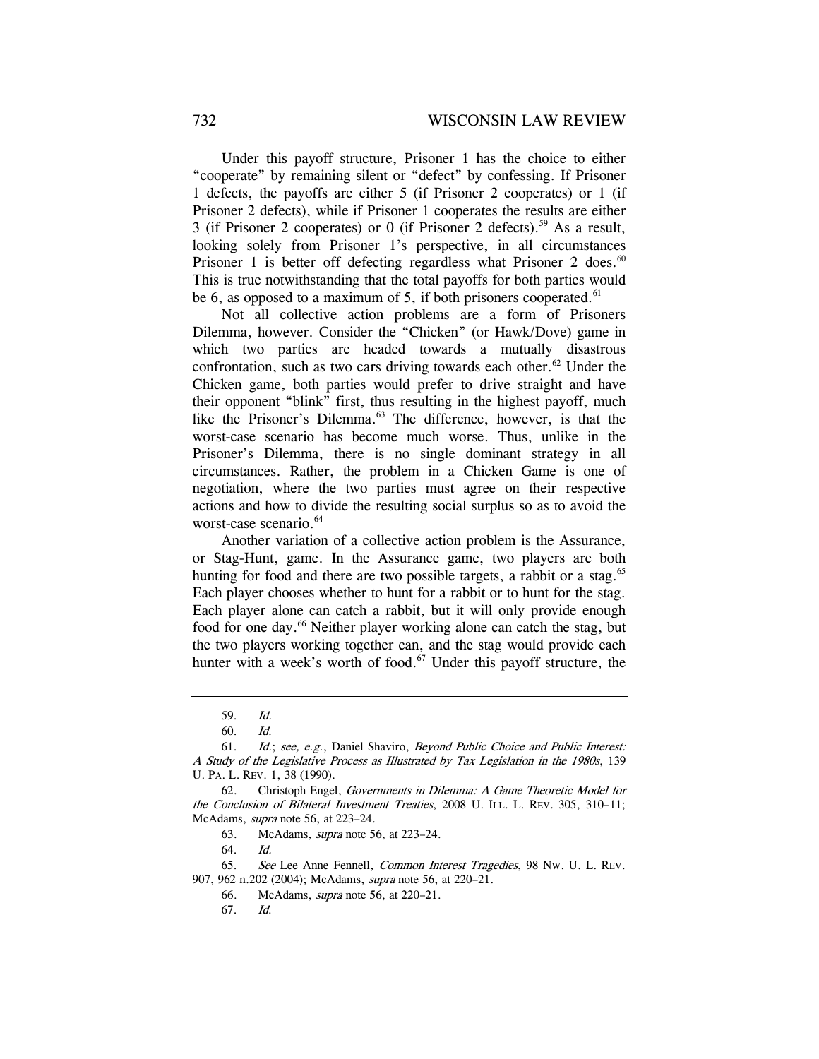Under this payoff structure, Prisoner 1 has the choice to either "cooperate" by remaining silent or "defect" by confessing. If Prisoner 1 defects, the payoffs are either 5 (if Prisoner 2 cooperates) or 1 (if Prisoner 2 defects), while if Prisoner 1 cooperates the results are either 3 (if Prisoner 2 cooperates) or 0 (if Prisoner 2 defects).[59] As a result, looking solely from Prisoner 1's perspective, in all circumstances Prisoner 1 is better off defecting regardless what Prisoner 2 does.[60] This is true notwithstanding that the total payoffs for both parties would be 6, as opposed to a maximum of 5, if both prisoners cooperated.[61]

Not all collective action problems are a form of Prisoners Dilemma, however. Consider the "Chicken" (or Hawk/Dove) game in which two parties are headed towards a mutually disastrous confrontation, such as two cars driving towards each other.[62] Under the Chicken game, both parties would prefer to drive straight and have their opponent "blink" first, thus resulting in the highest payoff, much like the Prisoner's Dilemma.[63] The difference, however, is that the worst-case scenario has become much worse. Thus, unlike in the Prisoner's Dilemma, there is no single dominant strategy in all circumstances. Rather, the problem in a Chicken Game is one of negotiation, where the two parties must agree on their respective actions and how to divide the resulting social surplus so as to avoid the worst-case scenario.[64]

Another variation of a collective action problem is the Assurance, or Stag-Hunt, game. In the Assurance game, two players are both hunting for food and there are two possible targets, a rabbit or a stag.[65] Each player chooses whether to hunt for a rabbit or to hunt for the stag. Each player alone can catch a rabbit, but it will only provide enough food for one day.[66] Neither player working alone can catch the stag, but the two players working together can, and the stag would provide each hunter with a week's worth of food.[67] Under this payoff structure, the

---

59. *Id.*

60. *Id.*

61. *Id.*; *see, e.g.*, Daniel Shaviro, *Beyond Public Choice and Public Interest: A Study of the Legislative Process as Illustrated by Tax Legislation in the 1980s*, 139 U. PA. L. REV. 1, 38 (1990).

62. Christoph Engel, *Governments in Dilemma: A Game Theoretic Model for the Conclusion of Bilateral Investment Treaties*, 2008 U. ILL. L. REV. 305, 310–11; McAdams, *supra* note 56, at 223–24.

63. McAdams, *supra* note 56, at 223–24.

64. *Id.*

65. *See* Lee Anne Fennell, *Common Interest Tragedies*, 98 NW. U. L. REV. 907, 962 n.202 (2004); McAdams, *supra* note 56, at 220–21.

66. McAdams, *supra* note 56, at 220–21.

67. *Id.*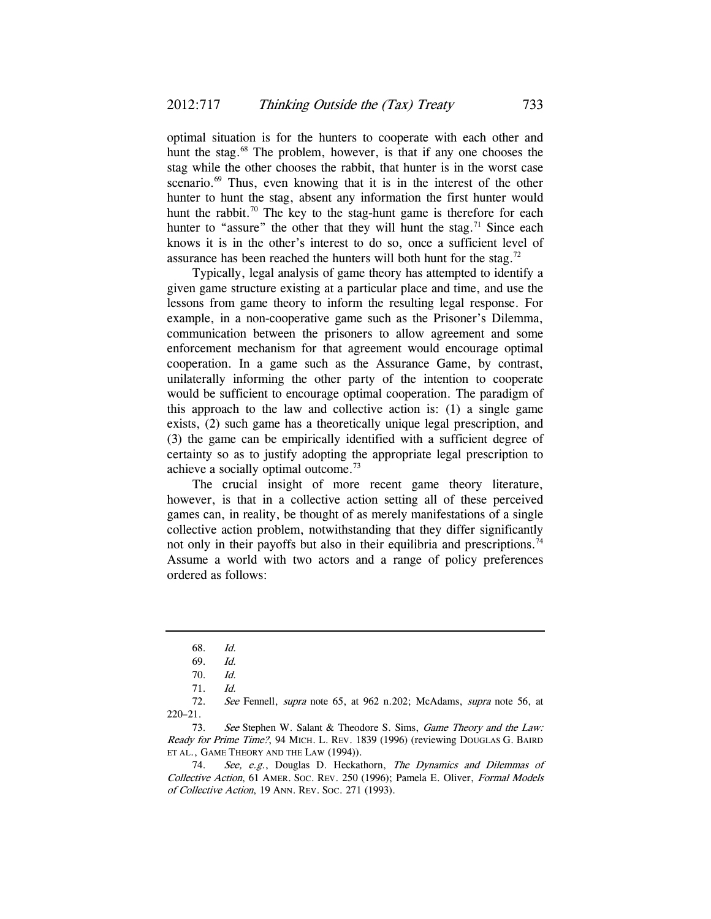optimal situation is for the hunters to cooperate with each other and hunt the stag.[68] The problem, however, is that if any one chooses the stag while the other chooses the rabbit, that hunter is in the worst case scenario.[69] Thus, even knowing that it is in the interest of the other hunter to hunt the stag, absent any information the first hunter would hunt the rabbit.[70] The key to the stag-hunt game is therefore for each hunter to "assure" the other that they will hunt the stag.[71] Since each knows it is in the other's interest to do so, once a sufficient level of assurance has been reached the hunters will both hunt for the stag.[72]

Typically, legal analysis of game theory has attempted to identify a given game structure existing at a particular place and time, and use the lessons from game theory to inform the resulting legal response. For example, in a non-cooperative game such as the Prisoner's Dilemma, communication between the prisoners to allow agreement and some enforcement mechanism for that agreement would encourage optimal cooperation. In a game such as the Assurance Game, by contrast, unilaterally informing the other party of the intention to cooperate would be sufficient to encourage optimal cooperation. The paradigm of this approach to the law and collective action is: (1) a single game exists, (2) such game has a theoretically unique legal prescription, and (3) the game can be empirically identified with a sufficient degree of certainty so as to justify adopting the appropriate legal prescription to achieve a socially optimal outcome.[73]

The crucial insight of more recent game theory literature, however, is that in a collective action setting all of these perceived games can, in reality, be thought of as merely manifestations of a single collective action problem, notwithstanding that they differ significantly not only in their payoffs but also in their equilibria and prescriptions.[74] Assume a world with two actors and a range of policy preferences ordered as follows:

---

68. *Id.*

69. *Id.*

70. *Id.*

71. *Id.*

72. *See* Fennell, *supra* note 65, at 962 n.202; McAdams, *supra* note 56, at 220–21.

73. *See* Stephen W. Salant & Theodore S. Sims, *Game Theory and the Law: Ready for Prime Time?*, 94 MICH. L. REV. 1839 (1996) (reviewing DOUGLAS G. BAIRD ET AL., GAME THEORY AND THE LAW (1994)).

74. *See, e.g.*, Douglas D. Heckathorn, *The Dynamics and Dilemmas of Collective Action*, 61 AMER. SOC. REV. 250 (1996); Pamela E. Oliver, *Formal Models of Collective Action*, 19 ANN. REV. SOC. 271 (1993).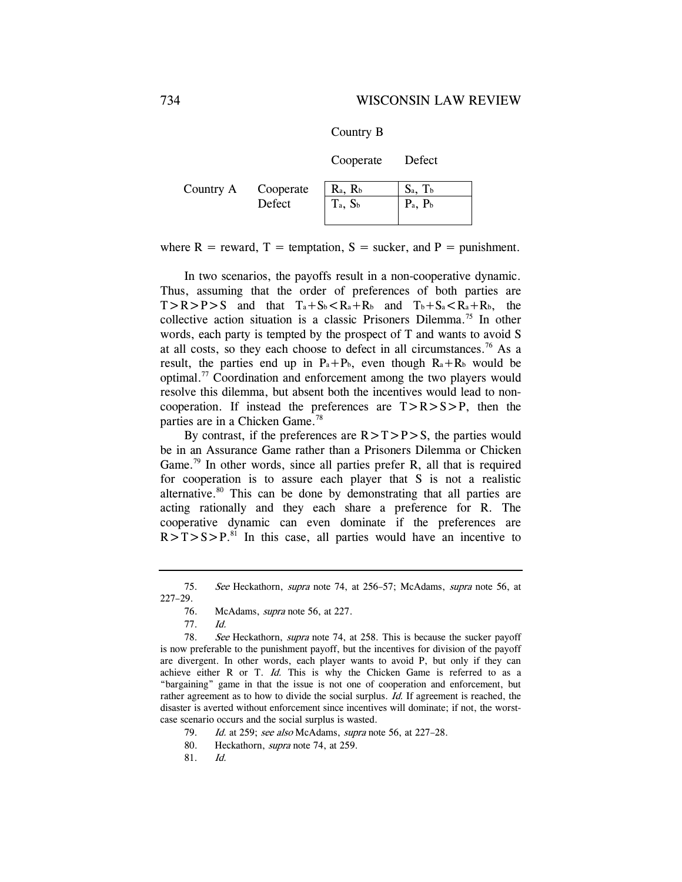| | | Country B | |
|---|---|---|---|
| | | Cooperate | Defect |
| Country A | Cooperate | $R_a$, $R_b$ | $S_a$, $T_b$ |
| | Defect | $T_a$, $S_b$ | $P_a$, $P_b$ |

where R = reward, T = temptation, S = sucker, and P = punishment.

In two scenarios, the payoffs result in a non-cooperative dynamic. Thus, assuming that the order of preferences of both parties are $T>R>P>S$ and that $T_a+S_b<R_a+R_b$ and $T_b+S_a<R_a+R_b$, the collective action situation is a classic Prisoners Dilemma.[75] In other words, each party is tempted by the prospect of T and wants to avoid S at all costs, so they each choose to defect in all circumstances.[76] As a result, the parties end up in $P_a+P_b$, even though $R_a+R_b$ would be optimal.[77] Coordination and enforcement among the two players would resolve this dilemma, but absent both the incentives would lead to non-cooperation. If instead the preferences are $T>R>S>P$, then the parties are in a Chicken Game.[78]

By contrast, if the preferences are $R>T>P>S$, the parties would be in an Assurance Game rather than a Prisoners Dilemma or Chicken Game.[79] In other words, since all parties prefer R, all that is required for cooperation is to assure each player that S is not a realistic alternative.[80] This can be done by demonstrating that all parties are acting rationally and they each share a preference for R. The cooperative dynamic can even dominate if the preferences are $R>T>S>P$.[81] In this case, all parties would have an incentive to

---

75. *See* Heckathorn, *supra* note 74, at 256–57; McAdams, *supra* note 56, at 227–29.

76. McAdams, *supra* note 56, at 227.

77. *Id.*

78. *See* Heckathorn, *supra* note 74, at 258. This is because the sucker payoff is now preferable to the punishment payoff, but the incentives for division of the payoff are divergent. In other words, each player wants to avoid P, but only if they can achieve either R or T. *Id.* This is why the Chicken Game is referred to as a "bargaining" game in that the issue is not one of cooperation and enforcement, but rather agreement as to how to divide the social surplus. *Id.* If agreement is reached, the disaster is averted without enforcement since incentives will dominate; if not, the worst-case scenario occurs and the social surplus is wasted.

79. *Id.* at 259; *see also* McAdams, *supra* note 56, at 227–28.

80. Heckathorn, *supra* note 74, at 259.

81. *Id.*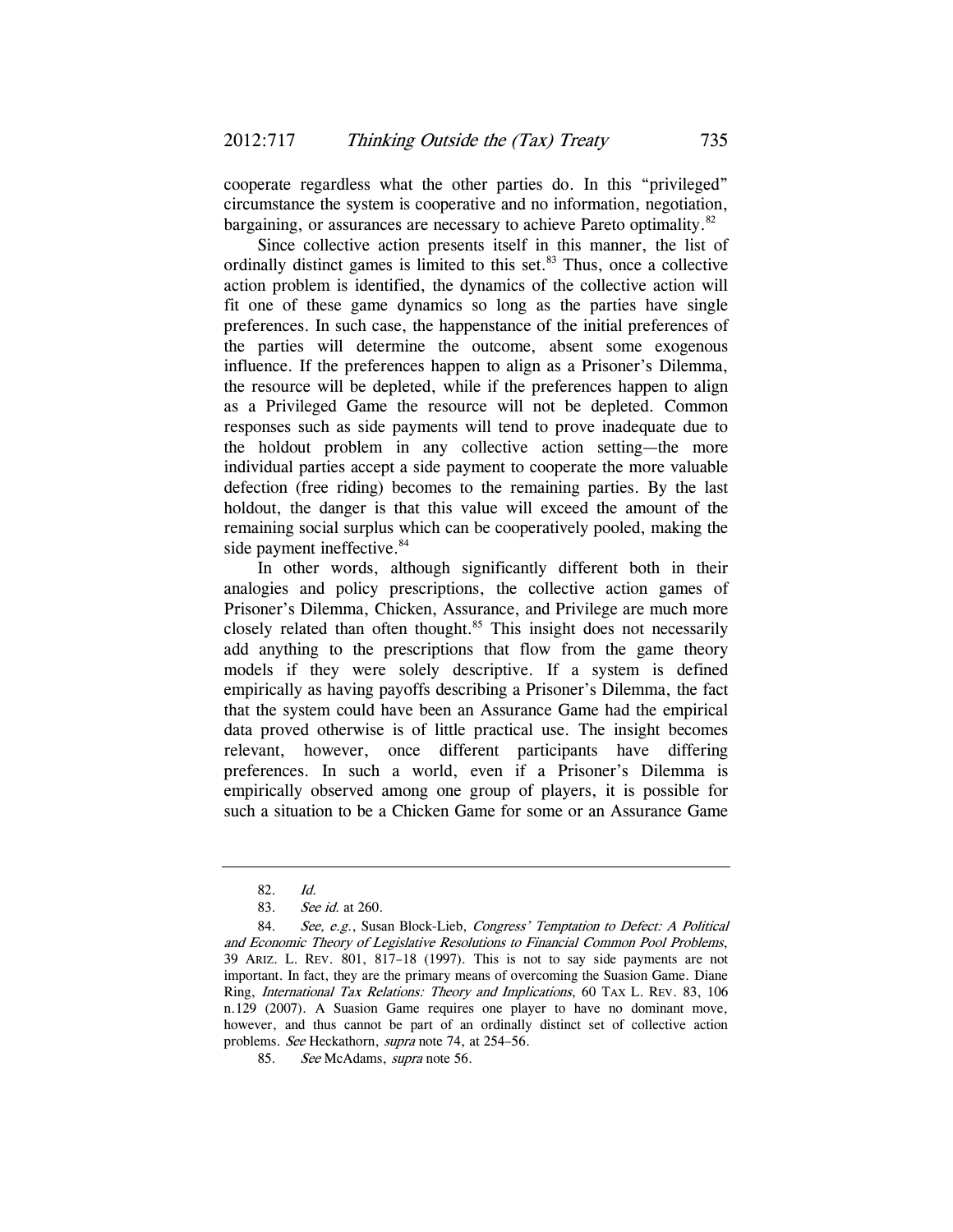cooperate regardless what the other parties do. In this "privileged" circumstance the system is cooperative and no information, negotiation, bargaining, or assurances are necessary to achieve Pareto optimality.[82]

Since collective action presents itself in this manner, the list of ordinally distinct games is limited to this set.[83] Thus, once a collective action problem is identified, the dynamics of the collective action will fit one of these game dynamics so long as the parties have single preferences. In such case, the happenstance of the initial preferences of the parties will determine the outcome, absent some exogenous influence. If the preferences happen to align as a Prisoner's Dilemma, the resource will be depleted, while if the preferences happen to align as a Privileged Game the resource will not be depleted. Common responses such as side payments will tend to prove inadequate due to the holdout problem in any collective action setting—the more individual parties accept a side payment to cooperate the more valuable defection (free riding) becomes to the remaining parties. By the last holdout, the danger is that this value will exceed the amount of the remaining social surplus which can be cooperatively pooled, making the side payment ineffective.[84]

In other words, although significantly different both in their analogies and policy prescriptions, the collective action games of Prisoner's Dilemma, Chicken, Assurance, and Privilege are much more closely related than often thought.[85] This insight does not necessarily add anything to the prescriptions that flow from the game theory models if they were solely descriptive. If a system is defined empirically as having payoffs describing a Prisoner's Dilemma, the fact that the system could have been an Assurance Game had the empirical data proved otherwise is of little practical use. The insight becomes relevant, however, once different participants have differing preferences. In such a world, even if a Prisoner's Dilemma is empirically observed among one group of players, it is possible for such a situation to be a Chicken Game for some or an Assurance Game

---

82. *Id.*

83. *See id.* at 260.

84. *See, e.g.*, Susan Block-Lieb, *Congress' Temptation to Defect: A Political and Economic Theory of Legislative Resolutions to Financial Common Pool Problems*, 39 ARIZ. L. REV. 801, 817–18 (1997). This is not to say side payments are not important. In fact, they are the primary means of overcoming the Suasion Game. Diane Ring, *International Tax Relations: Theory and Implications*, 60 TAX L. REV. 83, 106 n.129 (2007). A Suasion Game requires one player to have no dominant move, however, and thus cannot be part of an ordinally distinct set of collective action problems. *See* Heckathorn, *supra* note 74, at 254–56.

85. *See* McAdams, *supra* note 56.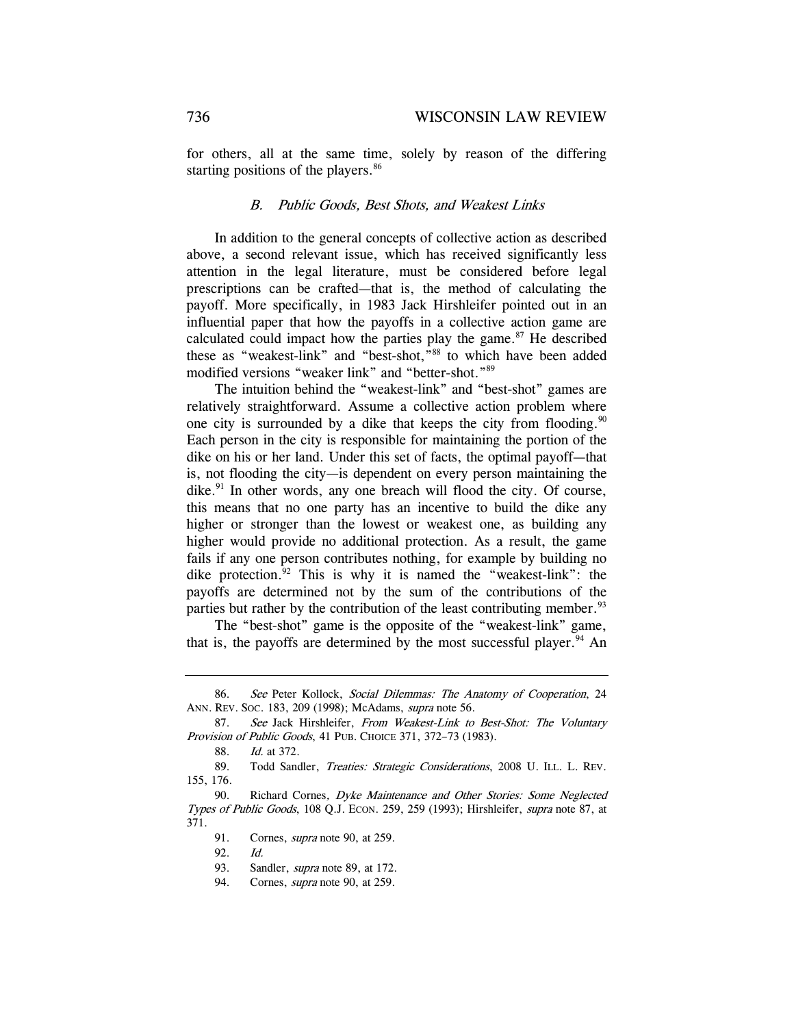for others, all at the same time, solely by reason of the differing starting positions of the players.[86]

### *B. Public Goods, Best Shots, and Weakest Links*

In addition to the general concepts of collective action as described above, a second relevant issue, which has received significantly less attention in the legal literature, must be considered before legal prescriptions can be crafted—that is, the method of calculating the payoff. More specifically, in 1983 Jack Hirshleifer pointed out in an influential paper that how the payoffs in a collective action game are calculated could impact how the parties play the game.[87] He described these as "weakest-link" and "best-shot,"[88] to which have been added modified versions "weaker link" and "better-shot."[89]

The intuition behind the "weakest-link" and "best-shot" games are relatively straightforward. Assume a collective action problem where one city is surrounded by a dike that keeps the city from flooding.[90] Each person in the city is responsible for maintaining the portion of the dike on his or her land. Under this set of facts, the optimal payoff—that is, not flooding the city—is dependent on every person maintaining the dike.[91] In other words, any one breach will flood the city. Of course, this means that no one party has an incentive to build the dike any higher or stronger than the lowest or weakest one, as building any higher would provide no additional protection. As a result, the game fails if any one person contributes nothing, for example by building no dike protection.[92] This is why it is named the "weakest-link": the payoffs are determined not by the sum of the contributions of the parties but rather by the contribution of the least contributing member.[93]

The "best-shot" game is the opposite of the "weakest-link" game, that is, the payoffs are determined by the most successful player.[94] An

---

86. *See* Peter Kollock, *Social Dilemmas: The Anatomy of Cooperation*, 24 ANN. REV. SOC. 183, 209 (1998); McAdams, *supra* note 56.

87. *See* Jack Hirshleifer, *From Weakest-Link to Best-Shot: The Voluntary Provision of Public Goods*, 41 PUB. CHOICE 371, 372–73 (1983).

88. *Id.* at 372.

89. Todd Sandler, *Treaties: Strategic Considerations*, 2008 U. ILL. L. REV. 155, 176.

90. Richard Cornes, *Dyke Maintenance and Other Stories: Some Neglected Types of Public Goods*, 108 Q.J. ECON. 259, 259 (1993); Hirshleifer, *supra* note 87, at 371.

91. Cornes, *supra* note 90, at 259.

92. *Id.*

93. Sandler, *supra* note 89, at 172.

94. Cornes, *supra* note 90, at 259.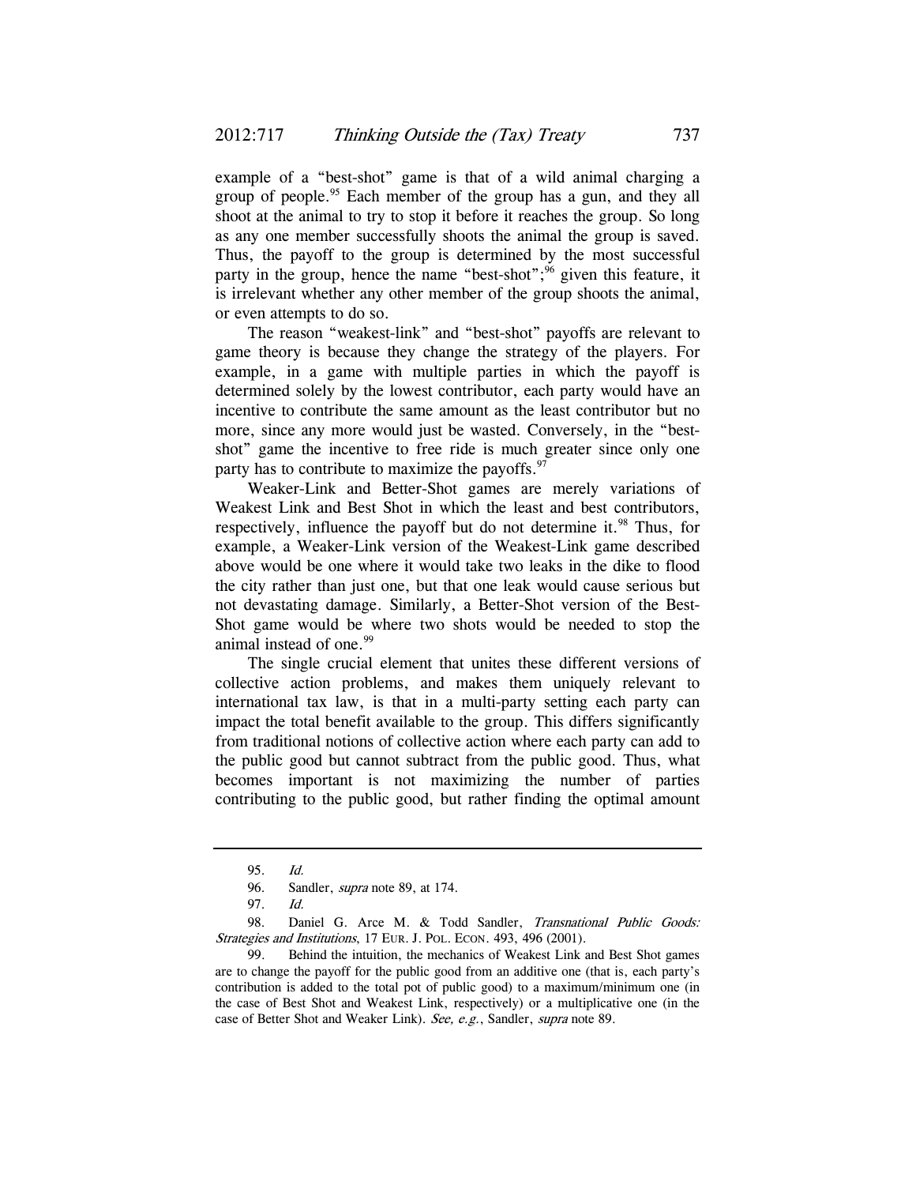example of a "best-shot" game is that of a wild animal charging a group of people.[95] Each member of the group has a gun, and they all shoot at the animal to try to stop it before it reaches the group. So long as any one member successfully shoots the animal the group is saved. Thus, the payoff to the group is determined by the most successful party in the group, hence the name "best-shot";[96] given this feature, it is irrelevant whether any other member of the group shoots the animal, or even attempts to do so.

The reason "weakest-link" and "best-shot" payoffs are relevant to game theory is because they change the strategy of the players. For example, in a game with multiple parties in which the payoff is determined solely by the lowest contributor, each party would have an incentive to contribute the same amount as the least contributor but no more, since any more would just be wasted. Conversely, in the "best-shot" game the incentive to free ride is much greater since only one party has to contribute to maximize the payoffs.[97]

Weaker-Link and Better-Shot games are merely variations of Weakest Link and Best Shot in which the least and best contributors, respectively, influence the payoff but do not determine it.[98] Thus, for example, a Weaker-Link version of the Weakest-Link game described above would be one where it would take two leaks in the dike to flood the city rather than just one, but that one leak would cause serious but not devastating damage. Similarly, a Better-Shot version of the Best-Shot game would be where two shots would be needed to stop the animal instead of one.[99]

The single crucial element that unites these different versions of collective action problems, and makes them uniquely relevant to international tax law, is that in a multi-party setting each party can impact the total benefit available to the group. This differs significantly from traditional notions of collective action where each party can add to the public good but cannot subtract from the public good. Thus, what becomes important is not maximizing the number of parties contributing to the public good, but rather finding the optimal amount

---

95. *Id.*

96. Sandler, *supra* note 89, at 174.

97. *Id.*

98. Daniel G. Arce M. & Todd Sandler, *Transnational Public Goods: Strategies and Institutions*, 17 EUR. J. POL. ECON. 493, 496 (2001).

99. Behind the intuition, the mechanics of Weakest Link and Best Shot games are to change the payoff for the public good from an additive one (that is, each party's contribution is added to the total pot of public good) to a maximum/minimum one (in the case of Best Shot and Weakest Link, respectively) or a multiplicative one (in the case of Better Shot and Weaker Link). *See, e.g.*, Sandler, *supra* note 89.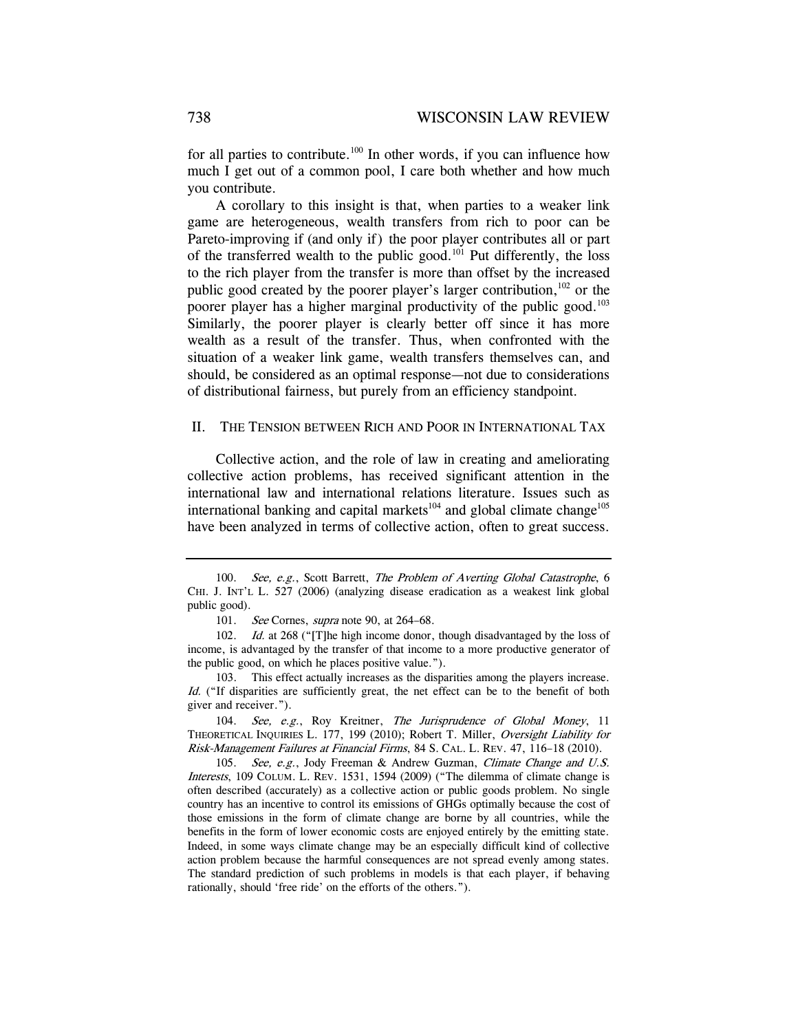for all parties to contribute.[100] In other words, if you can influence how much I get out of a common pool, I care both whether and how much you contribute.

A corollary to this insight is that, when parties to a weaker link game are heterogeneous, wealth transfers from rich to poor can be Pareto-improving if (and only if) the poor player contributes all or part of the transferred wealth to the public good.[101] Put differently, the loss to the rich player from the transfer is more than offset by the increased public good created by the poorer player's larger contribution,[102] or the poorer player has a higher marginal productivity of the public good.[103] Similarly, the poorer player is clearly better off since it has more wealth as a result of the transfer. Thus, when confronted with the situation of a weaker link game, wealth transfers themselves can, and should, be considered as an optimal response—not due to considerations of distributional fairness, but purely from an efficiency standpoint.

## II. THE TENSION BETWEEN RICH AND POOR IN INTERNATIONAL TAX

Collective action, and the role of law in creating and ameliorating collective action problems, has received significant attention in the international law and international relations literature. Issues such as international banking and capital markets[104] and global climate change[105] have been analyzed in terms of collective action, often to great success.

---

100. *See, e.g.*, Scott Barrett, *The Problem of Averting Global Catastrophe*, 6 CHI. J. INT'L L. 527 (2006) (analyzing disease eradication as a weakest link global public good).

101. *See* Cornes, *supra* note 90, at 264–68.

102. *Id.* at 268 ("[T]he high income donor, though disadvantaged by the loss of income, is advantaged by the transfer of that income to a more productive generator of the public good, on which he places positive value.").

103. This effect actually increases as the disparities among the players increase. *Id.* ("If disparities are sufficiently great, the net effect can be to the benefit of both giver and receiver.").

104. *See, e.g.*, Roy Kreitner, *The Jurisprudence of Global Money*, 11 THEORETICAL INQUIRIES L. 177, 199 (2010); Robert T. Miller, *Oversight Liability for Risk-Management Failures at Financial Firms*, 84 S. CAL. L. REV. 47, 116–18 (2010).

105. *See, e.g.*, Jody Freeman & Andrew Guzman, *Climate Change and U.S. Interests*, 109 COLUM. L. REV. 1531, 1594 (2009) ("The dilemma of climate change is often described (accurately) as a collective action or public goods problem. No single country has an incentive to control its emissions of GHGs optimally because the cost of those emissions in the form of climate change are borne by all countries, while the benefits in the form of lower economic costs are enjoyed entirely by the emitting state. Indeed, in some ways climate change may be an especially difficult kind of collective action problem because the harmful consequences are not spread evenly among states. The standard prediction of such problems in models is that each player, if behaving rationally, should 'free ride' on the efforts of the others.").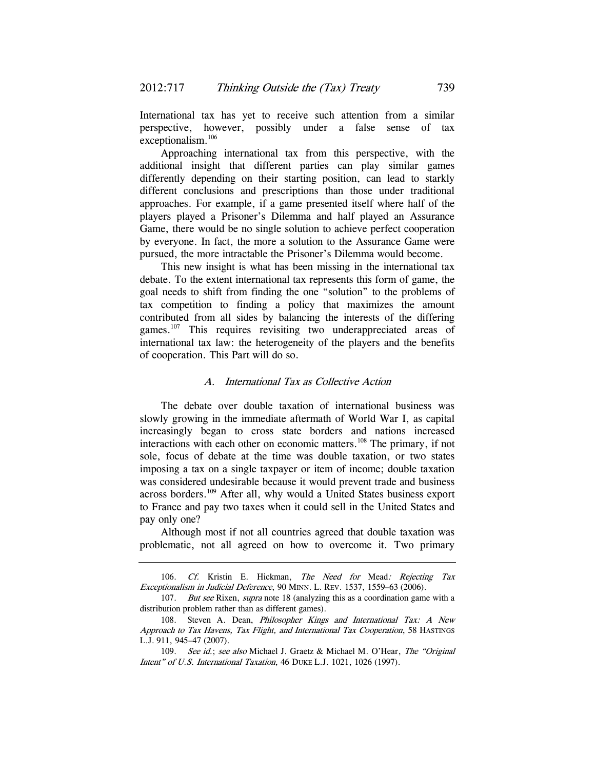International tax has yet to receive such attention from a similar perspective, however, possibly under a false sense of tax exceptionalism.[106]

Approaching international tax from this perspective, with the additional insight that different parties can play similar games differently depending on their starting position, can lead to starkly different conclusions and prescriptions than those under traditional approaches. For example, if a game presented itself where half of the players played a Prisoner's Dilemma and half played an Assurance Game, there would be no single solution to achieve perfect cooperation by everyone. In fact, the more a solution to the Assurance Game were pursued, the more intractable the Prisoner's Dilemma would become.

This new insight is what has been missing in the international tax debate. To the extent international tax represents this form of game, the goal needs to shift from finding the one "solution" to the problems of tax competition to finding a policy that maximizes the amount contributed from all sides by balancing the interests of the differing games.[107] This requires revisiting two underappreciated areas of international tax law: the heterogeneity of the players and the benefits of cooperation. This Part will do so.

### *A. International Tax as Collective Action*

The debate over double taxation of international business was slowly growing in the immediate aftermath of World War I, as capital increasingly began to cross state borders and nations increased interactions with each other on economic matters.[108] The primary, if not sole, focus of debate at the time was double taxation, or two states imposing a tax on a single taxpayer or item of income; double taxation was considered undesirable because it would prevent trade and business across borders.[109] After all, why would a United States business export to France and pay two taxes when it could sell in the United States and pay only one?

Although most if not all countries agreed that double taxation was problematic, not all agreed on how to overcome it. Two primary

---

106. *Cf.* Kristin E. Hickman, *The Need for* Mead*: Rejecting Tax Exceptionalism in Judicial Deference*, 90 MINN. L. REV. 1537, 1559–63 (2006).

107. *But see* Rixen, *supra* note 18 (analyzing this as a coordination game with a distribution problem rather than as different games).

108. Steven A. Dean, *Philosopher Kings and International Tax: A New Approach to Tax Havens, Tax Flight, and International Tax Cooperation*, 58 HASTINGS L.J. 911, 945–47 (2007).

109. *See id.*; *see also* Michael J. Graetz & Michael M. O'Hear, *The "Original Intent" of U.S. International Taxation*, 46 DUKE L.J. 1021, 1026 (1997).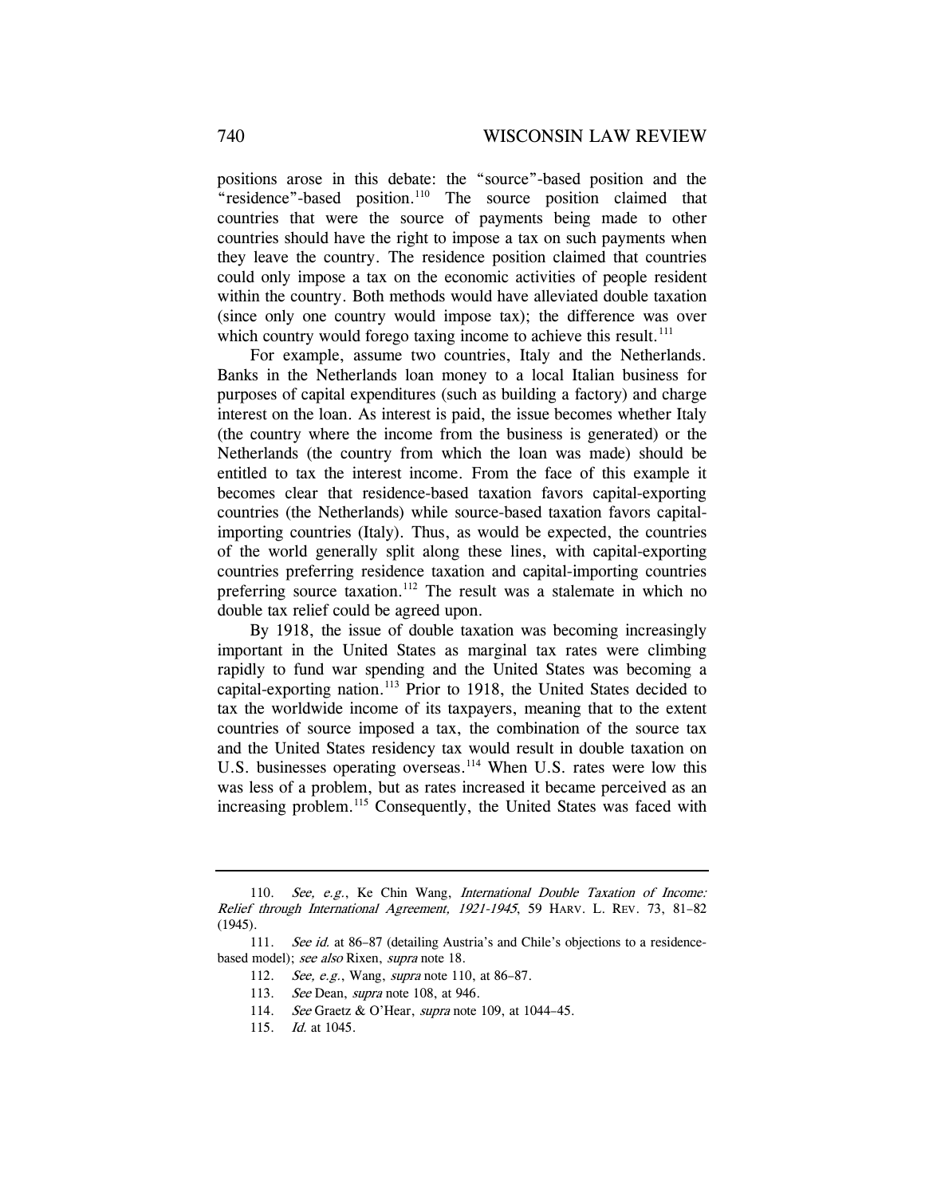positions arose in this debate: the "source"-based position and the "residence"-based position.[110] The source position claimed that countries that were the source of payments being made to other countries should have the right to impose a tax on such payments when they leave the country. The residence position claimed that countries could only impose a tax on the economic activities of people resident within the country. Both methods would have alleviated double taxation (since only one country would impose tax); the difference was over which country would forego taxing income to achieve this result.[111]

For example, assume two countries, Italy and the Netherlands. Banks in the Netherlands loan money to a local Italian business for purposes of capital expenditures (such as building a factory) and charge interest on the loan. As interest is paid, the issue becomes whether Italy (the country where the income from the business is generated) or the Netherlands (the country from which the loan was made) should be entitled to tax the interest income. From the face of this example it becomes clear that residence-based taxation favors capital-exporting countries (the Netherlands) while source-based taxation favors capital-importing countries (Italy). Thus, as would be expected, the countries of the world generally split along these lines, with capital-exporting countries preferring residence taxation and capital-importing countries preferring source taxation.[112] The result was a stalemate in which no double tax relief could be agreed upon.

By 1918, the issue of double taxation was becoming increasingly important in the United States as marginal tax rates were climbing rapidly to fund war spending and the United States was becoming a capital-exporting nation.[113] Prior to 1918, the United States decided to tax the worldwide income of its taxpayers, meaning that to the extent countries of source imposed a tax, the combination of the source tax and the United States residency tax would result in double taxation on U.S. businesses operating overseas.[114] When U.S. rates were low this was less of a problem, but as rates increased it became perceived as an increasing problem.[115] Consequently, the United States was faced with

---

110. *See, e.g.*, Ke Chin Wang, *International Double Taxation of Income: Relief through International Agreement, 1921-1945*, 59 HARV. L. REV. 73, 81–82 (1945).

111. *See id.* at 86–87 (detailing Austria's and Chile's objections to a residence-based model); *see also* Rixen, *supra* note 18.

112. *See, e.g.*, Wang, *supra* note 110, at 86–87.

113. *See* Dean, *supra* note 108, at 946.

114. *See* Graetz & O'Hear, *supra* note 109, at 1044–45.

115. *Id.* at 1045.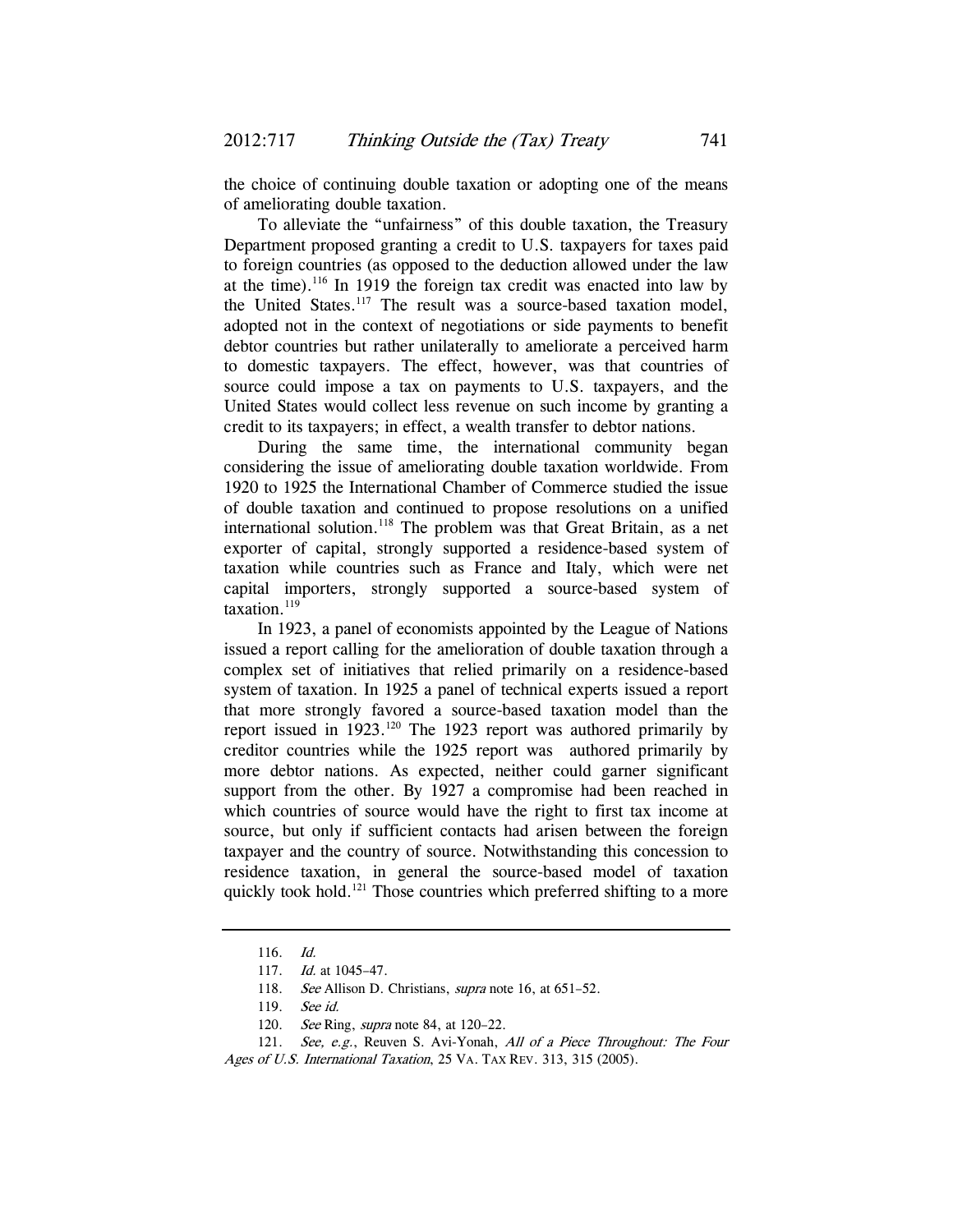the choice of continuing double taxation or adopting one of the means of ameliorating double taxation.

To alleviate the "unfairness" of this double taxation, the Treasury Department proposed granting a credit to U.S. taxpayers for taxes paid to foreign countries (as opposed to the deduction allowed under the law at the time).[116] In 1919 the foreign tax credit was enacted into law by the United States.[117] The result was a source-based taxation model, adopted not in the context of negotiations or side payments to benefit debtor countries but rather unilaterally to ameliorate a perceived harm to domestic taxpayers. The effect, however, was that countries of source could impose a tax on payments to U.S. taxpayers, and the United States would collect less revenue on such income by granting a credit to its taxpayers; in effect, a wealth transfer to debtor nations.

During the same time, the international community began considering the issue of ameliorating double taxation worldwide. From 1920 to 1925 the International Chamber of Commerce studied the issue of double taxation and continued to propose resolutions on a unified international solution.[118] The problem was that Great Britain, as a net exporter of capital, strongly supported a residence-based system of taxation while countries such as France and Italy, which were net capital importers, strongly supported a source-based system of taxation.[119]

In 1923, a panel of economists appointed by the League of Nations issued a report calling for the amelioration of double taxation through a complex set of initiatives that relied primarily on a residence-based system of taxation. In 1925 a panel of technical experts issued a report that more strongly favored a source-based taxation model than the report issued in 1923.[120] The 1923 report was authored primarily by creditor countries while the 1925 report was authored primarily by more debtor nations. As expected, neither could garner significant support from the other. By 1927 a compromise had been reached in which countries of source would have the right to first tax income at source, but only if sufficient contacts had arisen between the foreign taxpayer and the country of source. Notwithstanding this concession to residence taxation, in general the source-based model of taxation quickly took hold.[121] Those countries which preferred shifting to a more

---

116. *Id.*

117. *Id.* at 1045–47.

118. *See* Allison D. Christians, *supra* note 16, at 651–52.

119. *See id.*

120. *See* Ring, *supra* note 84, at 120–22.

121. *See, e.g.*, Reuven S. Avi-Yonah, *All of a Piece Throughout: The Four Ages of U.S. International Taxation*, 25 VA. TAX REV. 313, 315 (2005).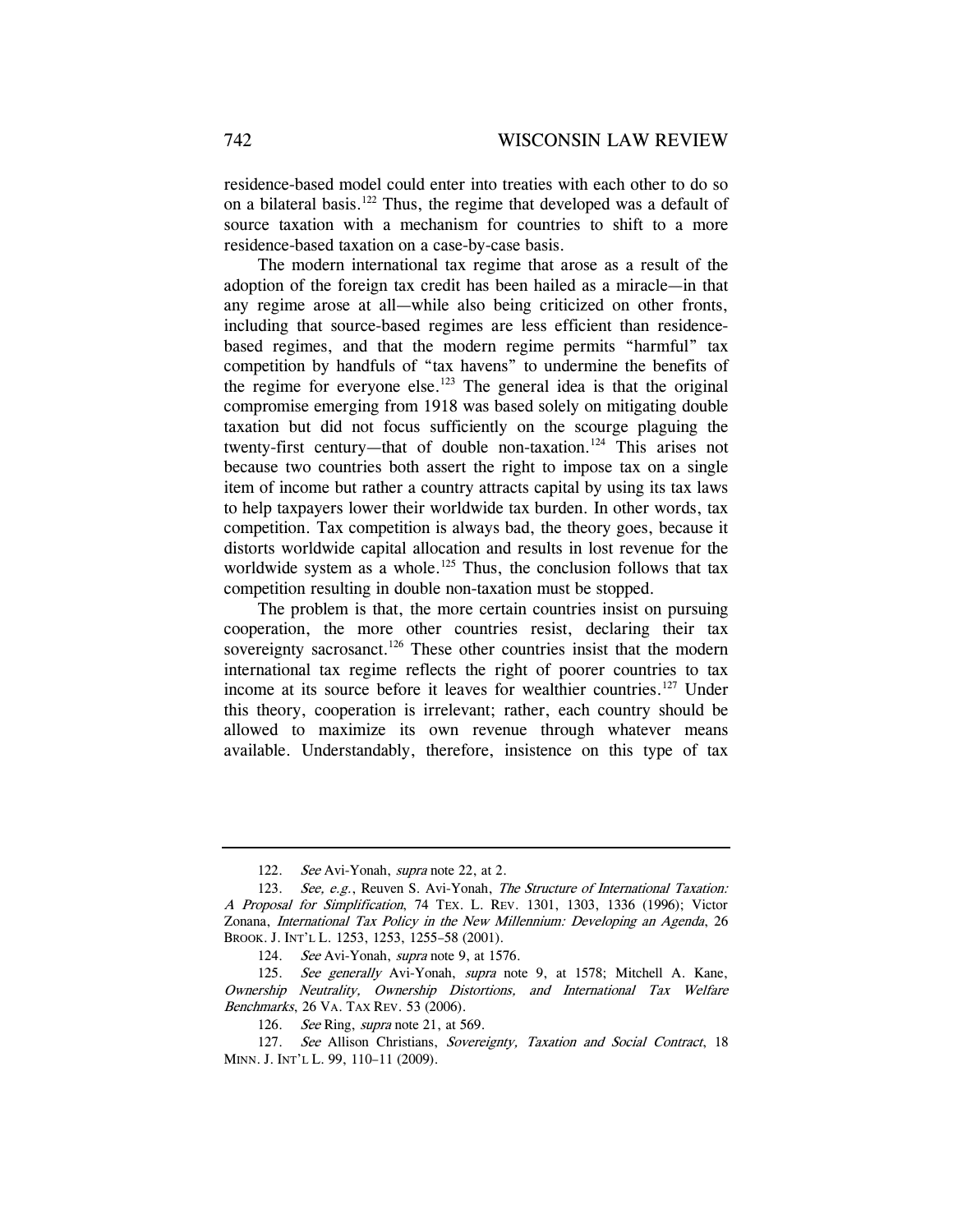residence-based model could enter into treaties with each other to do so on a bilateral basis.[122] Thus, the regime that developed was a default of source taxation with a mechanism for countries to shift to a more residence-based taxation on a case-by-case basis.

The modern international tax regime that arose as a result of the adoption of the foreign tax credit has been hailed as a miracle—in that any regime arose at all—while also being criticized on other fronts, including that source-based regimes are less efficient than residence-based regimes, and that the modern regime permits "harmful" tax competition by handfuls of "tax havens" to undermine the benefits of the regime for everyone else.[123] The general idea is that the original compromise emerging from 1918 was based solely on mitigating double taxation but did not focus sufficiently on the scourge plaguing the twenty-first century—that of double non-taxation.[124] This arises not because two countries both assert the right to impose tax on a single item of income but rather a country attracts capital by using its tax laws to help taxpayers lower their worldwide tax burden. In other words, tax competition. Tax competition is always bad, the theory goes, because it distorts worldwide capital allocation and results in lost revenue for the worldwide system as a whole.[125] Thus, the conclusion follows that tax competition resulting in double non-taxation must be stopped.

The problem is that, the more certain countries insist on pursuing cooperation, the more other countries resist, declaring their tax sovereignty sacrosanct.[126] These other countries insist that the modern international tax regime reflects the right of poorer countries to tax income at its source before it leaves for wealthier countries.[127] Under this theory, cooperation is irrelevant; rather, each country should be allowed to maximize its own revenue through whatever means available. Understandably, therefore, insistence on this type of tax

---

122. *See* Avi-Yonah, *supra* note 22, at 2.

123. *See, e.g.*, Reuven S. Avi-Yonah, *The Structure of International Taxation: A Proposal for Simplification*, 74 TEX. L. REV. 1301, 1303, 1336 (1996); Victor Zonana, *International Tax Policy in the New Millennium: Developing an Agenda*, 26 BROOK. J. INT'L L. 1253, 1253, 1255–58 (2001).

124. *See* Avi-Yonah, *supra* note 9, at 1576.

125. *See generally* Avi-Yonah, *supra* note 9, at 1578; Mitchell A. Kane, *Ownership Neutrality, Ownership Distortions, and International Tax Welfare Benchmarks*, 26 VA. TAX REV. 53 (2006).

126. *See* Ring, *supra* note 21, at 569.

127. *See* Allison Christians, *Sovereignty, Taxation and Social Contract*, 18 MINN. J. INT'L L. 99, 110–11 (2009).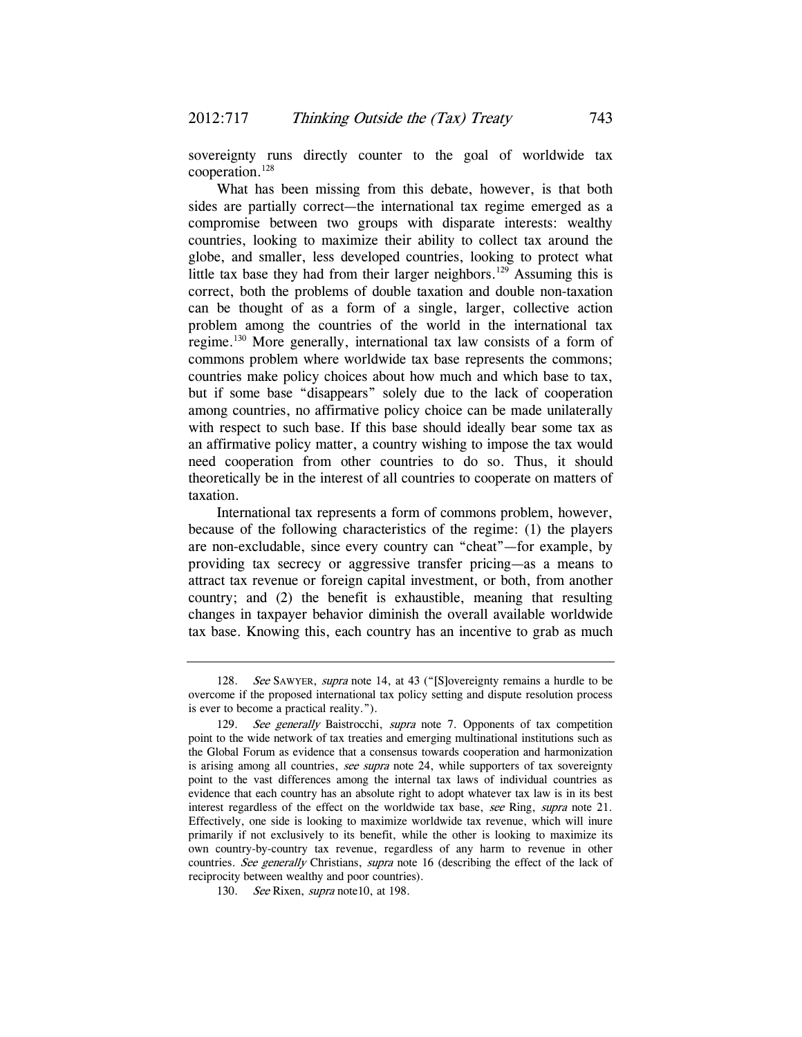sovereignty runs directly counter to the goal of worldwide tax cooperation.[128]

What has been missing from this debate, however, is that both sides are partially correct—the international tax regime emerged as a compromise between two groups with disparate interests: wealthy countries, looking to maximize their ability to collect tax around the globe, and smaller, less developed countries, looking to protect what little tax base they had from their larger neighbors.[129] Assuming this is correct, both the problems of double taxation and double non-taxation can be thought of as a form of a single, larger, collective action problem among the countries of the world in the international tax regime.[130] More generally, international tax law consists of a form of commons problem where worldwide tax base represents the commons; countries make policy choices about how much and which base to tax, but if some base "disappears" solely due to the lack of cooperation among countries, no affirmative policy choice can be made unilaterally with respect to such base. If this base should ideally bear some tax as an affirmative policy matter, a country wishing to impose the tax would need cooperation from other countries to do so. Thus, it should theoretically be in the interest of all countries to cooperate on matters of taxation.

International tax represents a form of commons problem, however, because of the following characteristics of the regime: (1) the players are non-excludable, since every country can "cheat"—for example, by providing tax secrecy or aggressive transfer pricing—as a means to attract tax revenue or foreign capital investment, or both, from another country; and (2) the benefit is exhaustible, meaning that resulting changes in taxpayer behavior diminish the overall available worldwide tax base. Knowing this, each country has an incentive to grab as much

---

128. *See* SAWYER, *supra* note 14, at 43 ("[S]overeignty remains a hurdle to be overcome if the proposed international tax policy setting and dispute resolution process is ever to become a practical reality.").

129. *See generally* Baistrocchi, *supra* note 7. Opponents of tax competition point to the wide network of tax treaties and emerging multinational institutions such as the Global Forum as evidence that a consensus towards cooperation and harmonization is arising among all countries, *see supra* note 24, while supporters of tax sovereignty point to the vast differences among the internal tax laws of individual countries as evidence that each country has an absolute right to adopt whatever tax law is in its best interest regardless of the effect on the worldwide tax base, *see* Ring, *supra* note 21. Effectively, one side is looking to maximize worldwide tax revenue, which will inure primarily if not exclusively to its benefit, while the other is looking to maximize its own country-by-country tax revenue, regardless of any harm to revenue in other countries. *See generally* Christians, *supra* note 16 (describing the effect of the lack of reciprocity between wealthy and poor countries).

130. *See* Rixen, *supra* note10, at 198.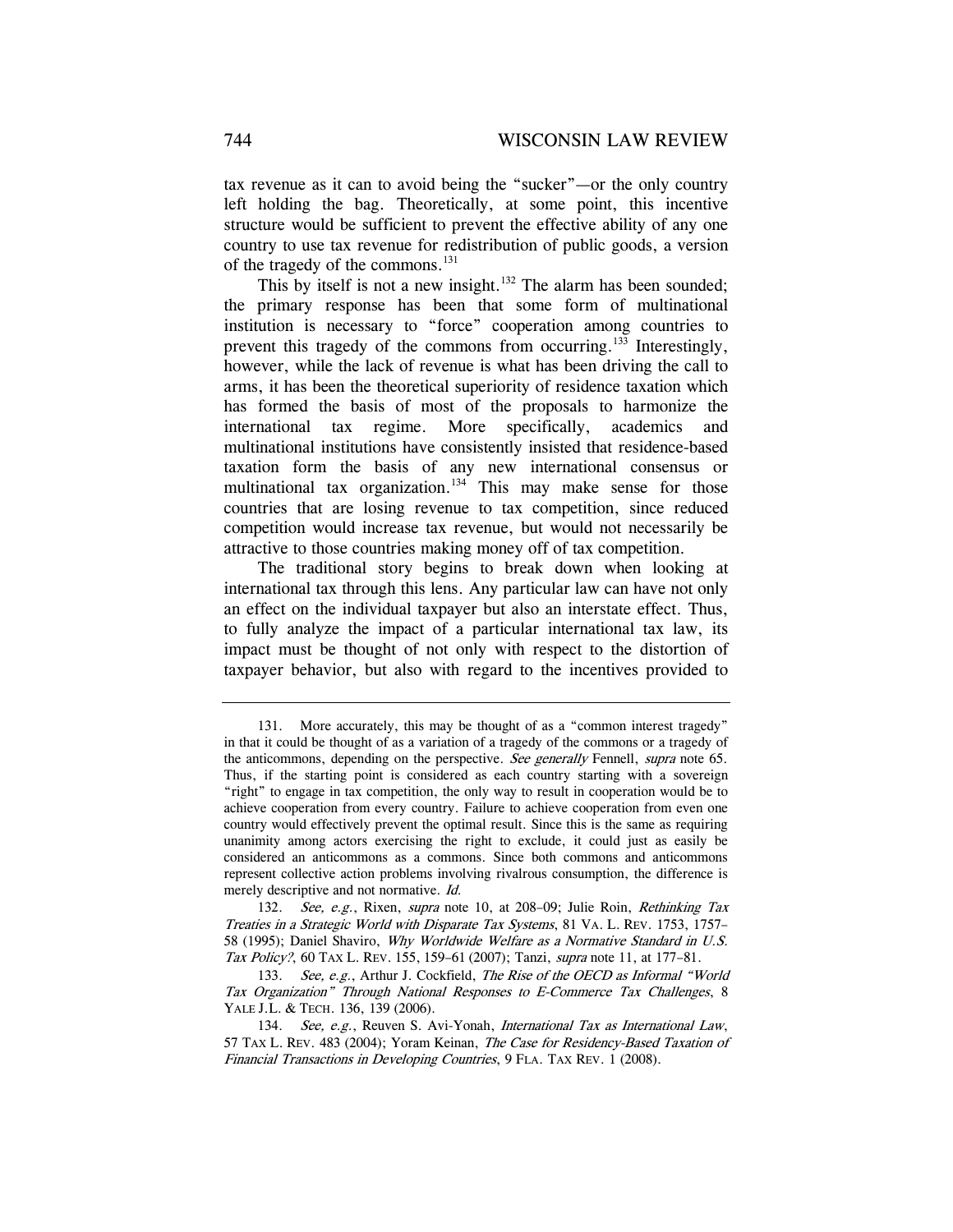tax revenue as it can to avoid being the "sucker"—or the only country left holding the bag. Theoretically, at some point, this incentive structure would be sufficient to prevent the effective ability of any one country to use tax revenue for redistribution of public goods, a version of the tragedy of the commons.[131]

This by itself is not a new insight.[132] The alarm has been sounded; the primary response has been that some form of multinational institution is necessary to "force" cooperation among countries to prevent this tragedy of the commons from occurring.[133] Interestingly, however, while the lack of revenue is what has been driving the call to arms, it has been the theoretical superiority of residence taxation which has formed the basis of most of the proposals to harmonize the international tax regime. More specifically, academics and multinational institutions have consistently insisted that residence-based taxation form the basis of any new international consensus or multinational tax organization.[134] This may make sense for those countries that are losing revenue to tax competition, since reduced competition would increase tax revenue, but would not necessarily be attractive to those countries making money off of tax competition.

The traditional story begins to break down when looking at international tax through this lens. Any particular law can have not only an effect on the individual taxpayer but also an interstate effect. Thus, to fully analyze the impact of a particular international tax law, its impact must be thought of not only with respect to the distortion of taxpayer behavior, but also with regard to the incentives provided to

---

131. More accurately, this may be thought of as a "common interest tragedy" in that it could be thought of as a variation of a tragedy of the commons or a tragedy of the anticommons, depending on the perspective. *See generally* Fennell, *supra* note 65. Thus, if the starting point is considered as each country starting with a sovereign "right" to engage in tax competition, the only way to result in cooperation would be to achieve cooperation from every country. Failure to achieve cooperation from even one country would effectively prevent the optimal result. Since this is the same as requiring unanimity among actors exercising the right to exclude, it could just as easily be considered an anticommons as a commons. Since both commons and anticommons represent collective action problems involving rivalrous consumption, the difference is merely descriptive and not normative. *Id.*

132. *See, e.g.*, Rixen, *supra* note 10, at 208–09; Julie Roin, *Rethinking Tax Treaties in a Strategic World with Disparate Tax Systems*, 81 VA. L. REV. 1753, 1757–58 (1995); Daniel Shaviro, *Why Worldwide Welfare as a Normative Standard in U.S. Tax Policy?*, 60 TAX L. REV. 155, 159–61 (2007); Tanzi, *supra* note 11, at 177–81.

133. *See, e.g.*, Arthur J. Cockfield, *The Rise of the OECD as Informal "World Tax Organization" Through National Responses to E-Commerce Tax Challenges*, 8 YALE J.L. & TECH. 136, 139 (2006).

134. *See, e.g.*, Reuven S. Avi-Yonah, *International Tax as International Law*, 57 TAX L. REV. 483 (2004); Yoram Keinan, *The Case for Residency-Based Taxation of Financial Transactions in Developing Countries*, 9 FLA. TAX REV. 1 (2008).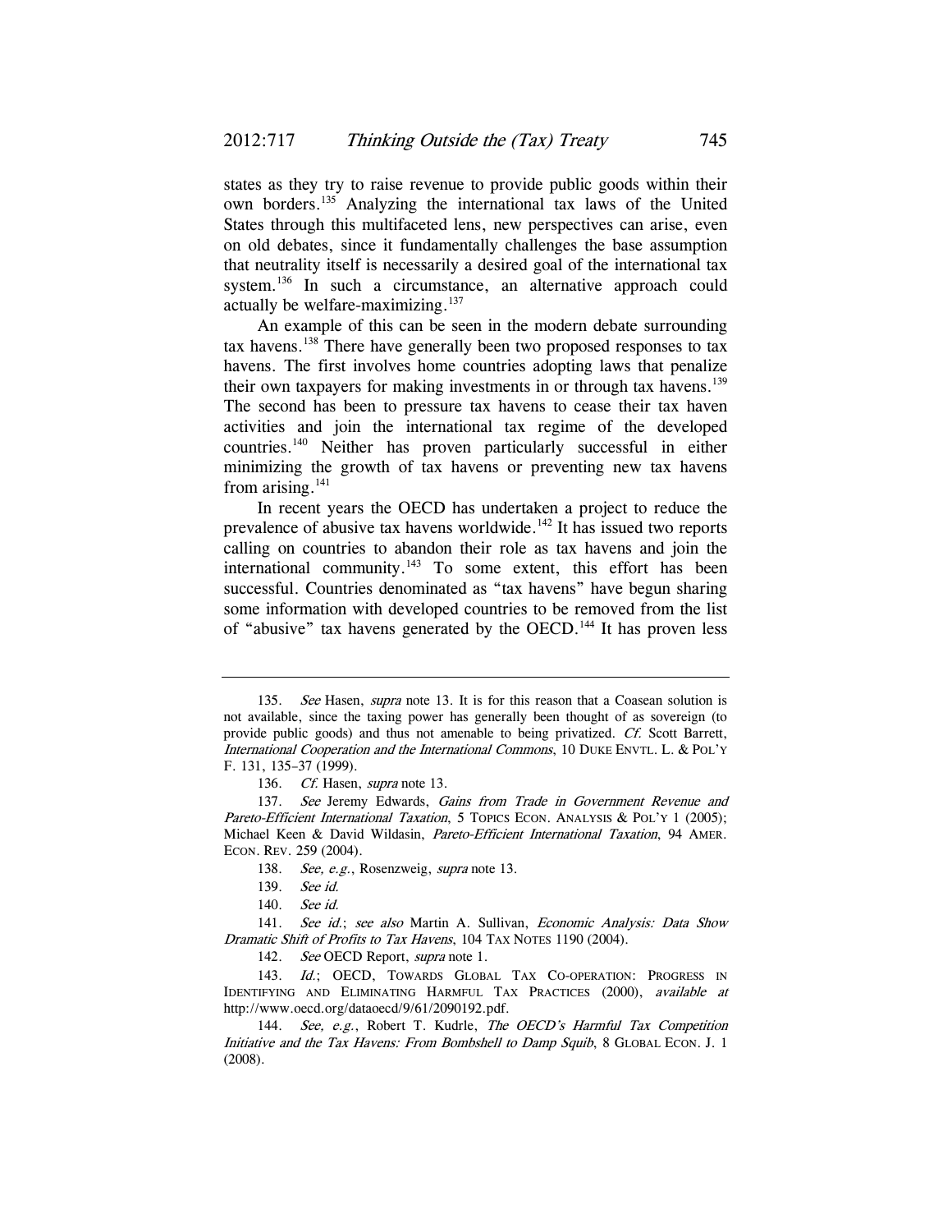states as they try to raise revenue to provide public goods within their own borders.[135] Analyzing the international tax laws of the United States through this multifaceted lens, new perspectives can arise, even on old debates, since it fundamentally challenges the base assumption that neutrality itself is necessarily a desired goal of the international tax system.[136] In such a circumstance, an alternative approach could actually be welfare-maximizing.[137]

An example of this can be seen in the modern debate surrounding tax havens.[138] There have generally been two proposed responses to tax havens. The first involves home countries adopting laws that penalize their own taxpayers for making investments in or through tax havens.[139] The second has been to pressure tax havens to cease their tax haven activities and join the international tax regime of the developed countries.[140] Neither has proven particularly successful in either minimizing the growth of tax havens or preventing new tax havens from arising.[141]

In recent years the OECD has undertaken a project to reduce the prevalence of abusive tax havens worldwide.[142] It has issued two reports calling on countries to abandon their role as tax havens and join the international community.[143] To some extent, this effort has been successful. Countries denominated as "tax havens" have begun sharing some information with developed countries to be removed from the list of "abusive" tax havens generated by the OECD.[144] It has proven less

---

135. *See* Hasen, *supra* note 13. It is for this reason that a Coasean solution is not available, since the taxing power has generally been thought of as sovereign (to provide public goods) and thus not amenable to being privatized. *Cf.* Scott Barrett, *International Cooperation and the International Commons*, 10 DUKE ENVTL. L. & POL'Y F. 131, 135–37 (1999).

136. *Cf.* Hasen, *supra* note 13.

137. *See* Jeremy Edwards, *Gains from Trade in Government Revenue and Pareto-Efficient International Taxation*, 5 TOPICS ECON. ANALYSIS & POL'Y 1 (2005); Michael Keen & David Wildasin, *Pareto-Efficient International Taxation*, 94 AMER. ECON. REV. 259 (2004).

138. *See, e.g.*, Rosenzweig, *supra* note 13.

139. *See id.*

140. *See id.*

141. *See id.*; *see also* Martin A. Sullivan, *Economic Analysis: Data Show Dramatic Shift of Profits to Tax Havens*, 104 TAX NOTES 1190 (2004).

142. *See* OECD Report, *supra* note 1.

143. *Id.*; OECD, TOWARDS GLOBAL TAX CO-OPERATION: PROGRESS IN IDENTIFYING AND ELIMINATING HARMFUL TAX PRACTICES (2000), *available at* http://www.oecd.org/dataoecd/9/61/2090192.pdf.

144. *See, e.g.*, Robert T. Kudrle, *The OECD's Harmful Tax Competition Initiative and the Tax Havens: From Bombshell to Damp Squib*, 8 GLOBAL ECON. J. 1 (2008).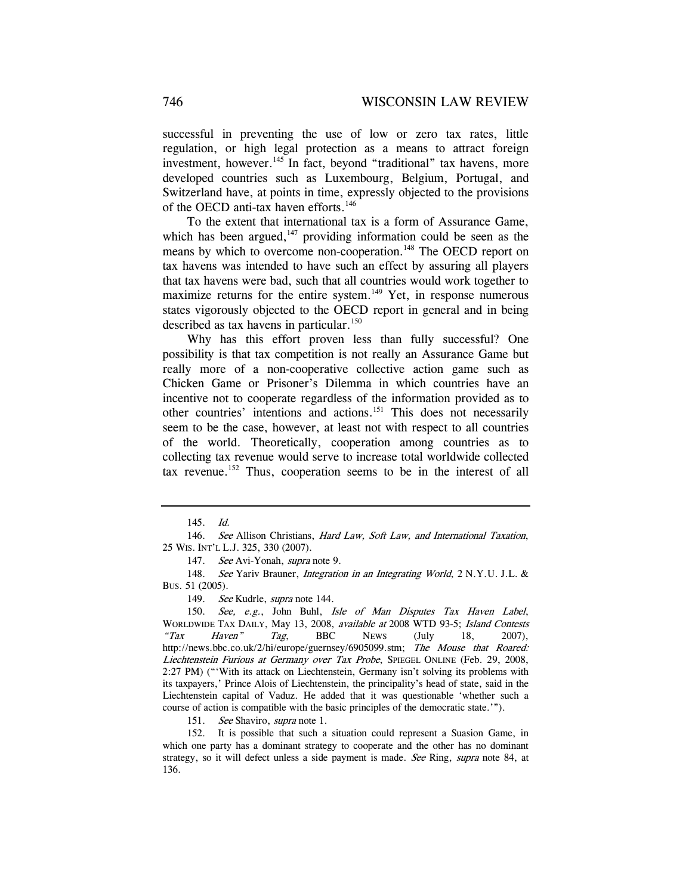successful in preventing the use of low or zero tax rates, little regulation, or high legal protection as a means to attract foreign investment, however.[145] In fact, beyond "traditional" tax havens, more developed countries such as Luxembourg, Belgium, Portugal, and Switzerland have, at points in time, expressly objected to the provisions of the OECD anti-tax haven efforts.[146]

To the extent that international tax is a form of Assurance Game, which has been argued,[147] providing information could be seen as the means by which to overcome non-cooperation.[148] The OECD report on tax havens was intended to have such an effect by assuring all players that tax havens were bad, such that all countries would work together to maximize returns for the entire system.[149] Yet, in response numerous states vigorously objected to the OECD report in general and in being described as tax havens in particular.[150]

Why has this effort proven less than fully successful? One possibility is that tax competition is not really an Assurance Game but really more of a non-cooperative collective action game such as Chicken Game or Prisoner's Dilemma in which countries have an incentive not to cooperate regardless of the information provided as to other countries' intentions and actions.[151] This does not necessarily seem to be the case, however, at least not with respect to all countries of the world. Theoretically, cooperation among countries as to collecting tax revenue would serve to increase total worldwide collected tax revenue.[152] Thus, cooperation seems to be in the interest of all

---

145. *Id.*

146. *See* Allison Christians, *Hard Law, Soft Law, and International Taxation*, 25 WIS. INT'L L.J. 325, 330 (2007).

147. *See* Avi-Yonah, *supra* note 9.

148. *See* Yariv Brauner, *Integration in an Integrating World*, 2 N.Y.U. J.L. & BUS. 51 (2005).

149. *See* Kudrle, *supra* note 144.

150. *See, e.g.*, John Buhl, *Isle of Man Disputes Tax Haven Label*, WORLDWIDE TAX DAILY, May 13, 2008, *available at* 2008 WTD 93-5; *Island Contests "Tax Haven" Tag*, BBC NEWS (July 18, 2007), http://news.bbc.co.uk/2/hi/europe/guernsey/6905099.stm; *The Mouse that Roared: Liechtenstein Furious at Germany over Tax Probe*, SPIEGEL ONLINE (Feb. 29, 2008, 2:27 PM) ("'With its attack on Liechtenstein, Germany isn't solving its problems with its taxpayers,' Prince Alois of Liechtenstein, the principality's head of state, said in the Liechtenstein capital of Vaduz. He added that it was questionable 'whether such a course of action is compatible with the basic principles of the democratic state.'").

151. *See* Shaviro, *supra* note 1.

152. It is possible that such a situation could represent a Suasion Game, in which one party has a dominant strategy to cooperate and the other has no dominant strategy, so it will defect unless a side payment is made. *See* Ring, *supra* note 84, at 136.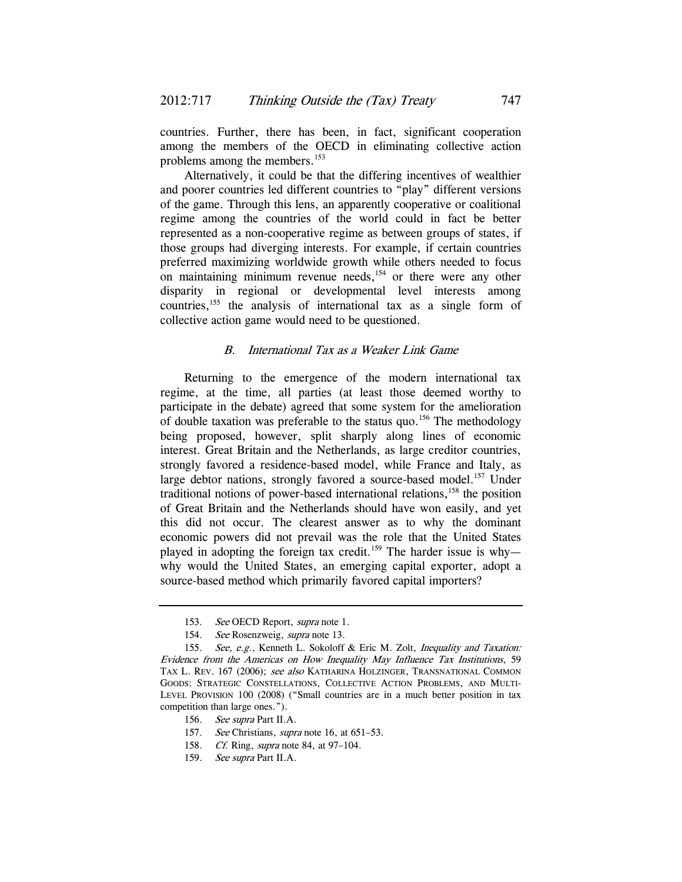countries. Further, there has been, in fact, significant cooperation among the members of the OECD in eliminating collective action problems among the members.[153]

Alternatively, it could be that the differing incentives of wealthier and poorer countries led different countries to "play" different versions of the game. Through this lens, an apparently cooperative or coalitional regime among the countries of the world could in fact be better represented as a non-cooperative regime as between groups of states, if those groups had diverging interests. For example, if certain countries preferred maximizing worldwide growth while others needed to focus on maintaining minimum revenue needs,[154] or there were any other disparity in regional or developmental level interests among countries,[155] the analysis of international tax as a single form of collective action game would need to be questioned.

### *B. International Tax as a Weaker Link Game*

Returning to the emergence of the modern international tax regime, at the time, all parties (at least those deemed worthy to participate in the debate) agreed that some system for the amelioration of double taxation was preferable to the status quo.[156] The methodology being proposed, however, split sharply along lines of economic interest. Great Britain and the Netherlands, as large creditor countries, strongly favored a residence-based model, while France and Italy, as large debtor nations, strongly favored a source-based model.[157] Under traditional notions of power-based international relations,[158] the position of Great Britain and the Netherlands should have won easily, and yet this did not occur. The clearest answer as to why the dominant economic powers did not prevail was the role that the United States played in adopting the foreign tax credit.[159] The harder issue is why—why would the United States, an emerging capital exporter, adopt a source-based method which primarily favored capital importers?

---

153. *See* OECD Report, *supra* note 1.

154. *See* Rosenzweig, *supra* note 13.

155. *See, e.g.*, Kenneth L. Sokoloff & Eric M. Zolt, *Inequality and Taxation: Evidence from the Americas on How Inequality May Influence Tax Institutions*, 59 TAX L. REV. 167 (2006); *see also* KATHARINA HOLZINGER, TRANSNATIONAL COMMON GOODS: STRATEGIC CONSTELLATIONS, COLLECTIVE ACTION PROBLEMS, AND MULTI-LEVEL PROVISION 100 (2008) ("Small countries are in a much better position in tax competition than large ones.").

156. *See supra* Part II.A.

157. *See* Christians, *supra* note 16, at 651–53.

158. *Cf.* Ring, *supra* note 84, at 97–104.

159. *See supra* Part II.A.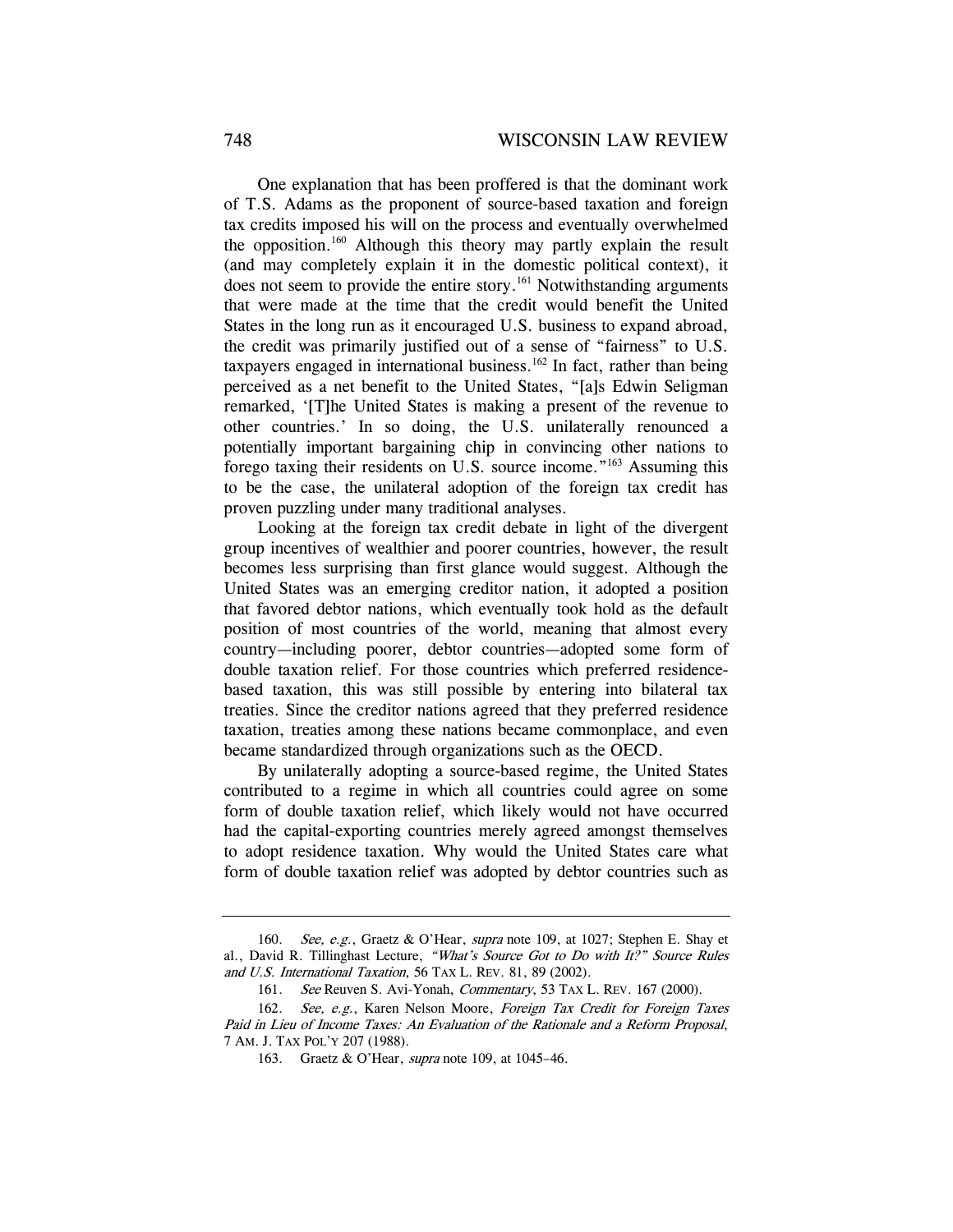One explanation that has been proffered is that the dominant work of T.S. Adams as the proponent of source-based taxation and foreign tax credits imposed his will on the process and eventually overwhelmed the opposition.[160] Although this theory may partly explain the result (and may completely explain it in the domestic political context), it does not seem to provide the entire story.[161] Notwithstanding arguments that were made at the time that the credit would benefit the United States in the long run as it encouraged U.S. business to expand abroad, the credit was primarily justified out of a sense of "fairness" to U.S. taxpayers engaged in international business.[162] In fact, rather than being perceived as a net benefit to the United States, "[a]s Edwin Seligman remarked, '[T]he United States is making a present of the revenue to other countries.' In so doing, the U.S. unilaterally renounced a potentially important bargaining chip in convincing other nations to forego taxing their residents on U.S. source income."[163] Assuming this to be the case, the unilateral adoption of the foreign tax credit has proven puzzling under many traditional analyses.

Looking at the foreign tax credit debate in light of the divergent group incentives of wealthier and poorer countries, however, the result becomes less surprising than first glance would suggest. Although the United States was an emerging creditor nation, it adopted a position that favored debtor nations, which eventually took hold as the default position of most countries of the world, meaning that almost every country—including poorer, debtor countries—adopted some form of double taxation relief. For those countries which preferred residence-based taxation, this was still possible by entering into bilateral tax treaties. Since the creditor nations agreed that they preferred residence taxation, treaties among these nations became commonplace, and even became standardized through organizations such as the OECD.

By unilaterally adopting a source-based regime, the United States contributed to a regime in which all countries could agree on some form of double taxation relief, which likely would not have occurred had the capital-exporting countries merely agreed amongst themselves to adopt residence taxation. Why would the United States care what form of double taxation relief was adopted by debtor countries such as

---

160. *See, e.g.*, Graetz & O'Hear, *supra* note 109, at 1027; Stephen E. Shay et al., David R. Tillinghast Lecture, *"What's Source Got to Do with It?" Source Rules and U.S. International Taxation*, 56 TAX L. REV. 81, 89 (2002).

161. *See* Reuven S. Avi-Yonah, *Commentary*, 53 TAX L. REV. 167 (2000).

162. *See, e.g.*, Karen Nelson Moore, *Foreign Tax Credit for Foreign Taxes Paid in Lieu of Income Taxes: An Evaluation of the Rationale and a Reform Proposal*, 7 AM. J. TAX POL'Y 207 (1988).

163. Graetz & O'Hear, *supra* note 109, at 1045–46.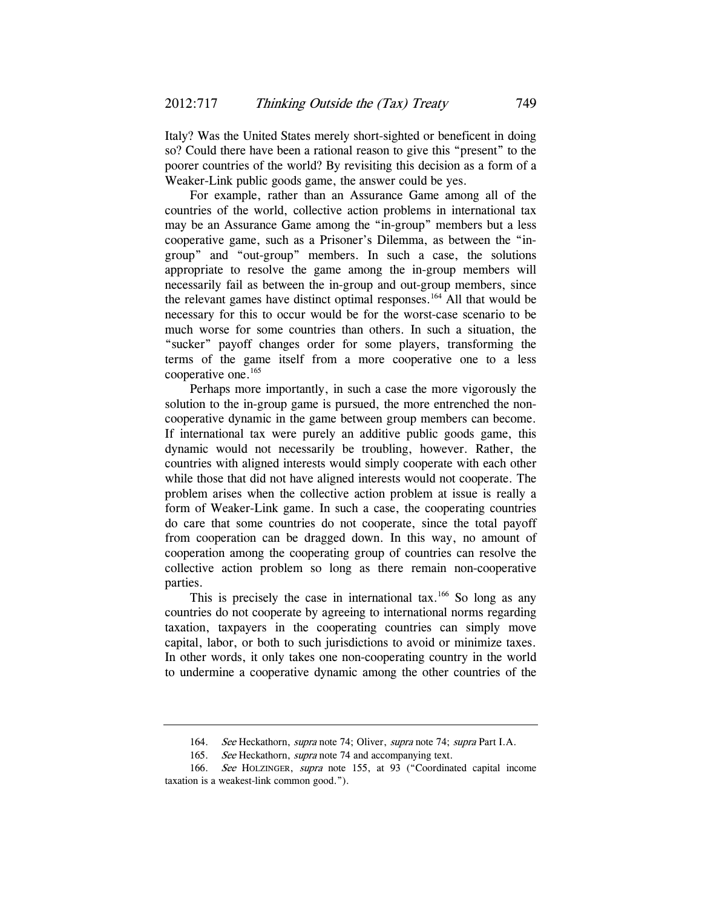Italy? Was the United States merely short-sighted or beneficent in doing so? Could there have been a rational reason to give this "present" to the poorer countries of the world? By revisiting this decision as a form of a Weaker-Link public goods game, the answer could be yes.

For example, rather than an Assurance Game among all of the countries of the world, collective action problems in international tax may be an Assurance Game among the "in-group" members but a less cooperative game, such as a Prisoner's Dilemma, as between the "in-group" and "out-group" members. In such a case, the solutions appropriate to resolve the game among the in-group members will necessarily fail as between the in-group and out-group members, since the relevant games have distinct optimal responses.[164] All that would be necessary for this to occur would be for the worst-case scenario to be much worse for some countries than others. In such a situation, the "sucker" payoff changes order for some players, transforming the terms of the game itself from a more cooperative one to a less cooperative one.[165]

Perhaps more importantly, in such a case the more vigorously the solution to the in-group game is pursued, the more entrenched the non-cooperative dynamic in the game between group members can become. If international tax were purely an additive public goods game, this dynamic would not necessarily be troubling, however. Rather, the countries with aligned interests would simply cooperate with each other while those that did not have aligned interests would not cooperate. The problem arises when the collective action problem at issue is really a form of Weaker-Link game. In such a case, the cooperating countries do care that some countries do not cooperate, since the total payoff from cooperation can be dragged down. In this way, no amount of cooperation among the cooperating group of countries can resolve the collective action problem so long as there remain non-cooperative parties.

This is precisely the case in international tax.[166] So long as any countries do not cooperate by agreeing to international norms regarding taxation, taxpayers in the cooperating countries can simply move capital, labor, or both to such jurisdictions to avoid or minimize taxes. In other words, it only takes one non-cooperating country in the world to undermine a cooperative dynamic among the other countries of the

---

164. *See* Heckathorn, *supra* note 74; Oliver, *supra* note 74; *supra* Part I.A.

165. *See* Heckathorn, *supra* note 74 and accompanying text.

166. *See* HOLZINGER, *supra* note 155, at 93 ("Coordinated capital income taxation is a weakest-link common good.").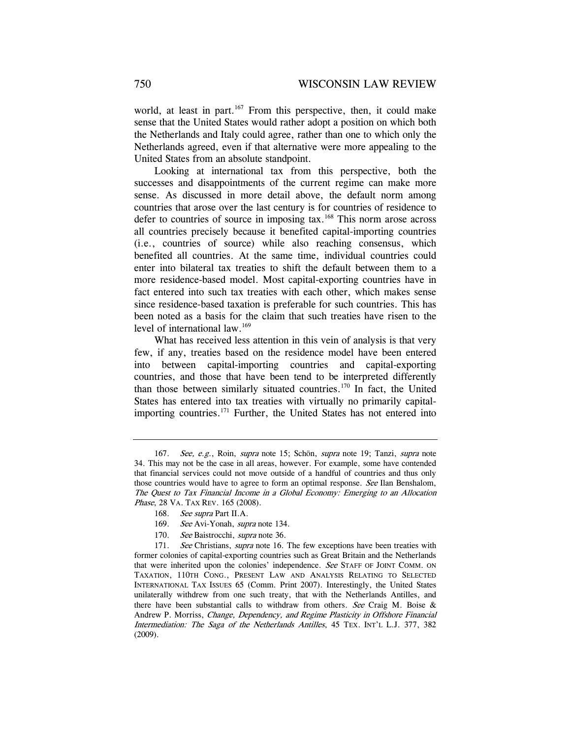world, at least in part.[167] From this perspective, then, it could make sense that the United States would rather adopt a position on which both the Netherlands and Italy could agree, rather than one to which only the Netherlands agreed, even if that alternative were more appealing to the United States from an absolute standpoint.

Looking at international tax from this perspective, both the successes and disappointments of the current regime can make more sense. As discussed in more detail above, the default norm among countries that arose over the last century is for countries of residence to defer to countries of source in imposing tax.[168] This norm arose across all countries precisely because it benefited capital-importing countries (i.e., countries of source) while also reaching consensus, which benefited all countries. At the same time, individual countries could enter into bilateral tax treaties to shift the default between them to a more residence-based model. Most capital-exporting countries have in fact entered into such tax treaties with each other, which makes sense since residence-based taxation is preferable for such countries. This has been noted as a basis for the claim that such treaties have risen to the level of international law.[169]

What has received less attention in this vein of analysis is that very few, if any, treaties based on the residence model have been entered into between capital-importing countries and capital-exporting countries, and those that have been tend to be interpreted differently than those between similarly situated countries.[170] In fact, the United States has entered into tax treaties with virtually no primarily capital-importing countries.[171] Further, the United States has not entered into

---

167. *See, e.g.*, Roin, *supra* note 15; Schön, *supra* note 19; Tanzi, *supra* note 34. This may not be the case in all areas, however. For example, some have contended that financial services could not move outside of a handful of countries and thus only those countries would have to agree to form an optimal response. *See* Ilan Benshalom, *The Quest to Tax Financial Income in a Global Economy: Emerging to an Allocation Phase*, 28 VA. TAX REV. 165 (2008).

168. *See supra* Part II.A.

169. *See* Avi-Yonah, *supra* note 134.

170. *See* Baistrocchi, *supra* note 36.

171. *See* Christians, *supra* note 16. The few exceptions have been treaties with former colonies of capital-exporting countries such as Great Britain and the Netherlands that were inherited upon the colonies' independence. *See* STAFF OF JOINT COMM. ON TAXATION, 110TH CONG., PRESENT LAW AND ANALYSIS RELATING TO SELECTED INTERNATIONAL TAX ISSUES 65 (Comm. Print 2007). Interestingly, the United States unilaterally withdrew from one such treaty, that with the Netherlands Antilles, and there have been substantial calls to withdraw from others. *See* Craig M. Boise & Andrew P. Morriss, *Change, Dependency, and Regime Plasticity in Offshore Financial Intermediation: The Saga of the Netherlands Antilles*, 45 TEX. INT'L L.J. 377, 382 (2009).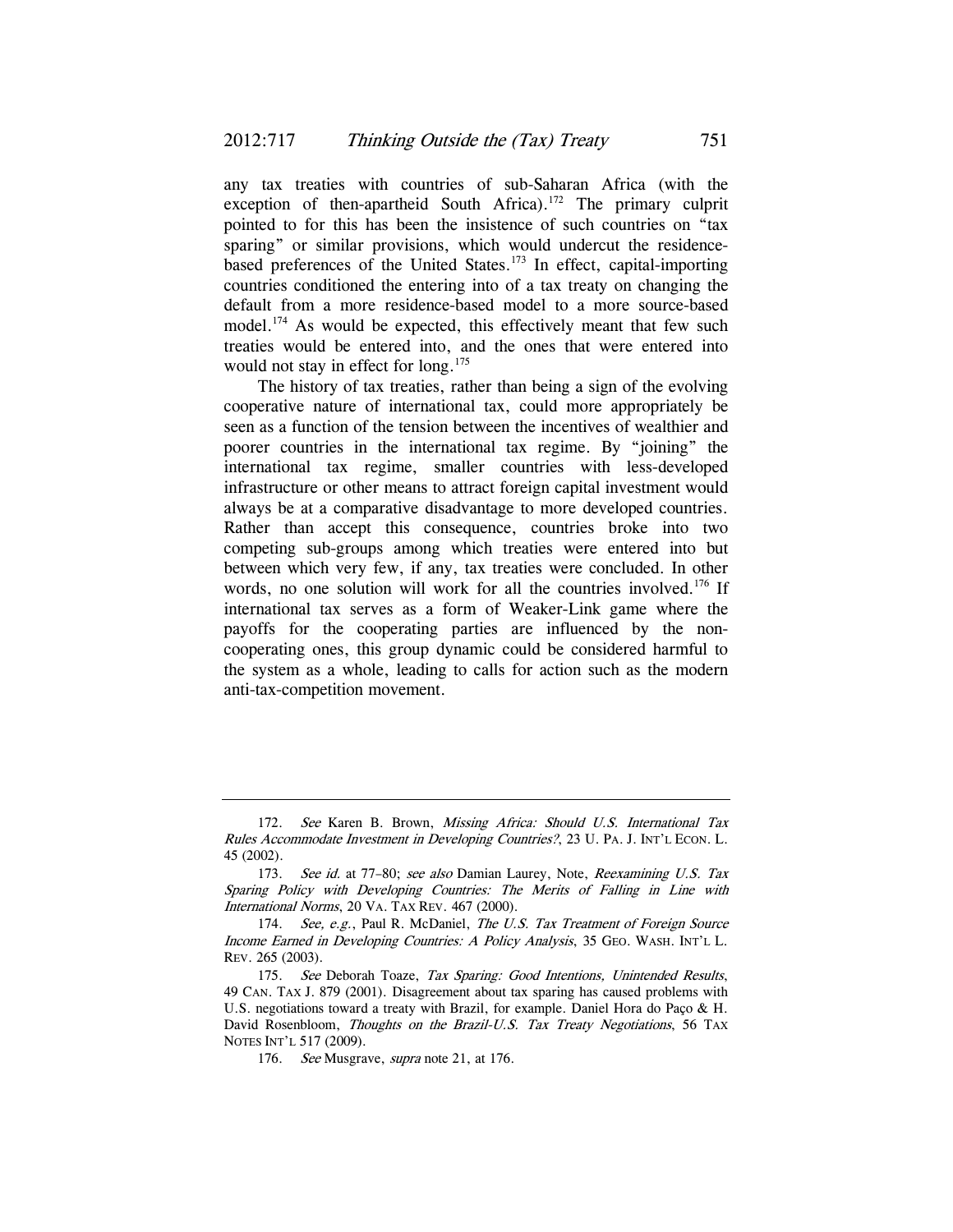any tax treaties with countries of sub-Saharan Africa (with the exception of then-apartheid South Africa).[172] The primary culprit pointed to for this has been the insistence of such countries on "tax sparing" or similar provisions, which would undercut the residence-based preferences of the United States.[173] In effect, capital-importing countries conditioned the entering into of a tax treaty on changing the default from a more residence-based model to a more source-based model.[174] As would be expected, this effectively meant that few such treaties would be entered into, and the ones that were entered into would not stay in effect for long.[175]

The history of tax treaties, rather than being a sign of the evolving cooperative nature of international tax, could more appropriately be seen as a function of the tension between the incentives of wealthier and poorer countries in the international tax regime. By "joining" the international tax regime, smaller countries with less-developed infrastructure or other means to attract foreign capital investment would always be at a comparative disadvantage to more developed countries. Rather than accept this consequence, countries broke into two competing sub-groups among which treaties were entered into but between which very few, if any, tax treaties were concluded. In other words, no one solution will work for all the countries involved.[176] If international tax serves as a form of Weaker-Link game where the payoffs for the cooperating parties are influenced by the non-cooperating ones, this group dynamic could be considered harmful to the system as a whole, leading to calls for action such as the modern anti-tax-competition movement.

---

172. *See* Karen B. Brown, *Missing Africa: Should U.S. International Tax Rules Accommodate Investment in Developing Countries?*, 23 U. PA. J. INT'L ECON. L. 45 (2002).

173. *See id.* at 77–80; *see also* Damian Laurey, Note, *Reexamining U.S. Tax Sparing Policy with Developing Countries: The Merits of Falling in Line with International Norms*, 20 VA. TAX REV. 467 (2000).

174. *See, e.g.*, Paul R. McDaniel, *The U.S. Tax Treatment of Foreign Source Income Earned in Developing Countries: A Policy Analysis*, 35 GEO. WASH. INT'L L. REV. 265 (2003).

175. *See* Deborah Toaze, *Tax Sparing: Good Intentions, Unintended Results*, 49 CAN. TAX J. 879 (2001). Disagreement about tax sparing has caused problems with U.S. negotiations toward a treaty with Brazil, for example. Daniel Hora do Paço & H. David Rosenbloom, *Thoughts on the Brazil-U.S. Tax Treaty Negotiations*, 56 TAX NOTES INT'L 517 (2009).

176. *See* Musgrave, *supra* note 21, at 176.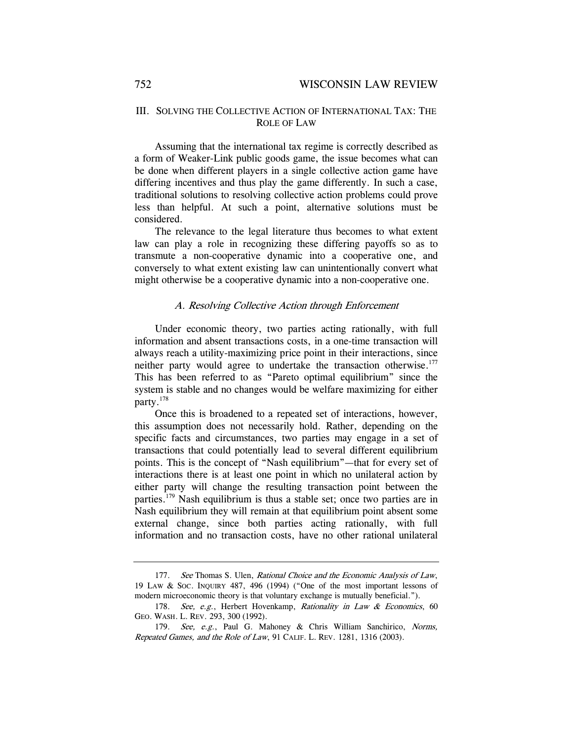## III. SOLVING THE COLLECTIVE ACTION OF INTERNATIONAL TAX: THE ROLE OF LAW

Assuming that the international tax regime is correctly described as a form of Weaker-Link public goods game, the issue becomes what can be done when different players in a single collective action game have differing incentives and thus play the game differently. In such a case, traditional solutions to resolving collective action problems could prove less than helpful. At such a point, alternative solutions must be considered.

The relevance to the legal literature thus becomes to what extent law can play a role in recognizing these differing payoffs so as to transmute a non-cooperative dynamic into a cooperative one, and conversely to what extent existing law can unintentionally convert what might otherwise be a cooperative dynamic into a non-cooperative one.

### *A. Resolving Collective Action through Enforcement*

Under economic theory, two parties acting rationally, with full information and absent transactions costs, in a one-time transaction will always reach a utility-maximizing price point in their interactions, since neither party would agree to undertake the transaction otherwise.[177] This has been referred to as "Pareto optimal equilibrium" since the system is stable and no changes would be welfare maximizing for either party.[178]

Once this is broadened to a repeated set of interactions, however, this assumption does not necessarily hold. Rather, depending on the specific facts and circumstances, two parties may engage in a set of transactions that could potentially lead to several different equilibrium points. This is the concept of "Nash equilibrium"—that for every set of interactions there is at least one point in which no unilateral action by either party will change the resulting transaction point between the parties.[179] Nash equilibrium is thus a stable set; once two parties are in Nash equilibrium they will remain at that equilibrium point absent some external change, since both parties acting rationally, with full information and no transaction costs, have no other rational unilateral

---

177. *See* Thomas S. Ulen, *Rational Choice and the Economic Analysis of Law*, 19 LAW & SOC. INQUIRY 487, 496 (1994) ("One of the most important lessons of modern microeconomic theory is that voluntary exchange is mutually beneficial.").

178. *See, e.g.*, Herbert Hovenkamp, *Rationality in Law & Economics*, 60 GEO. WASH. L. REV. 293, 300 (1992).

179. *See, e.g.*, Paul G. Mahoney & Chris William Sanchirico, *Norms, Repeated Games, and the Role of Law*, 91 CALIF. L. REV. 1281, 1316 (2003).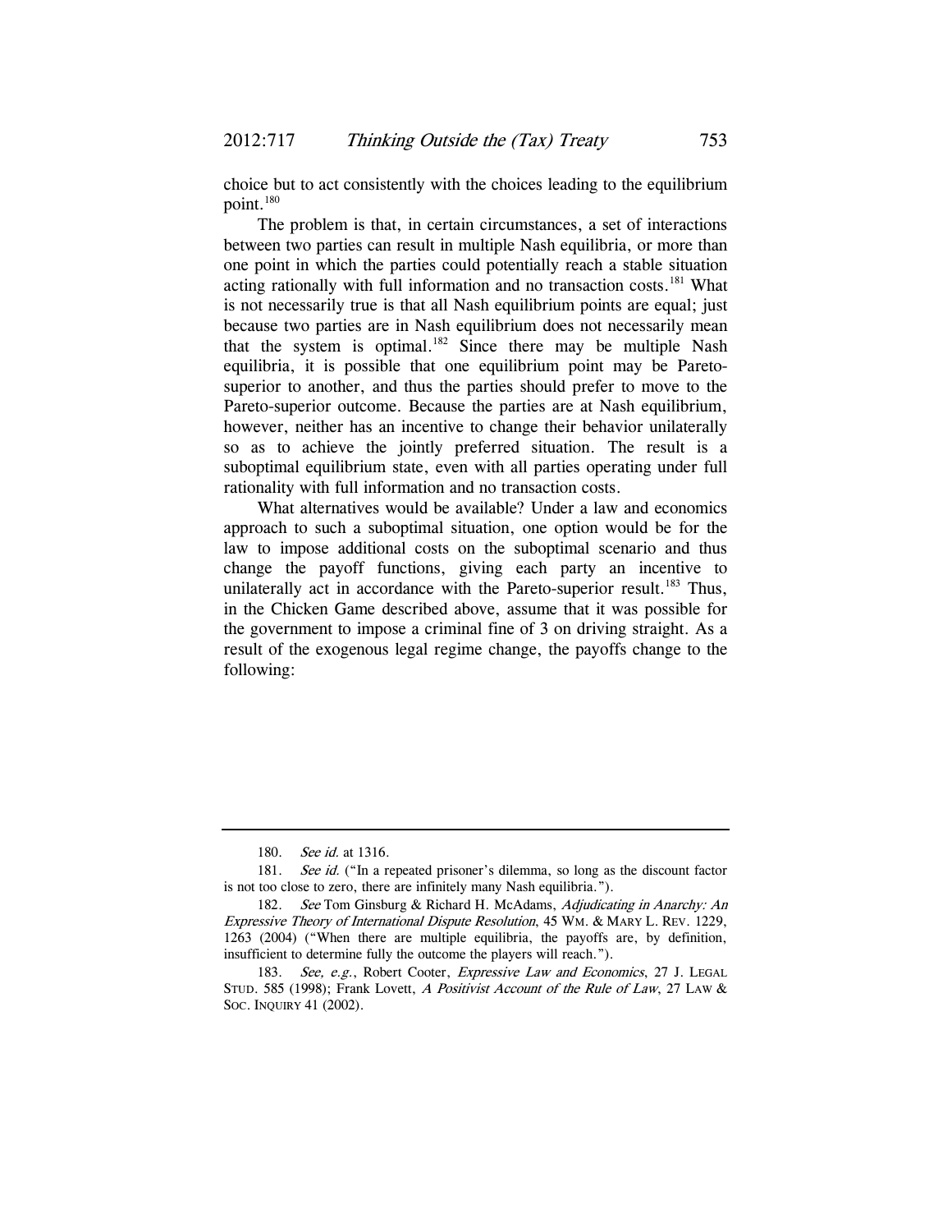choice but to act consistently with the choices leading to the equilibrium point.[180]

The problem is that, in certain circumstances, a set of interactions between two parties can result in multiple Nash equilibria, or more than one point in which the parties could potentially reach a stable situation acting rationally with full information and no transaction costs.[181] What is not necessarily true is that all Nash equilibrium points are equal; just because two parties are in Nash equilibrium does not necessarily mean that the system is optimal.[182] Since there may be multiple Nash equilibria, it is possible that one equilibrium point may be Pareto-superior to another, and thus the parties should prefer to move to the Pareto-superior outcome. Because the parties are at Nash equilibrium, however, neither has an incentive to change their behavior unilaterally so as to achieve the jointly preferred situation. The result is a suboptimal equilibrium state, even with all parties operating under full rationality with full information and no transaction costs.

What alternatives would be available? Under a law and economics approach to such a suboptimal situation, one option would be for the law to impose additional costs on the suboptimal scenario and thus change the payoff functions, giving each party an incentive to unilaterally act in accordance with the Pareto-superior result.[183] Thus, in the Chicken Game described above, assume that it was possible for the government to impose a criminal fine of 3 on driving straight. As a result of the exogenous legal regime change, the payoffs change to the following:

---

180. *See id.* at 1316.

181. *See id.* ("In a repeated prisoner's dilemma, so long as the discount factor is not too close to zero, there are infinitely many Nash equilibria.").

182. *See* Tom Ginsburg & Richard H. McAdams, *Adjudicating in Anarchy: An Expressive Theory of International Dispute Resolution*, 45 WM. & MARY L. REV. 1229, 1263 (2004) ("When there are multiple equilibria, the payoffs are, by definition, insufficient to determine fully the outcome the players will reach.").

183. *See, e.g.*, Robert Cooter, *Expressive Law and Economics*, 27 J. LEGAL STUD. 585 (1998); Frank Lovett, *A Positivist Account of the Rule of Law*, 27 LAW & SOC. INQUIRY 41 (2002).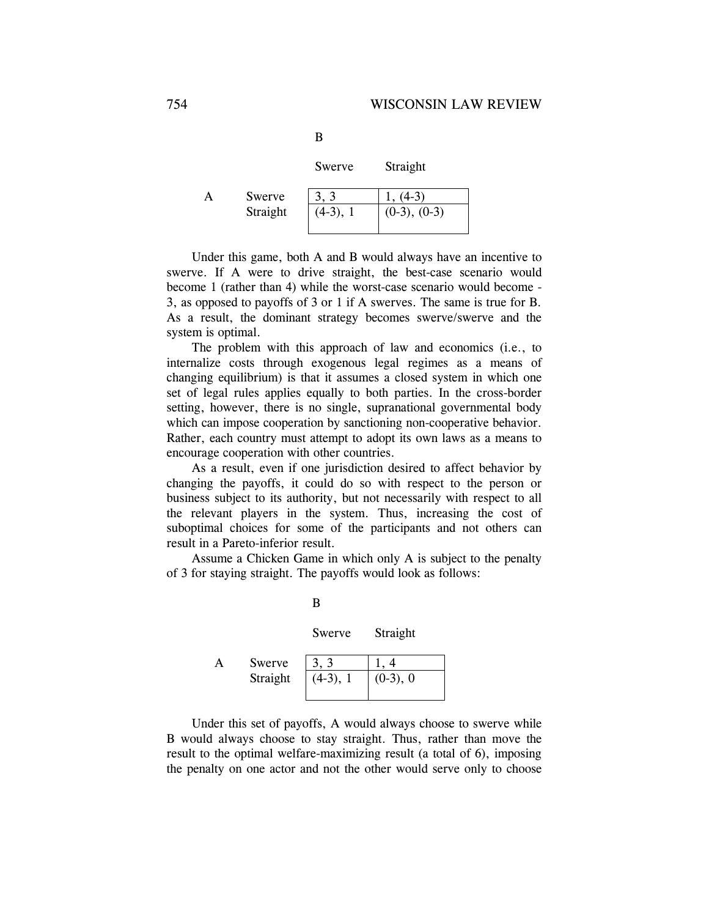| | | B | |
|---|---|---|---|
| | | Swerve | Straight |
| A | Swerve | 3, 3 | 1, (4-3) |
| | Straight | (4-3), 1 | (0-3), (0-3) |

Under this game, both A and B would always have an incentive to swerve. If A were to drive straight, the best-case scenario would become 1 (rather than 4) while the worst-case scenario would become -3, as opposed to payoffs of 3 or 1 if A swerves. The same is true for B. As a result, the dominant strategy becomes swerve/swerve and the system is optimal.

The problem with this approach of law and economics (i.e., to internalize costs through exogenous legal regimes as a means of changing equilibrium) is that it assumes a closed system in which one set of legal rules applies equally to both parties. In the cross-border setting, however, there is no single, supranational governmental body which can impose cooperation by sanctioning non-cooperative behavior. Rather, each country must attempt to adopt its own laws as a means to encourage cooperation with other countries.

As a result, even if one jurisdiction desired to affect behavior by changing the payoffs, it could do so with respect to the person or business subject to its authority, but not necessarily with respect to all the relevant players in the system. Thus, increasing the cost of suboptimal choices for some of the participants and not others can result in a Pareto-inferior result.

Assume a Chicken Game in which only A is subject to the penalty of 3 for staying straight. The payoffs would look as follows:

| | | B | |
|---|---|---|---|
| | | Swerve | Straight |
| A | Swerve | 3, 3 | 1, 4 |
| | Straight | (4-3), 1 | (0-3), 0 |

Under this set of payoffs, A would always choose to swerve while B would always choose to stay straight. Thus, rather than move the result to the optimal welfare-maximizing result (a total of 6), imposing the penalty on one actor and not the other would serve only to choose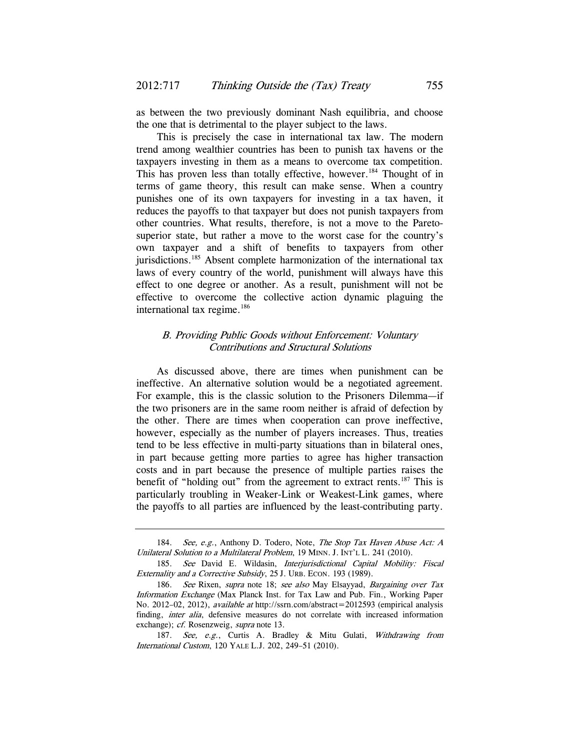as between the two previously dominant Nash equilibria, and choose the one that is detrimental to the player subject to the laws.

This is precisely the case in international tax law. The modern trend among wealthier countries has been to punish tax havens or the taxpayers investing in them as a means to overcome tax competition. This has proven less than totally effective, however.[184] Thought of in terms of game theory, this result can make sense. When a country punishes one of its own taxpayers for investing in a tax haven, it reduces the payoffs to that taxpayer but does not punish taxpayers from other countries. What results, therefore, is not a move to the Pareto-superior state, but rather a move to the worst case for the country's own taxpayer and a shift of benefits to taxpayers from other jurisdictions.[185] Absent complete harmonization of the international tax laws of every country of the world, punishment will always have this effect to one degree or another. As a result, punishment will not be effective to overcome the collective action dynamic plaguing the international tax regime.[186]

### *B. Providing Public Goods without Enforcement: Voluntary Contributions and Structural Solutions*

As discussed above, there are times when punishment can be ineffective. An alternative solution would be a negotiated agreement. For example, this is the classic solution to the Prisoners Dilemma—if the two prisoners are in the same room neither is afraid of defection by the other. There are times when cooperation can prove ineffective, however, especially as the number of players increases. Thus, treaties tend to be less effective in multi-party situations than in bilateral ones, in part because getting more parties to agree has higher transaction costs and in part because the presence of multiple parties raises the benefit of "holding out" from the agreement to extract rents.[187] This is particularly troubling in Weaker-Link or Weakest-Link games, where the payoffs to all parties are influenced by the least-contributing party.

---

184. *See, e.g.*, Anthony D. Todero, Note, *The Stop Tax Haven Abuse Act: A Unilateral Solution to a Multilateral Problem*, 19 MINN. J. INT'L L. 241 (2010).

185. *See* David E. Wildasin, *Interjurisdictional Capital Mobility: Fiscal Externality and a Corrective Subsidy*, 25 J. URB. ECON. 193 (1989).

186. *See* Rixen, *supra* note 18; *see also* May Elsayyad, *Bargaining over Tax Information Exchange* (Max Planck Inst. for Tax Law and Pub. Fin., Working Paper No. 2012–02, 2012), *available at* http://ssrn.com/abstract=2012593 (empirical analysis finding, *inter alia*, defensive measures do not correlate with increased information exchange); *cf.* Rosenzweig, *supra* note 13.

187. *See, e.g.*, Curtis A. Bradley & Mitu Gulati, *Withdrawing from International Custom*, 120 YALE L.J. 202, 249–51 (2010).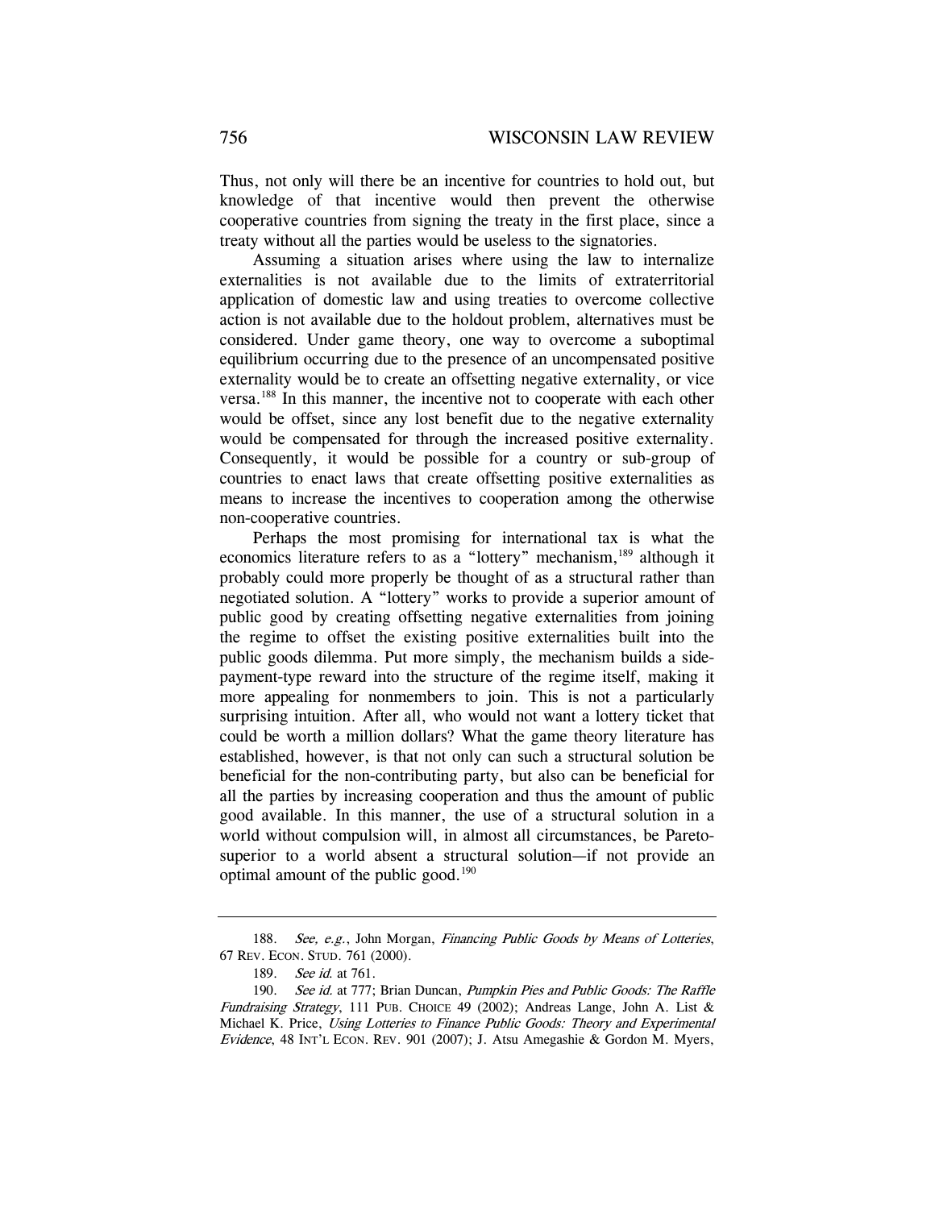Thus, not only will there be an incentive for countries to hold out, but knowledge of that incentive would then prevent the otherwise cooperative countries from signing the treaty in the first place, since a treaty without all the parties would be useless to the signatories.

Assuming a situation arises where using the law to internalize externalities is not available due to the limits of extraterritorial application of domestic law and using treaties to overcome collective action is not available due to the holdout problem, alternatives must be considered. Under game theory, one way to overcome a suboptimal equilibrium occurring due to the presence of an uncompensated positive externality would be to create an offsetting negative externality, or vice versa.[188] In this manner, the incentive not to cooperate with each other would be offset, since any lost benefit due to the negative externality would be compensated for through the increased positive externality. Consequently, it would be possible for a country or sub-group of countries to enact laws that create offsetting positive externalities as means to increase the incentives to cooperation among the otherwise non-cooperative countries.

Perhaps the most promising for international tax is what the economics literature refers to as a "lottery" mechanism,[189] although it probably could more properly be thought of as a structural rather than negotiated solution. A "lottery" works to provide a superior amount of public good by creating offsetting negative externalities from joining the regime to offset the existing positive externalities built into the public goods dilemma. Put more simply, the mechanism builds a side-payment-type reward into the structure of the regime itself, making it more appealing for nonmembers to join. This is not a particularly surprising intuition. After all, who would not want a lottery ticket that could be worth a million dollars? What the game theory literature has established, however, is that not only can such a structural solution be beneficial for the non-contributing party, but also can be beneficial for all the parties by increasing cooperation and thus the amount of public good available. In this manner, the use of a structural solution in a world without compulsion will, in almost all circumstances, be Pareto-superior to a world absent a structural solution—if not provide an optimal amount of the public good.[190]

---

188. *See, e.g.*, John Morgan, *Financing Public Goods by Means of Lotteries*, 67 REV. ECON. STUD. 761 (2000).

189. *See id.* at 761.

190. *See id.* at 777; Brian Duncan, *Pumpkin Pies and Public Goods: The Raffle Fundraising Strategy*, 111 PUB. CHOICE 49 (2002); Andreas Lange, John A. List & Michael K. Price, *Using Lotteries to Finance Public Goods: Theory and Experimental Evidence*, 48 INT'L ECON. REV. 901 (2007); J. Atsu Amegashie & Gordon M. Myers,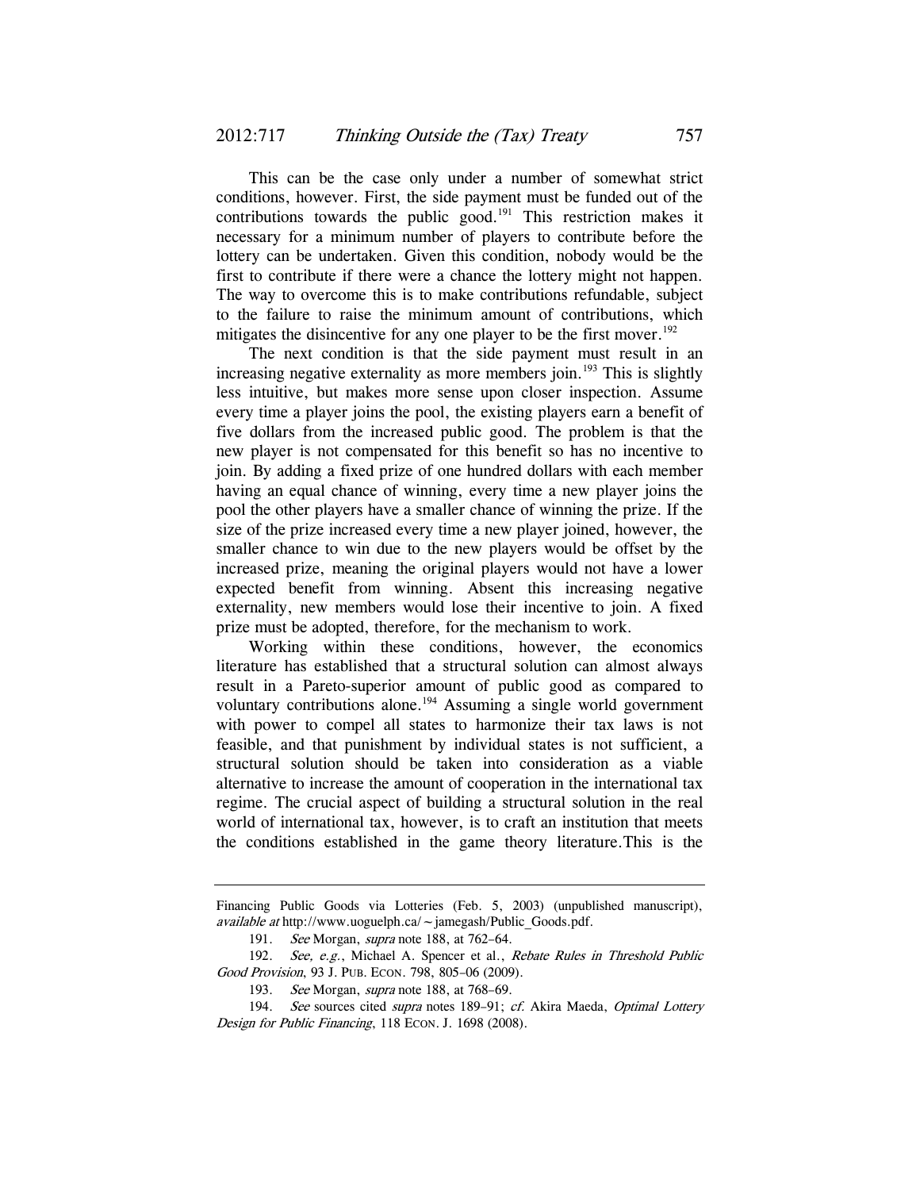This can be the case only under a number of somewhat strict conditions, however. First, the side payment must be funded out of the contributions towards the public good.[191] This restriction makes it necessary for a minimum number of players to contribute before the lottery can be undertaken. Given this condition, nobody would be the first to contribute if there were a chance the lottery might not happen. The way to overcome this is to make contributions refundable, subject to the failure to raise the minimum amount of contributions, which mitigates the disincentive for any one player to be the first mover.[192]

The next condition is that the side payment must result in an increasing negative externality as more members join.[193] This is slightly less intuitive, but makes more sense upon closer inspection. Assume every time a player joins the pool, the existing players earn a benefit of five dollars from the increased public good. The problem is that the new player is not compensated for this benefit so has no incentive to join. By adding a fixed prize of one hundred dollars with each member having an equal chance of winning, every time a new player joins the pool the other players have a smaller chance of winning the prize. If the size of the prize increased every time a new player joined, however, the smaller chance to win due to the new players would be offset by the increased prize, meaning the original players would not have a lower expected benefit from winning. Absent this increasing negative externality, new members would lose their incentive to join. A fixed prize must be adopted, therefore, for the mechanism to work.

Working within these conditions, however, the economics literature has established that a structural solution can almost always result in a Pareto-superior amount of public good as compared to voluntary contributions alone.[194] Assuming a single world government with power to compel all states to harmonize their tax laws is not feasible, and that punishment by individual states is not sufficient, a structural solution should be taken into consideration as a viable alternative to increase the amount of cooperation in the international tax regime. The crucial aspect of building a structural solution in the real world of international tax, however, is to craft an institution that meets the conditions established in the game theory literature.This is the

---

Financing Public Goods via Lotteries (Feb. 5, 2003) (unpublished manuscript), *available at* http://www.uoguelph.ca/~jamegash/Public_Goods.pdf.

191. *See* Morgan, *supra* note 188, at 762–64.

192. *See, e.g.*, Michael A. Spencer et al., *Rebate Rules in Threshold Public Good Provision*, 93 J. PUB. ECON. 798, 805–06 (2009).

193. *See* Morgan, *supra* note 188, at 768–69.

194. *See* sources cited *supra* notes 189–91; *cf.* Akira Maeda, *Optimal Lottery Design for Public Financing*, 118 ECON. J. 1698 (2008).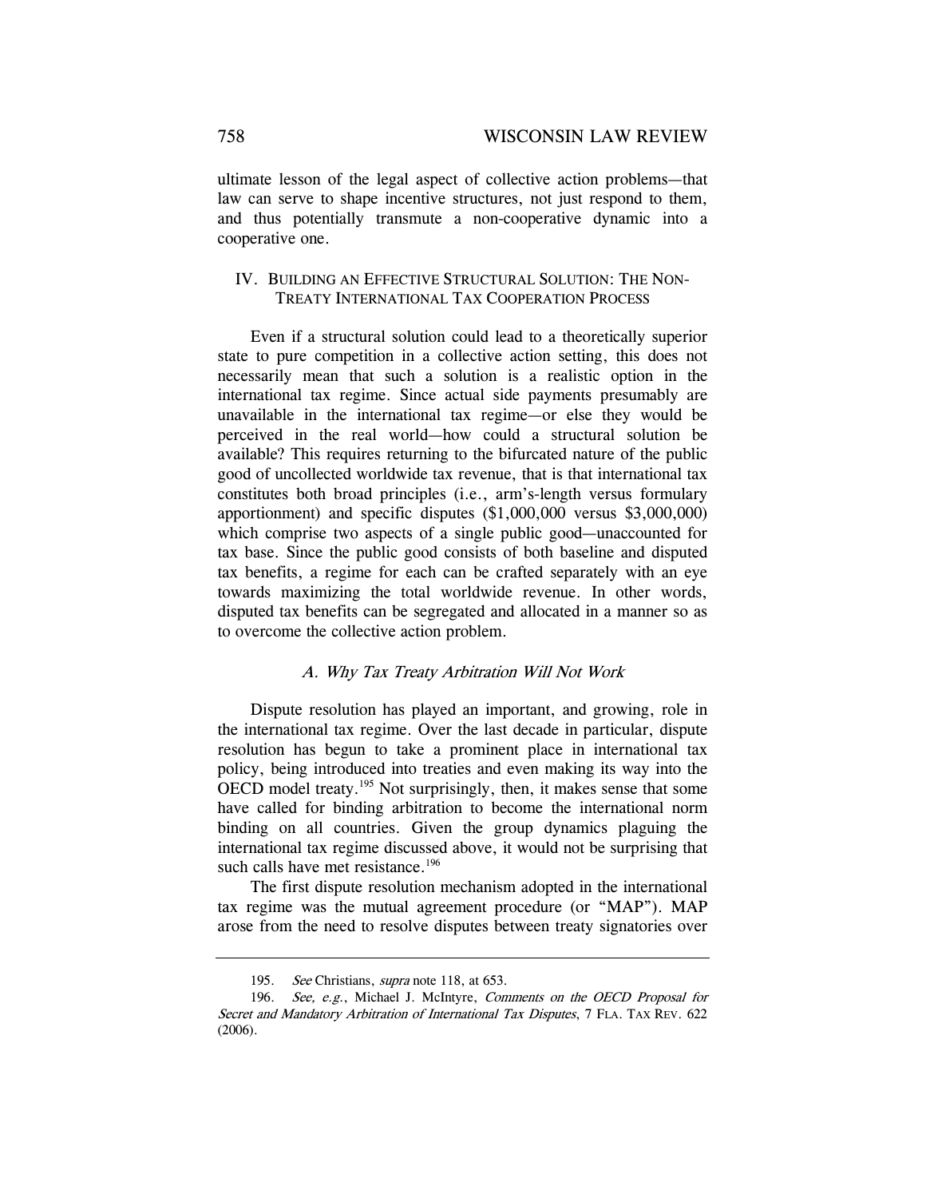ultimate lesson of the legal aspect of collective action problems—that law can serve to shape incentive structures, not just respond to them, and thus potentially transmute a non-cooperative dynamic into a cooperative one.

## IV. Building an Effective Structural Solution: The Non-Treaty International Tax Cooperation Process

Even if a structural solution could lead to a theoretically superior state to pure competition in a collective action setting, this does not necessarily mean that such a solution is a realistic option in the international tax regime. Since actual side payments presumably are unavailable in the international tax regime—or else they would be perceived in the real world—how could a structural solution be available? This requires returning to the bifurcated nature of the public good of uncollected worldwide tax revenue, that is that international tax constitutes both broad principles (i.e., arm's-length versus formulary apportionment) and specific disputes ($1,000,000 versus $3,000,000) which comprise two aspects of a single public good—unaccounted for tax base. Since the public good consists of both baseline and disputed tax benefits, a regime for each can be crafted separately with an eye towards maximizing the total worldwide revenue. In other words, disputed tax benefits can be segregated and allocated in a manner so as to overcome the collective action problem.

### *A. Why Tax Treaty Arbitration Will Not Work*

Dispute resolution has played an important, and growing, role in the international tax regime. Over the last decade in particular, dispute resolution has begun to take a prominent place in international tax policy, being introduced into treaties and even making its way into the OECD model treaty.[195] Not surprisingly, then, it makes sense that some have called for binding arbitration to become the international norm binding on all countries. Given the group dynamics plaguing the international tax regime discussed above, it would not be surprising that such calls have met resistance.[196]

The first dispute resolution mechanism adopted in the international tax regime was the mutual agreement procedure (or "MAP"). MAP arose from the need to resolve disputes between treaty signatories over

---

195. *See* Christians, *supra* note 118, at 653.

196. *See, e.g.*, Michael J. McIntyre, *Comments on the OECD Proposal for Secret and Mandatory Arbitration of International Tax Disputes*, 7 FLA. TAX REV. 622 (2006).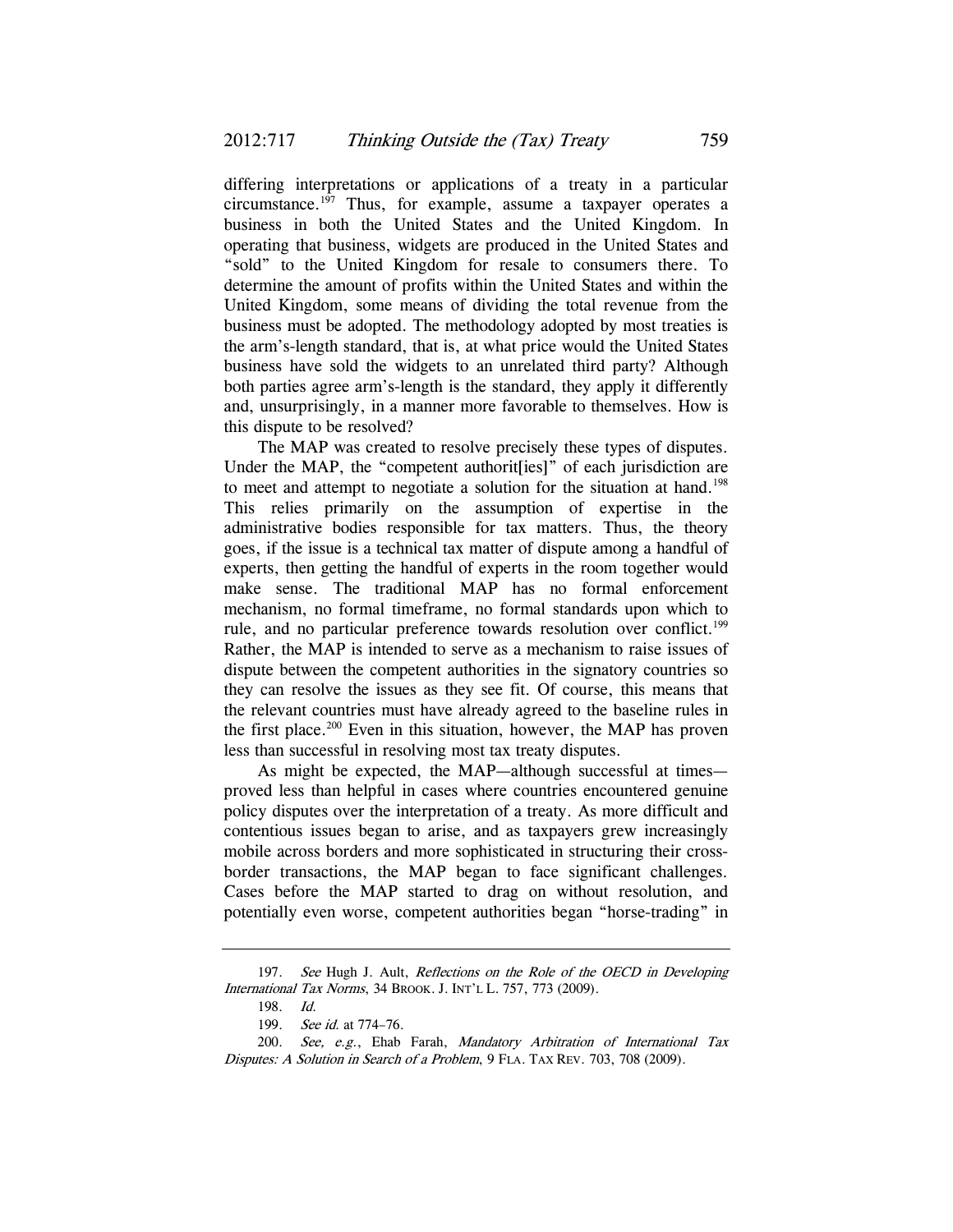differing interpretations or applications of a treaty in a particular circumstance.[197] Thus, for example, assume a taxpayer operates a business in both the United States and the United Kingdom. In operating that business, widgets are produced in the United States and "sold" to the United Kingdom for resale to consumers there. To determine the amount of profits within the United States and within the United Kingdom, some means of dividing the total revenue from the business must be adopted. The methodology adopted by most treaties is the arm's-length standard, that is, at what price would the United States business have sold the widgets to an unrelated third party? Although both parties agree arm's-length is the standard, they apply it differently and, unsurprisingly, in a manner more favorable to themselves. How is this dispute to be resolved?

The MAP was created to resolve precisely these types of disputes. Under the MAP, the "competent authorit[ies]" of each jurisdiction are to meet and attempt to negotiate a solution for the situation at hand.[198] This relies primarily on the assumption of expertise in the administrative bodies responsible for tax matters. Thus, the theory goes, if the issue is a technical tax matter of dispute among a handful of experts, then getting the handful of experts in the room together would make sense. The traditional MAP has no formal enforcement mechanism, no formal timeframe, no formal standards upon which to rule, and no particular preference towards resolution over conflict.[199] Rather, the MAP is intended to serve as a mechanism to raise issues of dispute between the competent authorities in the signatory countries so they can resolve the issues as they see fit. Of course, this means that the relevant countries must have already agreed to the baseline rules in the first place.[200] Even in this situation, however, the MAP has proven less than successful in resolving most tax treaty disputes.

As might be expected, the MAP—although successful at times—proved less than helpful in cases where countries encountered genuine policy disputes over the interpretation of a treaty. As more difficult and contentious issues began to arise, and as taxpayers grew increasingly mobile across borders and more sophisticated in structuring their cross-border transactions, the MAP began to face significant challenges. Cases before the MAP started to drag on without resolution, and potentially even worse, competent authorities began "horse-trading" in

---

197. *See* Hugh J. Ault, *Reflections on the Role of the OECD in Developing International Tax Norms*, 34 BROOK. J. INT'L L. 757, 773 (2009).

198. *Id.*

199. *See id.* at 774–76.

200. *See, e.g.*, Ehab Farah, *Mandatory Arbitration of International Tax Disputes: A Solution in Search of a Problem*, 9 FLA. TAX REV. 703, 708 (2009).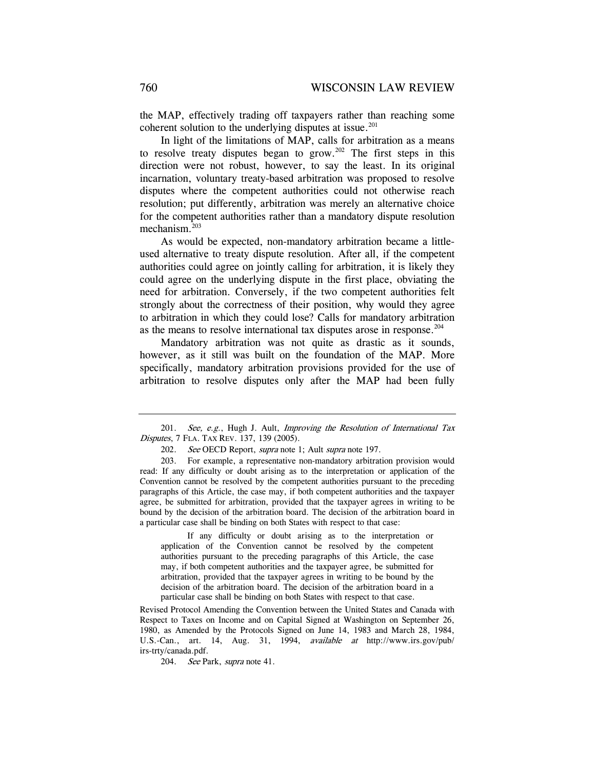the MAP, effectively trading off taxpayers rather than reaching some coherent solution to the underlying disputes at issue.[201]

In light of the limitations of MAP, calls for arbitration as a means to resolve treaty disputes began to grow.[202] The first steps in this direction were not robust, however, to say the least. In its original incarnation, voluntary treaty-based arbitration was proposed to resolve disputes where the competent authorities could not otherwise reach resolution; put differently, arbitration was merely an alternative choice for the competent authorities rather than a mandatory dispute resolution mechanism.[203]

As would be expected, non-mandatory arbitration became a little-used alternative to treaty dispute resolution. After all, if the competent authorities could agree on jointly calling for arbitration, it is likely they could agree on the underlying dispute in the first place, obviating the need for arbitration. Conversely, if the two competent authorities felt strongly about the correctness of their position, why would they agree to arbitration in which they could lose? Calls for mandatory arbitration as the means to resolve international tax disputes arose in response.[204]

Mandatory arbitration was not quite as drastic as it sounds, however, as it still was built on the foundation of the MAP. More specifically, mandatory arbitration provisions provided for the use of arbitration to resolve disputes only after the MAP had been fully

---

201. *See, e.g.*, Hugh J. Ault, *Improving the Resolution of International Tax Disputes*, 7 FLA. TAX REV. 137, 139 (2005).

202. *See* OECD Report, *supra* note 1; Ault *supra* note 197.

203. For example, a representative non-mandatory arbitration provision would read: If any difficulty or doubt arising as to the interpretation or application of the Convention cannot be resolved by the competent authorities pursuant to the preceding paragraphs of this Article, the case may, if both competent authorities and the taxpayer agree, be submitted for arbitration, provided that the taxpayer agrees in writing to be bound by the decision of the arbitration board. The decision of the arbitration board in a particular case shall be binding on both States with respect to that case:

> If any difficulty or doubt arising as to the interpretation or application of the Convention cannot be resolved by the competent authorities pursuant to the preceding paragraphs of this Article, the case may, if both competent authorities and the taxpayer agree, be submitted for arbitration, provided that the taxpayer agrees in writing to be bound by the decision of the arbitration board. The decision of the arbitration board in a particular case shall be binding on both States with respect to that case.

Revised Protocol Amending the Convention between the United States and Canada with Respect to Taxes on Income and on Capital Signed at Washington on September 26, 1980, as Amended by the Protocols Signed on June 14, 1983 and March 28, 1984, U.S.-Can., art. 14, Aug. 31, 1994, *available at* http://www.irs.gov/pub/irs-trty/canada.pdf.

204. *See* Park, *supra* note 41.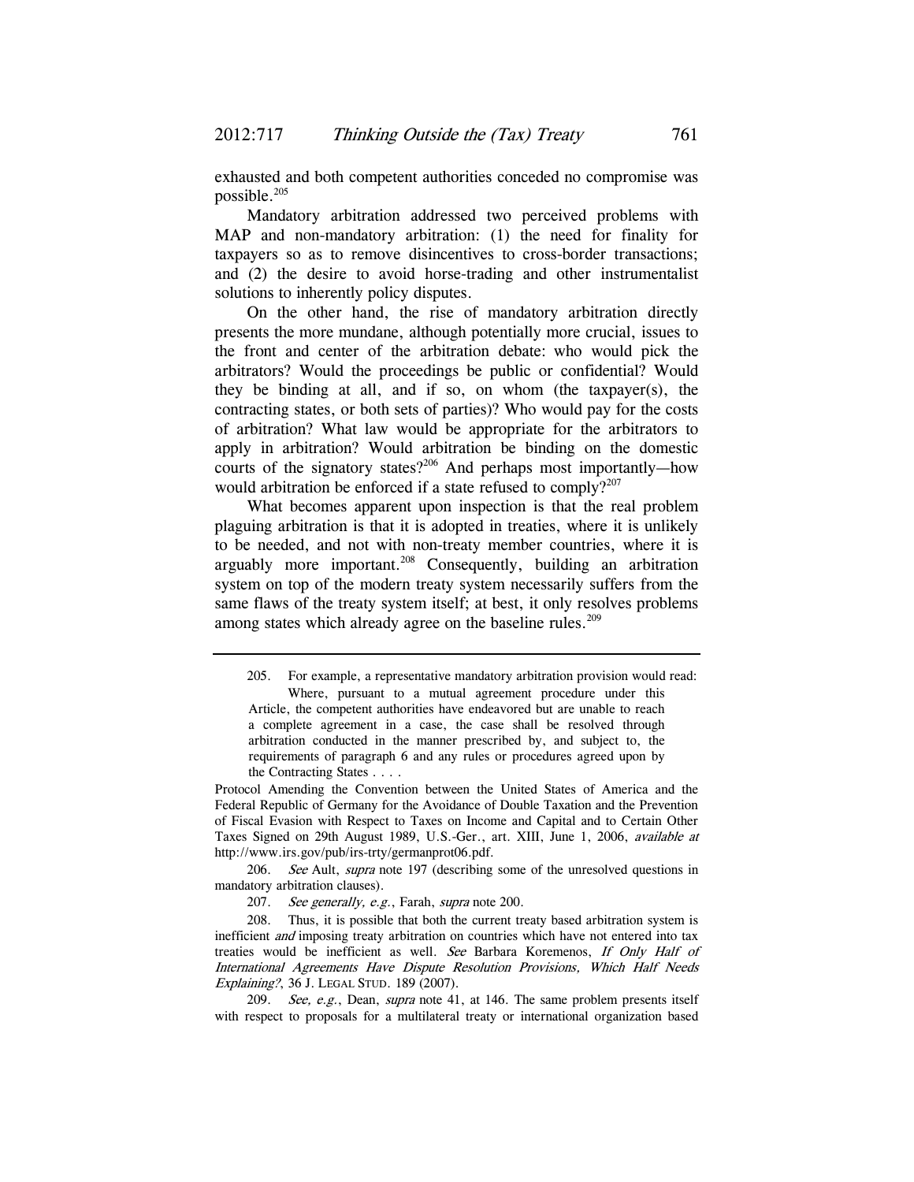exhausted and both competent authorities conceded no compromise was possible.[205]

Mandatory arbitration addressed two perceived problems with MAP and non-mandatory arbitration: (1) the need for finality for taxpayers so as to remove disincentives to cross-border transactions; and (2) the desire to avoid horse-trading and other instrumentalist solutions to inherently policy disputes.

On the other hand, the rise of mandatory arbitration directly presents the more mundane, although potentially more crucial, issues to the front and center of the arbitration debate: who would pick the arbitrators? Would the proceedings be public or confidential? Would they be binding at all, and if so, on whom (the taxpayer(s), the contracting states, or both sets of parties)? Who would pay for the costs of arbitration? What law would be appropriate for the arbitrators to apply in arbitration? Would arbitration be binding on the domestic courts of the signatory states?[206] And perhaps most importantly—how would arbitration be enforced if a state refused to comply?[207]

What becomes apparent upon inspection is that the real problem plaguing arbitration is that it is adopted in treaties, where it is unlikely to be needed, and not with non-treaty member countries, where it is arguably more important.[208] Consequently, building an arbitration system on top of the modern treaty system necessarily suffers from the same flaws of the treaty system itself; at best, it only resolves problems among states which already agree on the baseline rules.[209]

---

205. For example, a representative mandatory arbitration provision would read:

> Where, pursuant to a mutual agreement procedure under this Article, the competent authorities have endeavored but are unable to reach a complete agreement in a case, the case shall be resolved through arbitration conducted in the manner prescribed by, and subject to, the requirements of paragraph 6 and any rules or procedures agreed upon by the Contracting States . . . .

Protocol Amending the Convention between the United States of America and the Federal Republic of Germany for the Avoidance of Double Taxation and the Prevention of Fiscal Evasion with Respect to Taxes on Income and Capital and to Certain Other Taxes Signed on 29th August 1989, U.S.-Ger., art. XIII, June 1, 2006, *available at* http://www.irs.gov/pub/irs-trty/germanprot06.pdf.

206. *See* Ault, *supra* note 197 (describing some of the unresolved questions in mandatory arbitration clauses).

207. *See generally, e.g.*, Farah, *supra* note 200.

208. Thus, it is possible that both the current treaty based arbitration system is inefficient *and* imposing treaty arbitration on countries which have not entered into tax treaties would be inefficient as well. *See* Barbara Koremenos, *If Only Half of International Agreements Have Dispute Resolution Provisions, Which Half Needs Explaining?*, 36 J. LEGAL STUD. 189 (2007).

209. *See, e.g.*, Dean, *supra* note 41, at 146. The same problem presents itself with respect to proposals for a multilateral treaty or international organization based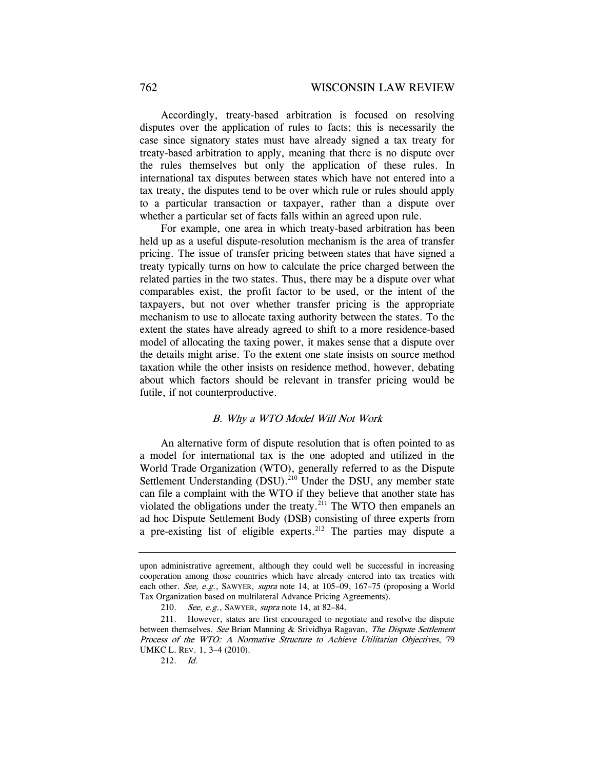Accordingly, treaty-based arbitration is focused on resolving disputes over the application of rules to facts; this is necessarily the case since signatory states must have already signed a tax treaty for treaty-based arbitration to apply, meaning that there is no dispute over the rules themselves but only the application of these rules. In international tax disputes between states which have not entered into a tax treaty, the disputes tend to be over which rule or rules should apply to a particular transaction or taxpayer, rather than a dispute over whether a particular set of facts falls within an agreed upon rule.

For example, one area in which treaty-based arbitration has been held up as a useful dispute-resolution mechanism is the area of transfer pricing. The issue of transfer pricing between states that have signed a treaty typically turns on how to calculate the price charged between the related parties in the two states. Thus, there may be a dispute over what comparables exist, the profit factor to be used, or the intent of the taxpayers, but not over whether transfer pricing is the appropriate mechanism to use to allocate taxing authority between the states. To the extent the states have already agreed to shift to a more residence-based model of allocating the taxing power, it makes sense that a dispute over the details might arise. To the extent one state insists on source method taxation while the other insists on residence method, however, debating about which factors should be relevant in transfer pricing would be futile, if not counterproductive.

### *B. Why a WTO Model Will Not Work*

An alternative form of dispute resolution that is often pointed to as a model for international tax is the one adopted and utilized in the World Trade Organization (WTO), generally referred to as the Dispute Settlement Understanding (DSU).[210] Under the DSU, any member state can file a complaint with the WTO if they believe that another state has violated the obligations under the treaty.[211] The WTO then empanels an ad hoc Dispute Settlement Body (DSB) consisting of three experts from a pre-existing list of eligible experts.[212] The parties may dispute a

---

upon administrative agreement, although they could well be successful in increasing cooperation among those countries which have already entered into tax treaties with each other. *See, e.g.*, SAWYER, *supra* note 14, at 105–09, 167–75 (proposing a World Tax Organization based on multilateral Advance Pricing Agreements).

210. *See, e.g.*, SAWYER, *supra* note 14, at 82–84.

211. However, states are first encouraged to negotiate and resolve the dispute between themselves. *See* Brian Manning & Srividhya Ragavan, *The Dispute Settlement Process of the WTO: A Normative Structure to Achieve Utilitarian Objectives*, 79 UMKC L. REV. 1, 3–4 (2010).

212. *Id.*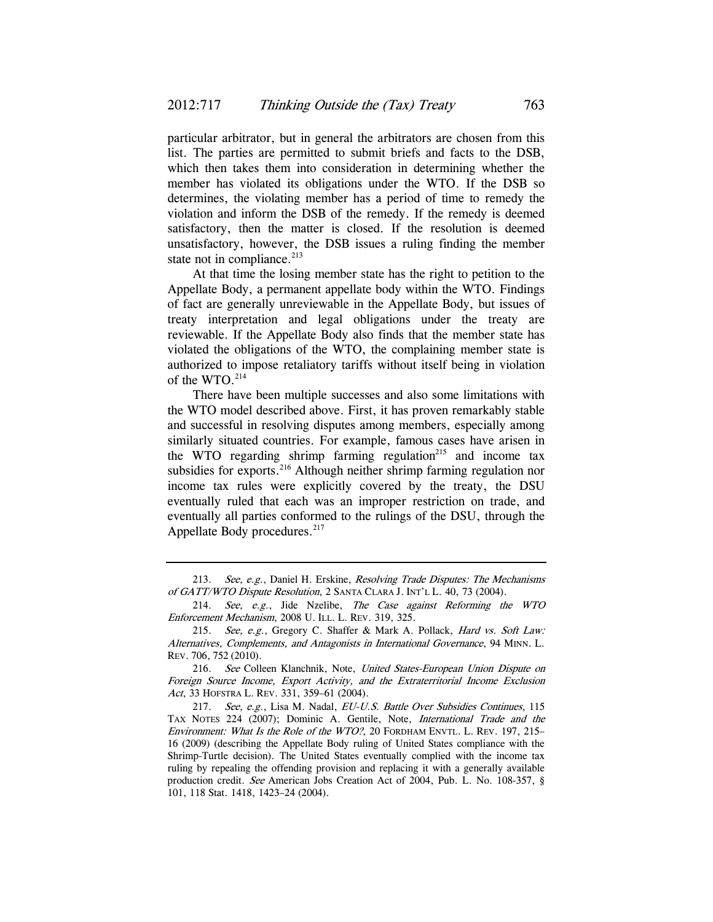particular arbitrator, but in general the arbitrators are chosen from this list. The parties are permitted to submit briefs and facts to the DSB, which then takes them into consideration in determining whether the member has violated its obligations under the WTO. If the DSB so determines, the violating member has a period of time to remedy the violation and inform the DSB of the remedy. If the remedy is deemed satisfactory, then the matter is closed. If the resolution is deemed unsatisfactory, however, the DSB issues a ruling finding the member state not in compliance.[213]

At that time the losing member state has the right to petition to the Appellate Body, a permanent appellate body within the WTO. Findings of fact are generally unreviewable in the Appellate Body, but issues of treaty interpretation and legal obligations under the treaty are reviewable. If the Appellate Body also finds that the member state has violated the obligations of the WTO, the complaining member state is authorized to impose retaliatory tariffs without itself being in violation of the WTO.[214]

There have been multiple successes and also some limitations with the WTO model described above. First, it has proven remarkably stable and successful in resolving disputes among members, especially among similarly situated countries. For example, famous cases have arisen in the WTO regarding shrimp farming regulation[215] and income tax subsidies for exports.[216] Although neither shrimp farming regulation nor income tax rules were explicitly covered by the treaty, the DSU eventually ruled that each was an improper restriction on trade, and eventually all parties conformed to the rulings of the DSU, through the Appellate Body procedures.[217]

---

213. *See, e.g.*, Daniel H. Erskine, *Resolving Trade Disputes: The Mechanisms of GATT/WTO Dispute Resolution*, 2 SANTA CLARA J. INT'L L. 40, 73 (2004).

214. *See, e.g.*, Jide Nzelibe, *The Case against Reforming the WTO Enforcement Mechanism*, 2008 U. ILL. L. REV. 319, 325.

215. *See, e.g.*, Gregory C. Shaffer & Mark A. Pollack, *Hard vs. Soft Law: Alternatives, Complements, and Antagonists in International Governance*, 94 MINN. L. REV. 706, 752 (2010).

216. *See* Colleen Klanchnik, Note, *United States-European Union Dispute on Foreign Source Income, Export Activity, and the Extraterritorial Income Exclusion Act*, 33 HOFSTRA L. REV. 331, 359–61 (2004).

217. *See, e.g.*, Lisa M. Nadal, *EU-U.S. Battle Over Subsidies Continues*, 115 TAX NOTES 224 (2007); Dominic A. Gentile, Note, *International Trade and the Environment: What Is the Role of the WTO?*, 20 FORDHAM ENVTL. L. REV. 197, 215–16 (2009) (describing the Appellate Body ruling of United States compliance with the Shrimp-Turtle decision). The United States eventually complied with the income tax ruling by repealing the offending provision and replacing it with a generally available production credit. *See* American Jobs Creation Act of 2004, Pub. L. No. 108-357, § 101, 118 Stat. 1418, 1423–24 (2004).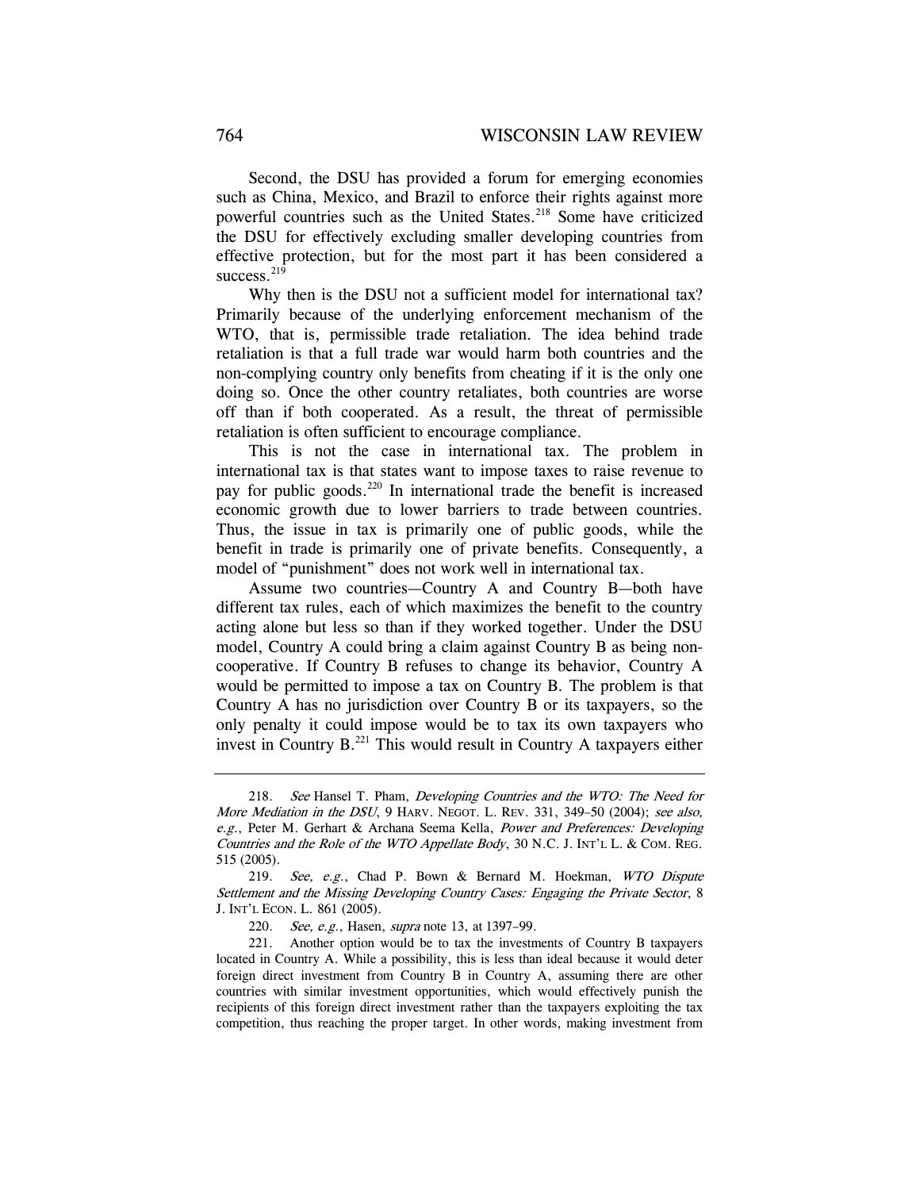Second, the DSU has provided a forum for emerging economies such as China, Mexico, and Brazil to enforce their rights against more powerful countries such as the United States.[218] Some have criticized the DSU for effectively excluding smaller developing countries from effective protection, but for the most part it has been considered a success.[219]

Why then is the DSU not a sufficient model for international tax? Primarily because of the underlying enforcement mechanism of the WTO, that is, permissible trade retaliation. The idea behind trade retaliation is that a full trade war would harm both countries and the non-complying country only benefits from cheating if it is the only one doing so. Once the other country retaliates, both countries are worse off than if both cooperated. As a result, the threat of permissible retaliation is often sufficient to encourage compliance.

This is not the case in international tax. The problem in international tax is that states want to impose taxes to raise revenue to pay for public goods.[220] In international trade the benefit is increased economic growth due to lower barriers to trade between countries. Thus, the issue in tax is primarily one of public goods, while the benefit in trade is primarily one of private benefits. Consequently, a model of "punishment" does not work well in international tax.

Assume two countries—Country A and Country B—both have different tax rules, each of which maximizes the benefit to the country acting alone but less so than if they worked together. Under the DSU model, Country A could bring a claim against Country B as being non-cooperative. If Country B refuses to change its behavior, Country A would be permitted to impose a tax on Country B. The problem is that Country A has no jurisdiction over Country B or its taxpayers, so the only penalty it could impose would be to tax its own taxpayers who invest in Country B.[221] This would result in Country A taxpayers either

---

218. *See* Hansel T. Pham, *Developing Countries and the WTO: The Need for More Mediation in the DSU*, 9 HARV. NEGOT. L. REV. 331, 349–50 (2004); *see also, e.g.*, Peter M. Gerhart & Archana Seema Kella, *Power and Preferences: Developing Countries and the Role of the WTO Appellate Body*, 30 N.C. J. INT'L L. & COM. REG. 515 (2005).

219. *See, e.g.*, Chad P. Bown & Bernard M. Hoekman, *WTO Dispute Settlement and the Missing Developing Country Cases: Engaging the Private Sector*, 8 J. INT'L ECON. L. 861 (2005).

220. *See, e.g.*, Hasen, *supra* note 13, at 1397–99.

221. Another option would be to tax the investments of Country B taxpayers located in Country A. While a possibility, this is less than ideal because it would deter foreign direct investment from Country B in Country A, assuming there are other countries with similar investment opportunities, which would effectively punish the recipients of this foreign direct investment rather than the taxpayers exploiting the tax competition, thus reaching the proper target. In other words, making investment from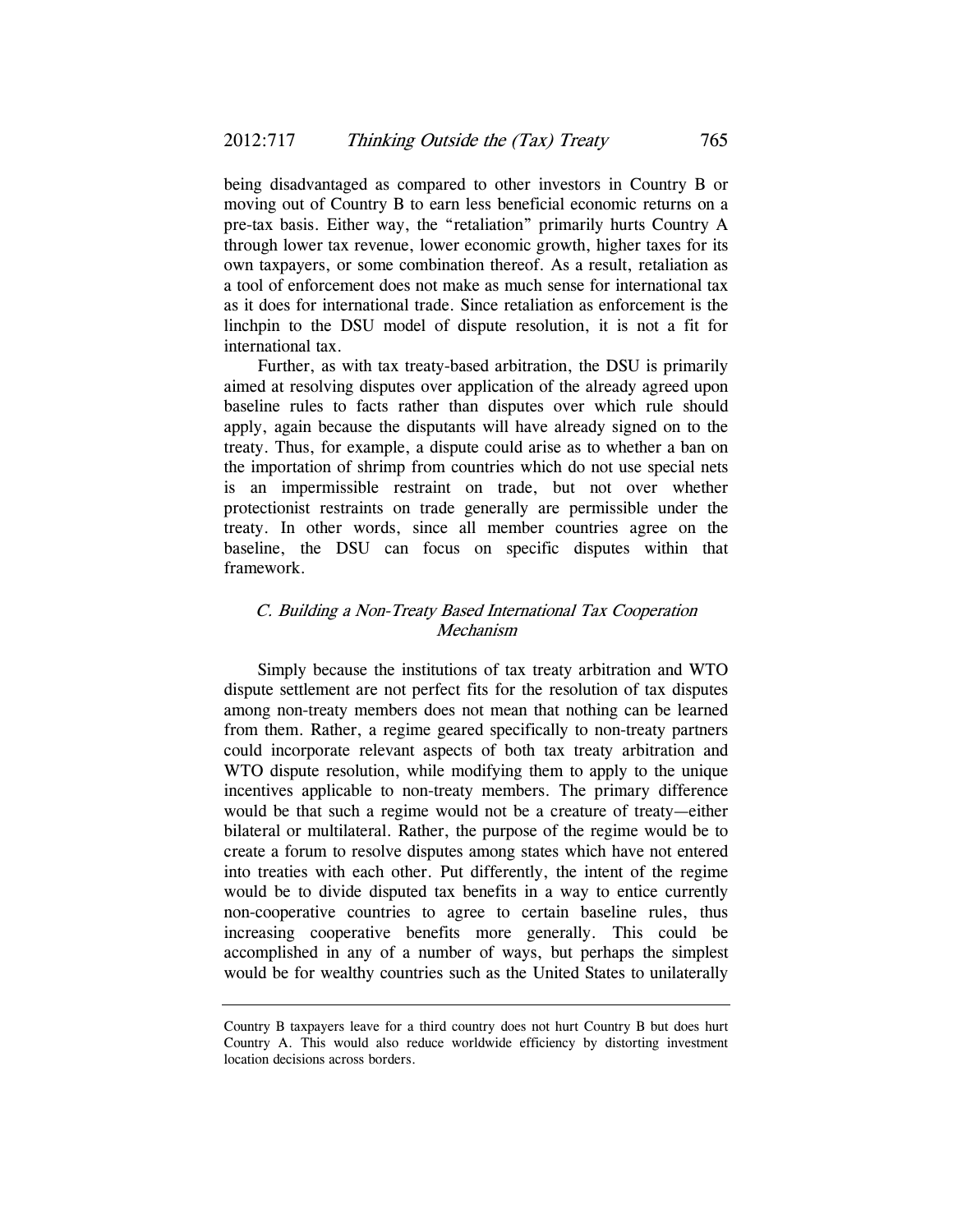being disadvantaged as compared to other investors in Country B or moving out of Country B to earn less beneficial economic returns on a pre-tax basis. Either way, the "retaliation" primarily hurts Country A through lower tax revenue, lower economic growth, higher taxes for its own taxpayers, or some combination thereof. As a result, retaliation as a tool of enforcement does not make as much sense for international tax as it does for international trade. Since retaliation as enforcement is the linchpin to the DSU model of dispute resolution, it is not a fit for international tax.

Further, as with tax treaty-based arbitration, the DSU is primarily aimed at resolving disputes over application of the already agreed upon baseline rules to facts rather than disputes over which rule should apply, again because the disputants will have already signed on to the treaty. Thus, for example, a dispute could arise as to whether a ban on the importation of shrimp from countries which do not use special nets is an impermissible restraint on trade, but not over whether protectionist restraints on trade generally are permissible under the treaty. In other words, since all member countries agree on the baseline, the DSU can focus on specific disputes within that framework.

### *C. Building a Non-Treaty Based International Tax Cooperation Mechanism*

Simply because the institutions of tax treaty arbitration and WTO dispute settlement are not perfect fits for the resolution of tax disputes among non-treaty members does not mean that nothing can be learned from them. Rather, a regime geared specifically to non-treaty partners could incorporate relevant aspects of both tax treaty arbitration and WTO dispute resolution, while modifying them to apply to the unique incentives applicable to non-treaty members. The primary difference would be that such a regime would not be a creature of treaty—either bilateral or multilateral. Rather, the purpose of the regime would be to create a forum to resolve disputes among states which have not entered into treaties with each other. Put differently, the intent of the regime would be to divide disputed tax benefits in a way to entice currently non-cooperative countries to agree to certain baseline rules, thus increasing cooperative benefits more generally. This could be accomplished in any of a number of ways, but perhaps the simplest would be for wealthy countries such as the United States to unilaterally

---

Country B taxpayers leave for a third country does not hurt Country B but does hurt Country A. This would also reduce worldwide efficiency by distorting investment location decisions across borders.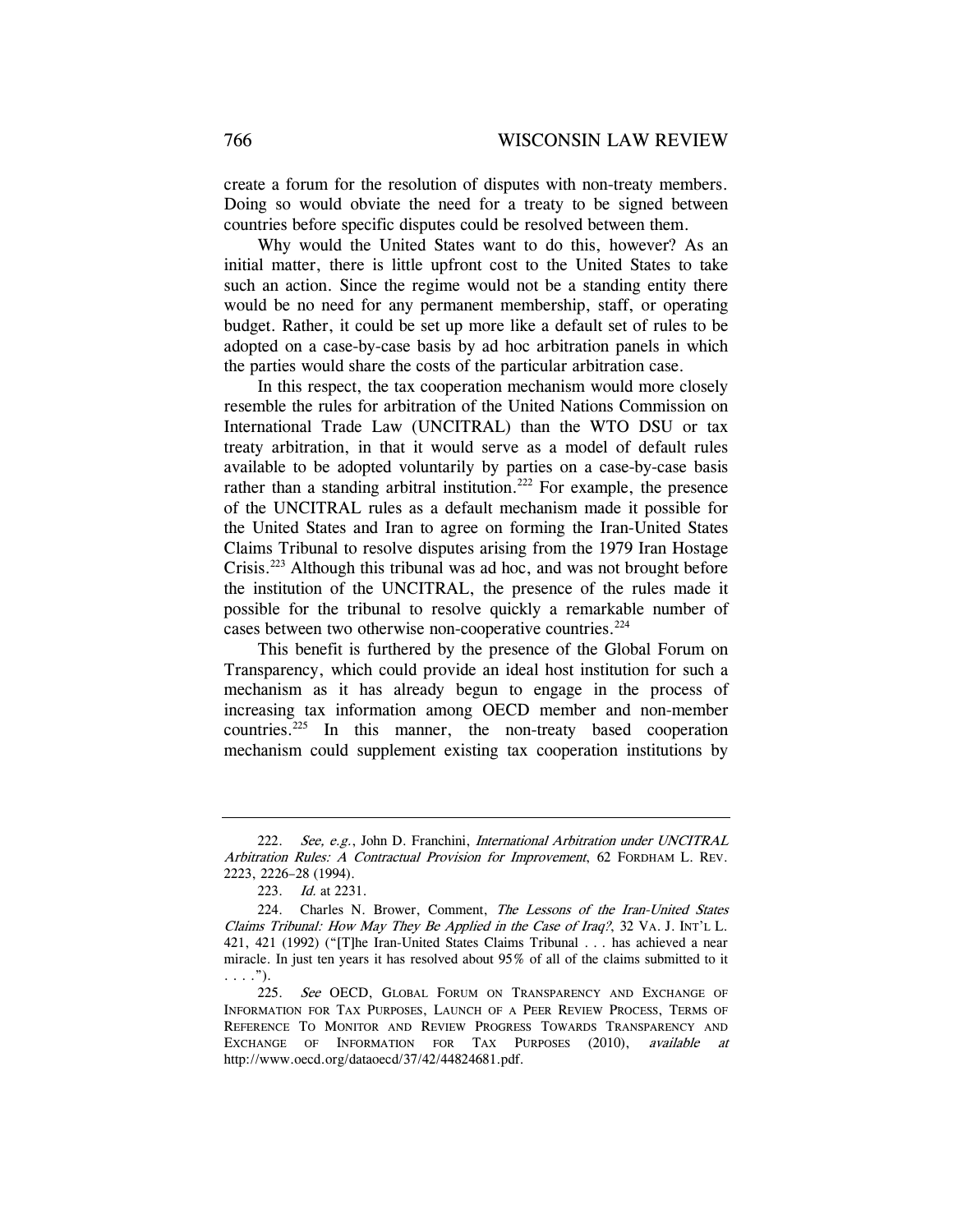create a forum for the resolution of disputes with non-treaty members. Doing so would obviate the need for a treaty to be signed between countries before specific disputes could be resolved between them.

Why would the United States want to do this, however? As an initial matter, there is little upfront cost to the United States to take such an action. Since the regime would not be a standing entity there would be no need for any permanent membership, staff, or operating budget. Rather, it could be set up more like a default set of rules to be adopted on a case-by-case basis by ad hoc arbitration panels in which the parties would share the costs of the particular arbitration case.

In this respect, the tax cooperation mechanism would more closely resemble the rules for arbitration of the United Nations Commission on International Trade Law (UNCITRAL) than the WTO DSU or tax treaty arbitration, in that it would serve as a model of default rules available to be adopted voluntarily by parties on a case-by-case basis rather than a standing arbitral institution.[222] For example, the presence of the UNCITRAL rules as a default mechanism made it possible for the United States and Iran to agree on forming the Iran-United States Claims Tribunal to resolve disputes arising from the 1979 Iran Hostage Crisis.[223] Although this tribunal was ad hoc, and was not brought before the institution of the UNCITRAL, the presence of the rules made it possible for the tribunal to resolve quickly a remarkable number of cases between two otherwise non-cooperative countries.[224]

This benefit is furthered by the presence of the Global Forum on Transparency, which could provide an ideal host institution for such a mechanism as it has already begun to engage in the process of increasing tax information among OECD member and non-member countries.[225] In this manner, the non-treaty based cooperation mechanism could supplement existing tax cooperation institutions by

---

222. *See, e.g.*, John D. Franchini, *International Arbitration under UNCITRAL Arbitration Rules: A Contractual Provision for Improvement*, 62 FORDHAM L. REV. 2223, 2226–28 (1994).

223. *Id.* at 2231.

224. Charles N. Brower, Comment, *The Lessons of the Iran-United States Claims Tribunal: How May They Be Applied in the Case of Iraq?*, 32 VA. J. INT'L L. 421, 421 (1992) ("[T]he Iran-United States Claims Tribunal . . . has achieved a near miracle. In just ten years it has resolved about 95% of all of the claims submitted to it . . . .").

225. *See* OECD, GLOBAL FORUM ON TRANSPARENCY AND EXCHANGE OF INFORMATION FOR TAX PURPOSES, LAUNCH OF A PEER REVIEW PROCESS, TERMS OF REFERENCE TO MONITOR AND REVIEW PROGRESS TOWARDS TRANSPARENCY AND EXCHANGE OF INFORMATION FOR TAX PURPOSES (2010), *available at* http://www.oecd.org/dataoecd/37/42/44824681.pdf.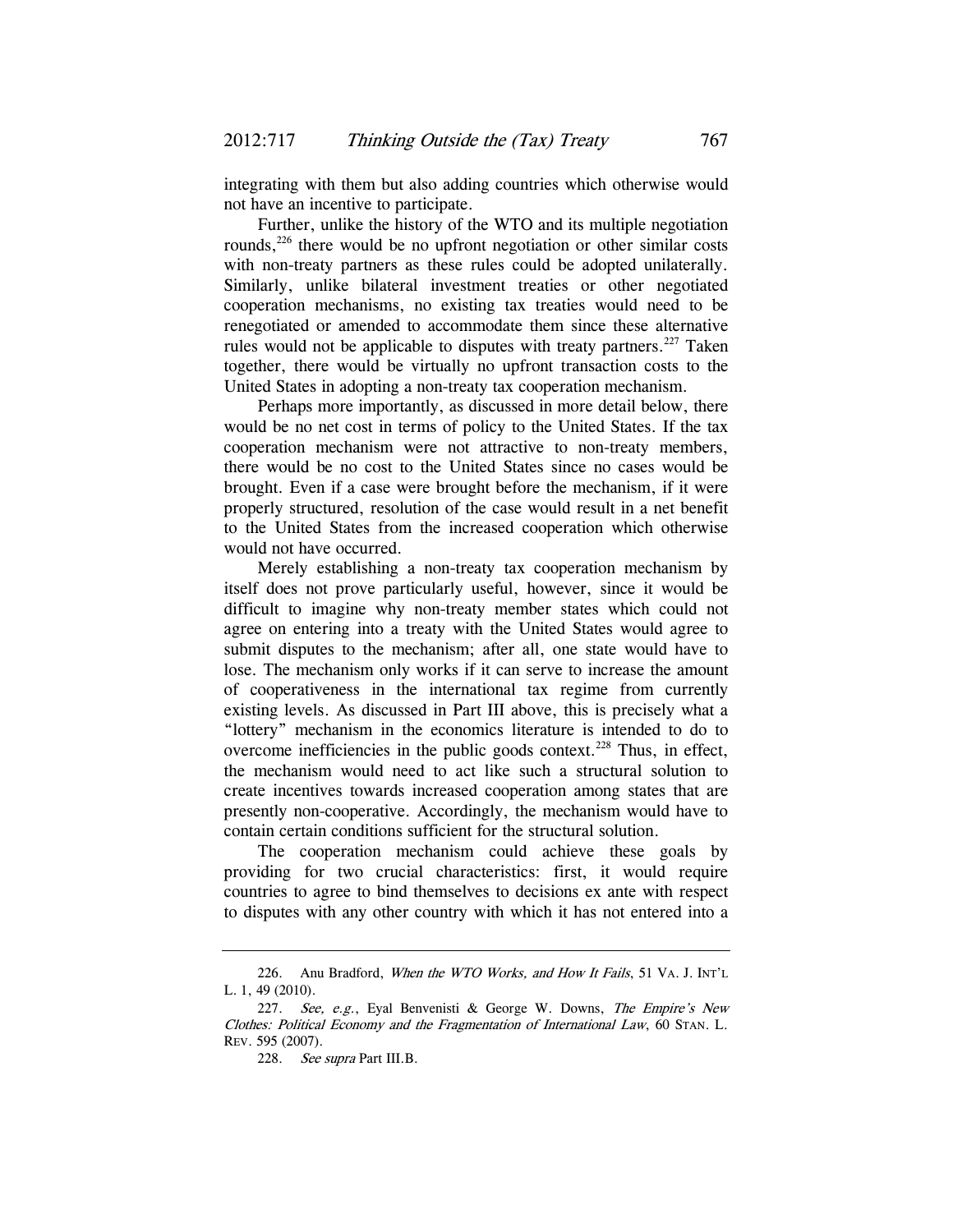integrating with them but also adding countries which otherwise would not have an incentive to participate.

Further, unlike the history of the WTO and its multiple negotiation rounds,[226] there would be no upfront negotiation or other similar costs with non-treaty partners as these rules could be adopted unilaterally. Similarly, unlike bilateral investment treaties or other negotiated cooperation mechanisms, no existing tax treaties would need to be renegotiated or amended to accommodate them since these alternative rules would not be applicable to disputes with treaty partners.[227] Taken together, there would be virtually no upfront transaction costs to the United States in adopting a non-treaty tax cooperation mechanism.

Perhaps more importantly, as discussed in more detail below, there would be no net cost in terms of policy to the United States. If the tax cooperation mechanism were not attractive to non-treaty members, there would be no cost to the United States since no cases would be brought. Even if a case were brought before the mechanism, if it were properly structured, resolution of the case would result in a net benefit to the United States from the increased cooperation which otherwise would not have occurred.

Merely establishing a non-treaty tax cooperation mechanism by itself does not prove particularly useful, however, since it would be difficult to imagine why non-treaty member states which could not agree on entering into a treaty with the United States would agree to submit disputes to the mechanism; after all, one state would have to lose. The mechanism only works if it can serve to increase the amount of cooperativeness in the international tax regime from currently existing levels. As discussed in Part III above, this is precisely what a "lottery" mechanism in the economics literature is intended to do to overcome inefficiencies in the public goods context.[228] Thus, in effect, the mechanism would need to act like such a structural solution to create incentives towards increased cooperation among states that are presently non-cooperative. Accordingly, the mechanism would have to contain certain conditions sufficient for the structural solution.

The cooperation mechanism could achieve these goals by providing for two crucial characteristics: first, it would require countries to agree to bind themselves to decisions ex ante with respect to disputes with any other country with which it has not entered into a

---

226. Anu Bradford, *When the WTO Works, and How It Fails*, 51 VA. J. INT'L L. 1, 49 (2010).

227. *See, e.g.*, Eyal Benvenisti & George W. Downs, *The Empire's New Clothes: Political Economy and the Fragmentation of International Law*, 60 STAN. L. REV. 595 (2007).

228. *See supra* Part III.B.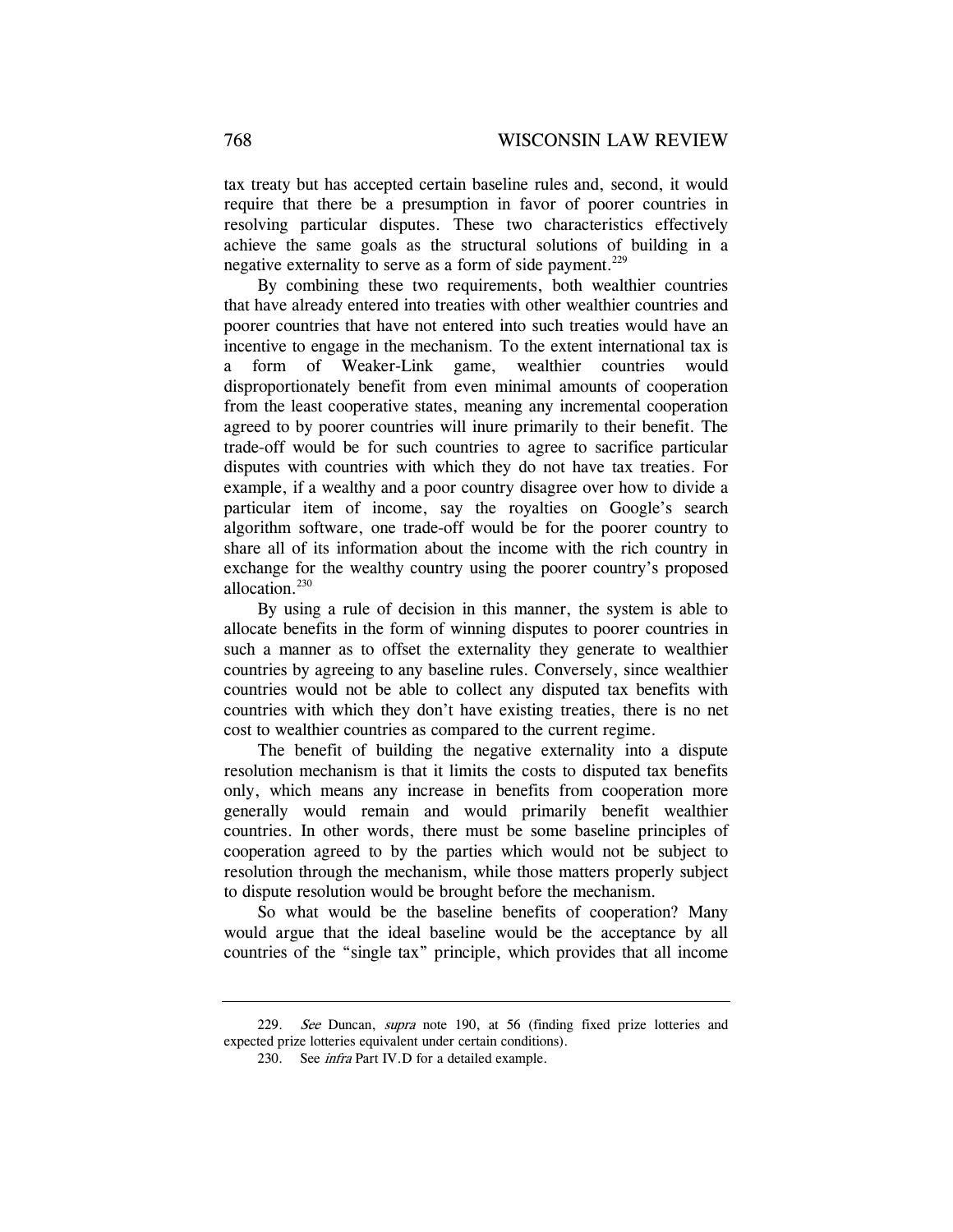tax treaty but has accepted certain baseline rules and, second, it would require that there be a presumption in favor of poorer countries in resolving particular disputes. These two characteristics effectively achieve the same goals as the structural solutions of building in a negative externality to serve as a form of side payment.[229]

By combining these two requirements, both wealthier countries that have already entered into treaties with other wealthier countries and poorer countries that have not entered into such treaties would have an incentive to engage in the mechanism. To the extent international tax is a form of Weaker-Link game, wealthier countries would disproportionately benefit from even minimal amounts of cooperation from the least cooperative states, meaning any incremental cooperation agreed to by poorer countries will inure primarily to their benefit. The trade-off would be for such countries to agree to sacrifice particular disputes with countries with which they do not have tax treaties. For example, if a wealthy and a poor country disagree over how to divide a particular item of income, say the royalties on Google's search algorithm software, one trade-off would be for the poorer country to share all of its information about the income with the rich country in exchange for the wealthy country using the poorer country's proposed allocation.[230]

By using a rule of decision in this manner, the system is able to allocate benefits in the form of winning disputes to poorer countries in such a manner as to offset the externality they generate to wealthier countries by agreeing to any baseline rules. Conversely, since wealthier countries would not be able to collect any disputed tax benefits with countries with which they don't have existing treaties, there is no net cost to wealthier countries as compared to the current regime.

The benefit of building the negative externality into a dispute resolution mechanism is that it limits the costs to disputed tax benefits only, which means any increase in benefits from cooperation more generally would remain and would primarily benefit wealthier countries. In other words, there must be some baseline principles of cooperation agreed to by the parties which would not be subject to resolution through the mechanism, while those matters properly subject to dispute resolution would be brought before the mechanism.

So what would be the baseline benefits of cooperation? Many would argue that the ideal baseline would be the acceptance by all countries of the "single tax" principle, which provides that all income

---

229. *See* Duncan, *supra* note 190, at 56 (finding fixed prize lotteries and expected prize lotteries equivalent under certain conditions).

230. See *infra* Part IV.D for a detailed example.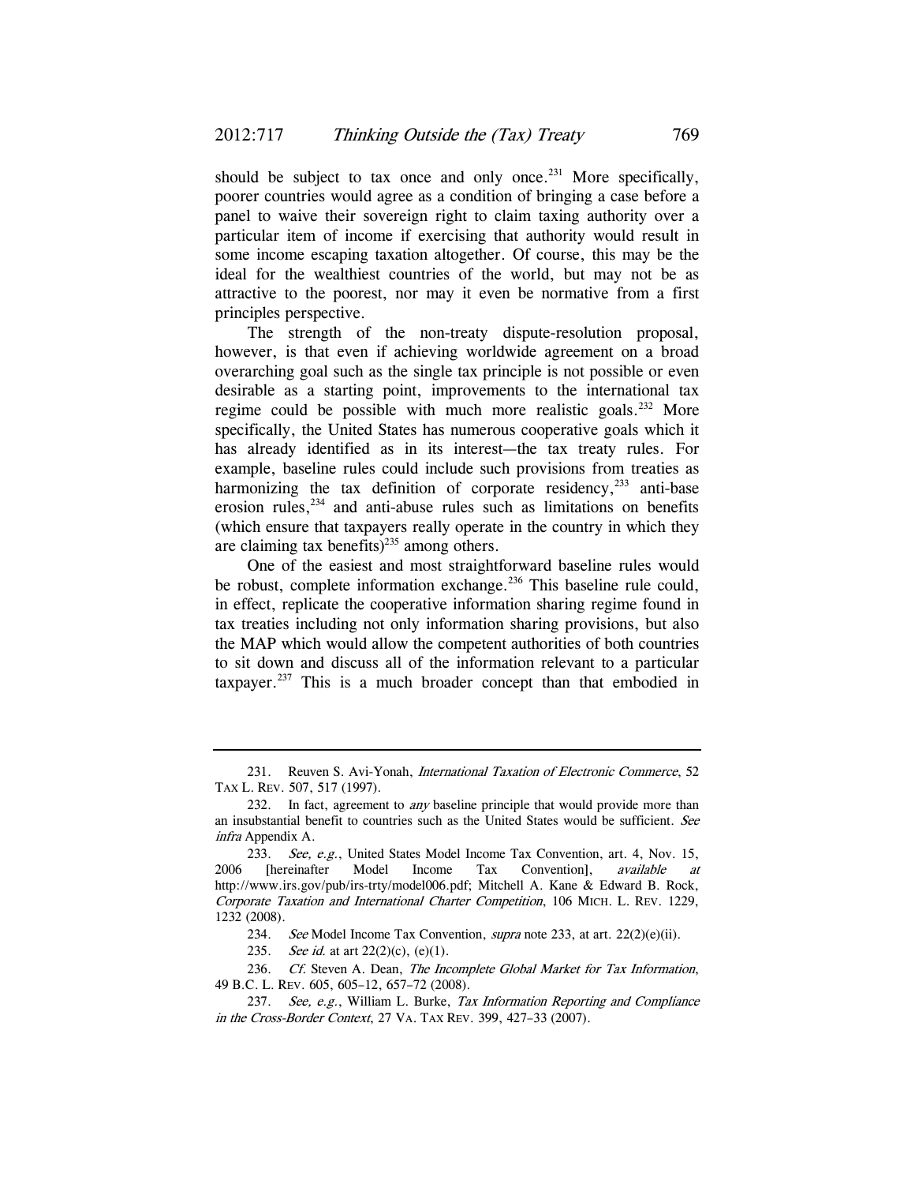should be subject to tax once and only once.[231] More specifically, poorer countries would agree as a condition of bringing a case before a panel to waive their sovereign right to claim taxing authority over a particular item of income if exercising that authority would result in some income escaping taxation altogether. Of course, this may be the ideal for the wealthiest countries of the world, but may not be as attractive to the poorest, nor may it even be normative from a first principles perspective.

The strength of the non-treaty dispute-resolution proposal, however, is that even if achieving worldwide agreement on a broad overarching goal such as the single tax principle is not possible or even desirable as a starting point, improvements to the international tax regime could be possible with much more realistic goals.[232] More specifically, the United States has numerous cooperative goals which it has already identified as in its interest—the tax treaty rules. For example, baseline rules could include such provisions from treaties as harmonizing the tax definition of corporate residency,[233] anti-base erosion rules,[234] and anti-abuse rules such as limitations on benefits (which ensure that taxpayers really operate in the country in which they are claiming tax benefits)[235] among others.

One of the easiest and most straightforward baseline rules would be robust, complete information exchange.[236] This baseline rule could, in effect, replicate the cooperative information sharing regime found in tax treaties including not only information sharing provisions, but also the MAP which would allow the competent authorities of both countries to sit down and discuss all of the information relevant to a particular taxpayer.[237] This is a much broader concept than that embodied in

---

231. Reuven S. Avi-Yonah, *International Taxation of Electronic Commerce*, 52 TAX L. REV. 507, 517 (1997).

232. In fact, agreement to *any* baseline principle that would provide more than an insubstantial benefit to countries such as the United States would be sufficient. *See infra* Appendix A.

233. *See, e.g.*, United States Model Income Tax Convention, art. 4, Nov. 15, 2006 [hereinafter Model Income Tax Convention], *available at* http://www.irs.gov/pub/irs-trty/model006.pdf; Mitchell A. Kane & Edward B. Rock, *Corporate Taxation and International Charter Competition*, 106 MICH. L. REV. 1229, 1232 (2008).

234. *See* Model Income Tax Convention, *supra* note 233, at art. 22(2)(e)(ii).

235. *See id.* at art 22(2)(c), (e)(1).

236. *Cf.* Steven A. Dean, *The Incomplete Global Market for Tax Information*, 49 B.C. L. REV. 605, 605–12, 657–72 (2008).

237. *See, e.g.*, William L. Burke, *Tax Information Reporting and Compliance in the Cross-Border Context*, 27 VA. TAX REV. 399, 427–33 (2007).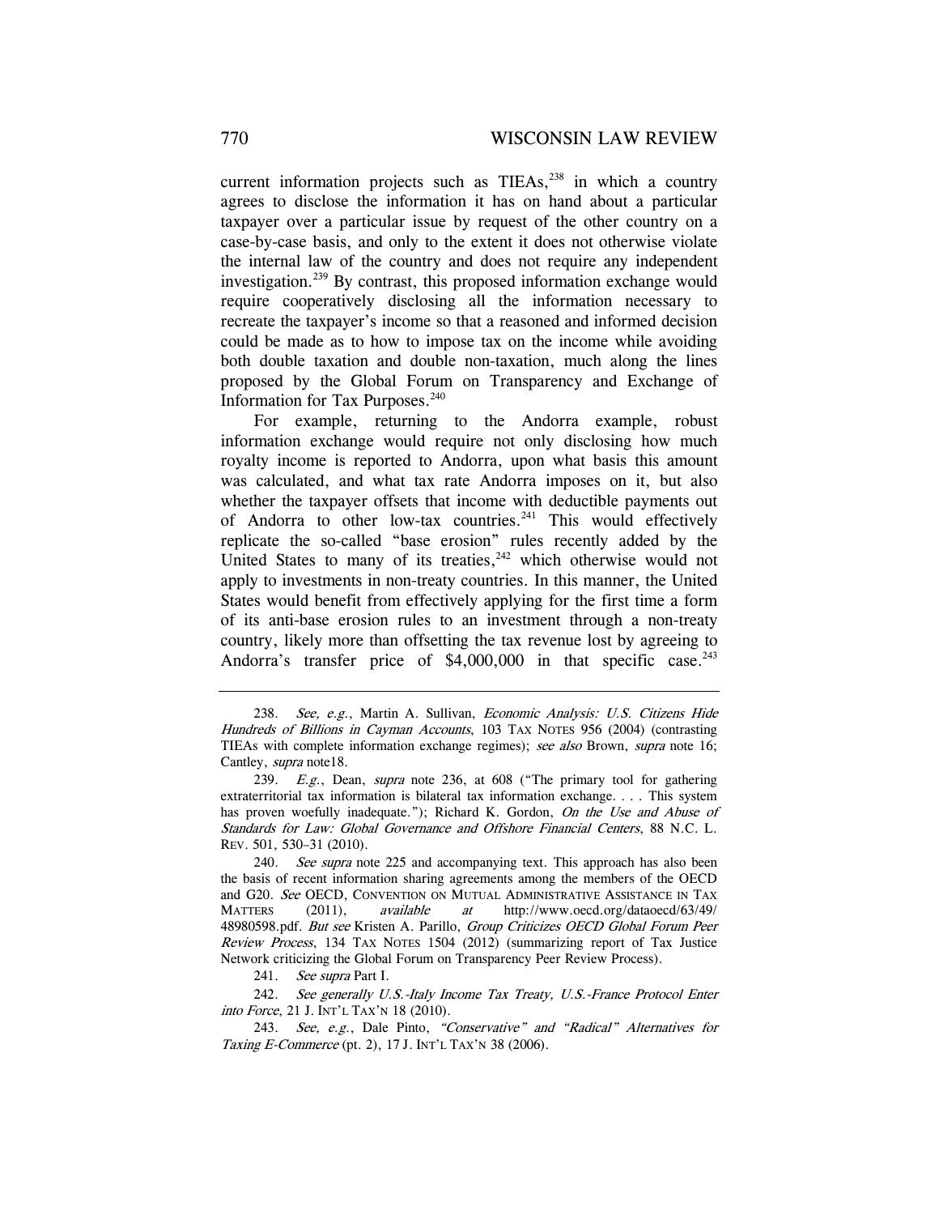current information projects such as TIEAs,[238] in which a country agrees to disclose the information it has on hand about a particular taxpayer over a particular issue by request of the other country on a case-by-case basis, and only to the extent it does not otherwise violate the internal law of the country and does not require any independent investigation.[239] By contrast, this proposed information exchange would require cooperatively disclosing all the information necessary to recreate the taxpayer's income so that a reasoned and informed decision could be made as to how to impose tax on the income while avoiding both double taxation and double non-taxation, much along the lines proposed by the Global Forum on Transparency and Exchange of Information for Tax Purposes.[240]

For example, returning to the Andorra example, robust information exchange would require not only disclosing how much royalty income is reported to Andorra, upon what basis this amount was calculated, and what tax rate Andorra imposes on it, but also whether the taxpayer offsets that income with deductible payments out of Andorra to other low-tax countries.[241] This would effectively replicate the so-called "base erosion" rules recently added by the United States to many of its treaties,[242] which otherwise would not apply to investments in non-treaty countries. In this manner, the United States would benefit from effectively applying for the first time a form of its anti-base erosion rules to an investment through a non-treaty country, likely more than offsetting the tax revenue lost by agreeing to Andorra's transfer price of $4,000,000 in that specific case.[243]

---

238. *See, e.g.*, Martin A. Sullivan, *Economic Analysis: U.S. Citizens Hide Hundreds of Billions in Cayman Accounts*, 103 TAX NOTES 956 (2004) (contrasting TIEAs with complete information exchange regimes); *see also* Brown, *supra* note 16; Cantley, *supra* note18.

239. *E.g.*, Dean, *supra* note 236, at 608 ("The primary tool for gathering extraterritorial tax information is bilateral tax information exchange. . . . This system has proven woefully inadequate."); Richard K. Gordon, *On the Use and Abuse of Standards for Law: Global Governance and Offshore Financial Centers*, 88 N.C. L. REV. 501, 530–31 (2010).

240. *See supra* note 225 and accompanying text. This approach has also been the basis of recent information sharing agreements among the members of the OECD and G20. *See* OECD, CONVENTION ON MUTUAL ADMINISTRATIVE ASSISTANCE IN TAX MATTERS (2011), *available at* http://www.oecd.org/dataoecd/63/49/48980598.pdf. *But see* Kristen A. Parillo, *Group Criticizes OECD Global Forum Peer Review Process*, 134 TAX NOTES 1504 (2012) (summarizing report of Tax Justice Network criticizing the Global Forum on Transparency Peer Review Process).

241. *See supra* Part I.

242. *See generally U.S.-Italy Income Tax Treaty, U.S.-France Protocol Enter into Force*, 21 J. INT'L TAX'N 18 (2010).

243. *See, e.g.*, Dale Pinto, *"Conservative" and "Radical" Alternatives for Taxing E-Commerce* (pt. 2), 17 J. INT'L TAX'N 38 (2006).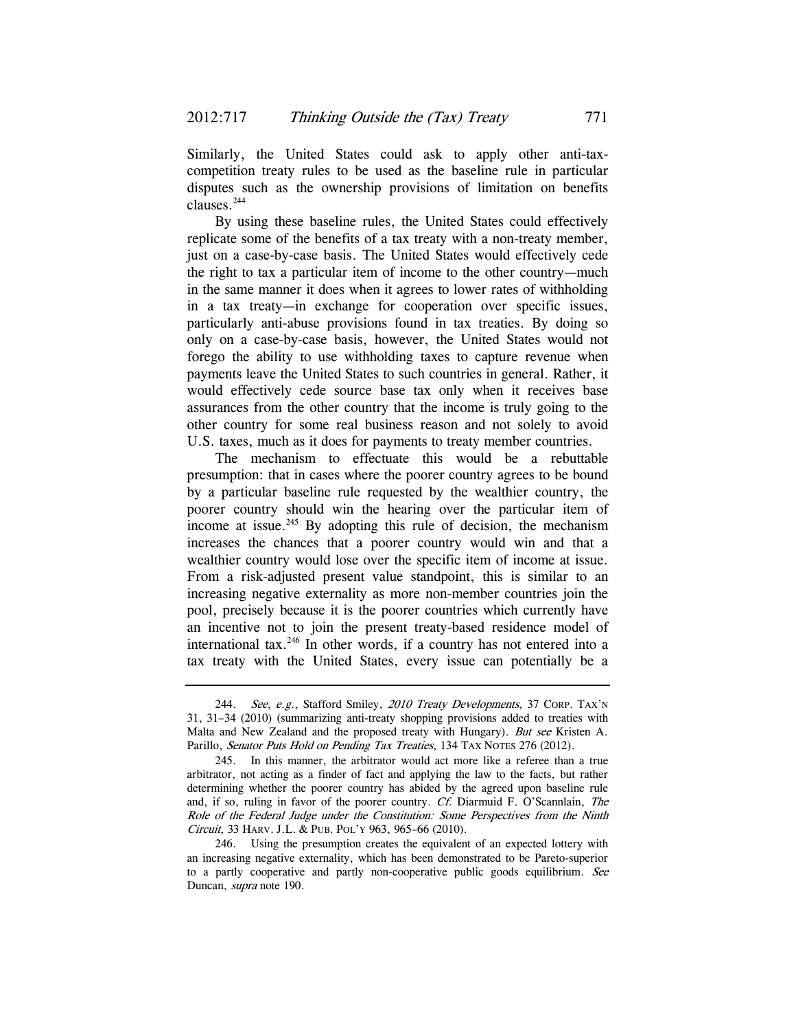Similarly, the United States could ask to apply other anti-tax-competition treaty rules to be used as the baseline rule in particular disputes such as the ownership provisions of limitation on benefits clauses.[244]

By using these baseline rules, the United States could effectively replicate some of the benefits of a tax treaty with a non-treaty member, just on a case-by-case basis. The United States would effectively cede the right to tax a particular item of income to the other country—much in the same manner it does when it agrees to lower rates of withholding in a tax treaty—in exchange for cooperation over specific issues, particularly anti-abuse provisions found in tax treaties. By doing so only on a case-by-case basis, however, the United States would not forego the ability to use withholding taxes to capture revenue when payments leave the United States to such countries in general. Rather, it would effectively cede source base tax only when it receives base assurances from the other country that the income is truly going to the other country for some real business reason and not solely to avoid U.S. taxes, much as it does for payments to treaty member countries.

The mechanism to effectuate this would be a rebuttable presumption: that in cases where the poorer country agrees to be bound by a particular baseline rule requested by the wealthier country, the poorer country should win the hearing over the particular item of income at issue.[245] By adopting this rule of decision, the mechanism increases the chances that a poorer country would win and that a wealthier country would lose over the specific item of income at issue. From a risk-adjusted present value standpoint, this is similar to an increasing negative externality as more non-member countries join the pool, precisely because it is the poorer countries which currently have an incentive not to join the present treaty-based residence model of international tax.[246] In other words, if a country has not entered into a tax treaty with the United States, every issue can potentially be a

---

244. *See, e.g.*, Stafford Smiley, *2010 Treaty Developments*, 37 CORP. TAX'N 31, 31–34 (2010) (summarizing anti-treaty shopping provisions added to treaties with Malta and New Zealand and the proposed treaty with Hungary). *But see* Kristen A. Parillo, *Senator Puts Hold on Pending Tax Treaties*, 134 TAX NOTES 276 (2012).

245. In this manner, the arbitrator would act more like a referee than a true arbitrator, not acting as a finder of fact and applying the law to the facts, but rather determining whether the poorer country has abided by the agreed upon baseline rule and, if so, ruling in favor of the poorer country. *Cf.* Diarmuid F. O'Scannlain, *The Role of the Federal Judge under the Constitution: Some Perspectives from the Ninth Circuit*, 33 HARV. J.L. & PUB. POL'Y 963, 965–66 (2010).

246. Using the presumption creates the equivalent of an expected lottery with an increasing negative externality, which has been demonstrated to be Pareto-superior to a partly cooperative and partly non-cooperative public goods equilibrium. *See* Duncan, *supra* note 190.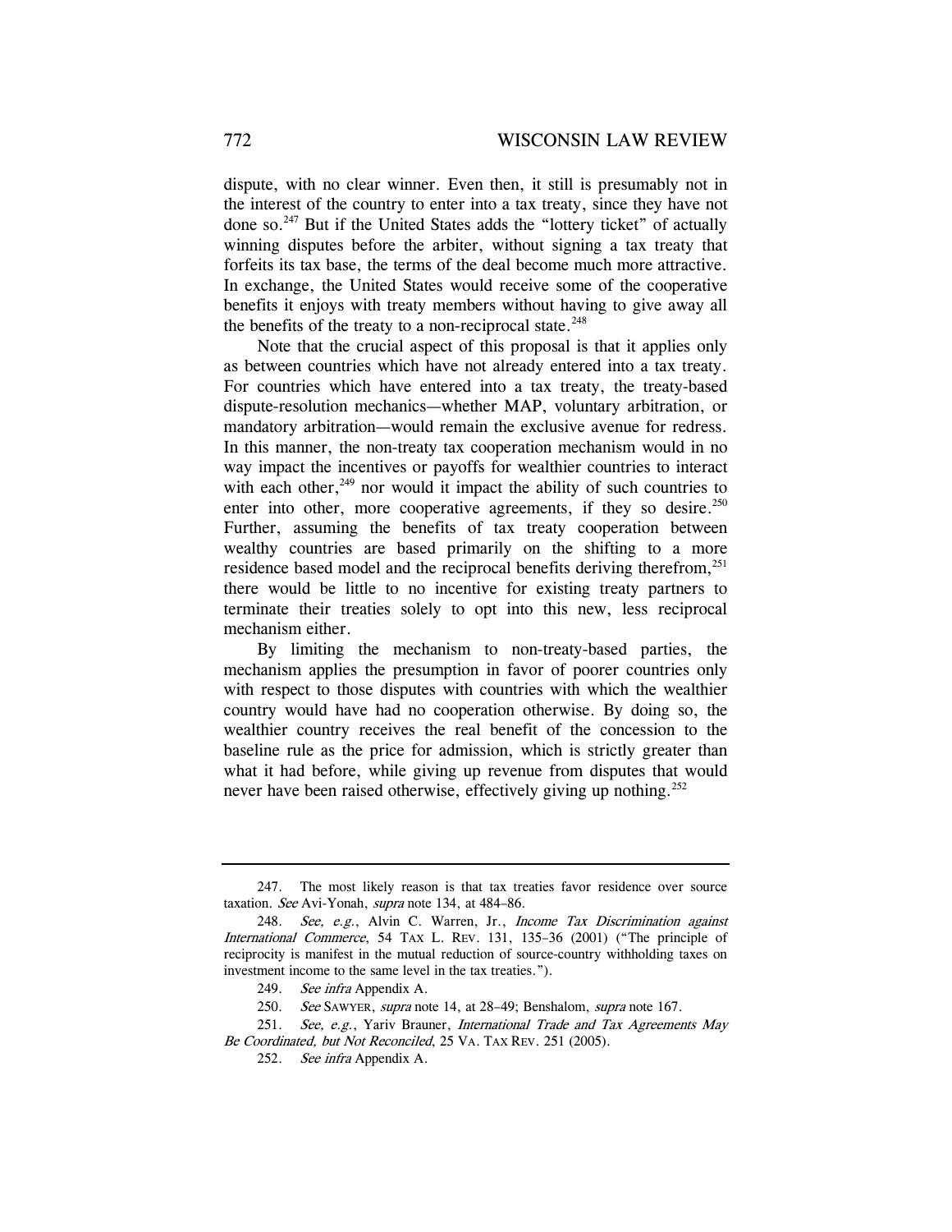dispute, with no clear winner. Even then, it still is presumably not in the interest of the country to enter into a tax treaty, since they have not done so.[247] But if the United States adds the "lottery ticket" of actually winning disputes before the arbiter, without signing a tax treaty that forfeits its tax base, the terms of the deal become much more attractive. In exchange, the United States would receive some of the cooperative benefits it enjoys with treaty members without having to give away all the benefits of the treaty to a non-reciprocal state.[248]

Note that the crucial aspect of this proposal is that it applies only as between countries which have not already entered into a tax treaty. For countries which have entered into a tax treaty, the treaty-based dispute-resolution mechanics—whether MAP, voluntary arbitration, or mandatory arbitration—would remain the exclusive avenue for redress. In this manner, the non-treaty tax cooperation mechanism would in no way impact the incentives or payoffs for wealthier countries to interact with each other,[249] nor would it impact the ability of such countries to enter into other, more cooperative agreements, if they so desire.[250] Further, assuming the benefits of tax treaty cooperation between wealthy countries are based primarily on the shifting to a more residence based model and the reciprocal benefits deriving therefrom,[251] there would be little to no incentive for existing treaty partners to terminate their treaties solely to opt into this new, less reciprocal mechanism either.

By limiting the mechanism to non-treaty-based parties, the mechanism applies the presumption in favor of poorer countries only with respect to those disputes with countries with which the wealthier country would have had no cooperation otherwise. By doing so, the wealthier country receives the real benefit of the concession to the baseline rule as the price for admission, which is strictly greater than what it had before, while giving up revenue from disputes that would never have been raised otherwise, effectively giving up nothing.[252]

---

247. The most likely reason is that tax treaties favor residence over source taxation. *See* Avi-Yonah, *supra* note 134, at 484–86.

248. *See, e.g.*, Alvin C. Warren, Jr., *Income Tax Discrimination against International Commerce*, 54 TAX L. REV. 131, 135–36 (2001) ("The principle of reciprocity is manifest in the mutual reduction of source-country withholding taxes on investment income to the same level in the tax treaties.").

249. *See infra* Appendix A.

250. *See* SAWYER, *supra* note 14, at 28–49; Benshalom, *supra* note 167.

251. *See, e.g.*, Yariv Brauner, *International Trade and Tax Agreements May Be Coordinated, but Not Reconciled*, 25 VA. TAX REV. 251 (2005).

252. *See infra* Appendix A.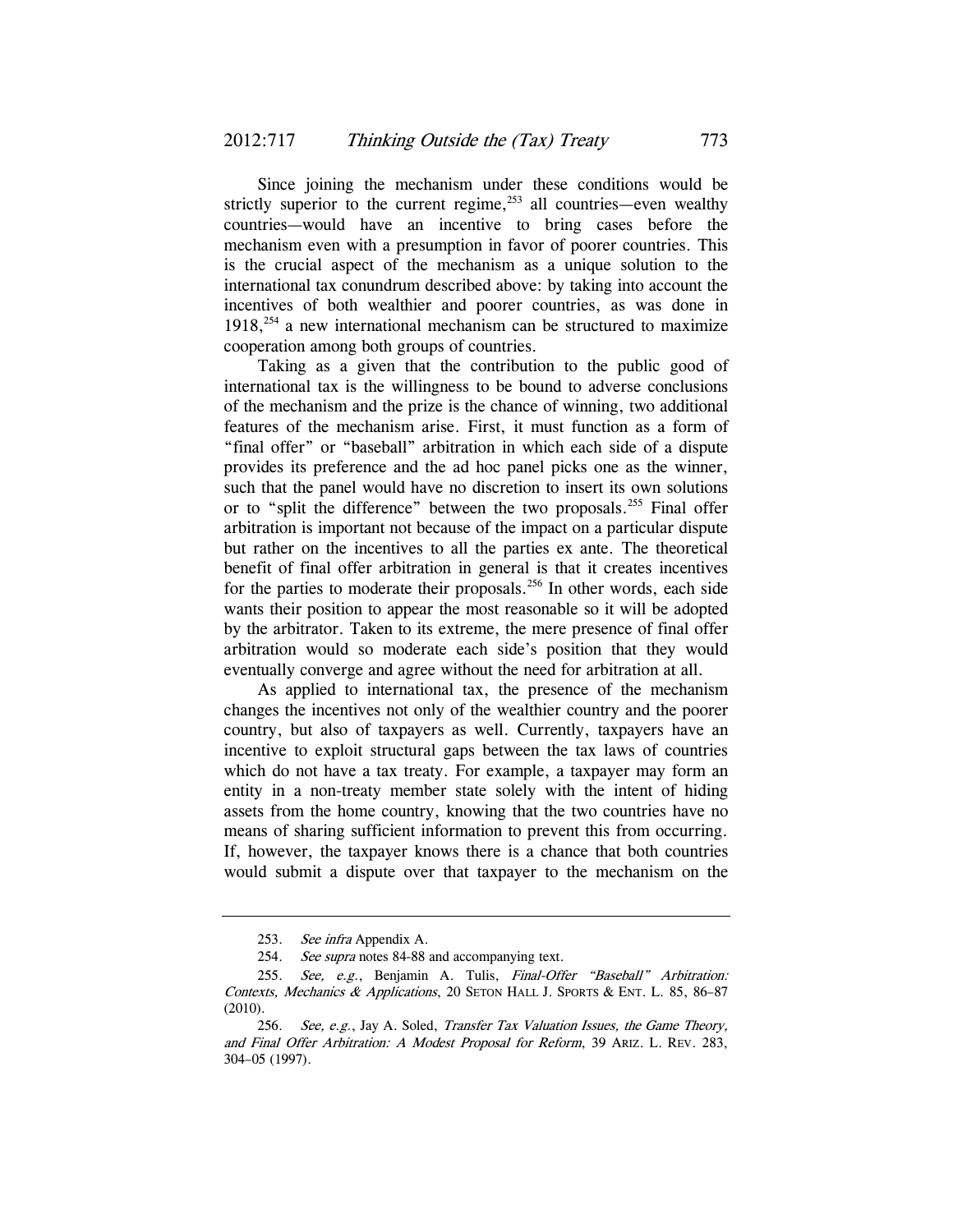Since joining the mechanism under these conditions would be strictly superior to the current regime,[253] all countries—even wealthy countries—would have an incentive to bring cases before the mechanism even with a presumption in favor of poorer countries. This is the crucial aspect of the mechanism as a unique solution to the international tax conundrum described above: by taking into account the incentives of both wealthier and poorer countries, as was done in 1918,[254] a new international mechanism can be structured to maximize cooperation among both groups of countries.

Taking as a given that the contribution to the public good of international tax is the willingness to be bound to adverse conclusions of the mechanism and the prize is the chance of winning, two additional features of the mechanism arise. First, it must function as a form of "final offer" or "baseball" arbitration in which each side of a dispute provides its preference and the ad hoc panel picks one as the winner, such that the panel would have no discretion to insert its own solutions or to "split the difference" between the two proposals.[255] Final offer arbitration is important not because of the impact on a particular dispute but rather on the incentives to all the parties ex ante. The theoretical benefit of final offer arbitration in general is that it creates incentives for the parties to moderate their proposals.[256] In other words, each side wants their position to appear the most reasonable so it will be adopted by the arbitrator. Taken to its extreme, the mere presence of final offer arbitration would so moderate each side's position that they would eventually converge and agree without the need for arbitration at all.

As applied to international tax, the presence of the mechanism changes the incentives not only of the wealthier country and the poorer country, but also of taxpayers as well. Currently, taxpayers have an incentive to exploit structural gaps between the tax laws of countries which do not have a tax treaty. For example, a taxpayer may form an entity in a non-treaty member state solely with the intent of hiding assets from the home country, knowing that the two countries have no means of sharing sufficient information to prevent this from occurring. If, however, the taxpayer knows there is a chance that both countries would submit a dispute over that taxpayer to the mechanism on the

---

253. *See infra* Appendix A.

254. *See supra* notes 84-88 and accompanying text.

255. *See, e.g.*, Benjamin A. Tulis, *Final-Offer "Baseball" Arbitration: Contexts, Mechanics & Applications*, 20 SETON HALL J. SPORTS & ENT. L. 85, 86–87 (2010).

256. *See, e.g.*, Jay A. Soled, *Transfer Tax Valuation Issues, the Game Theory, and Final Offer Arbitration: A Modest Proposal for Reform*, 39 ARIZ. L. REV. 283, 304–05 (1997).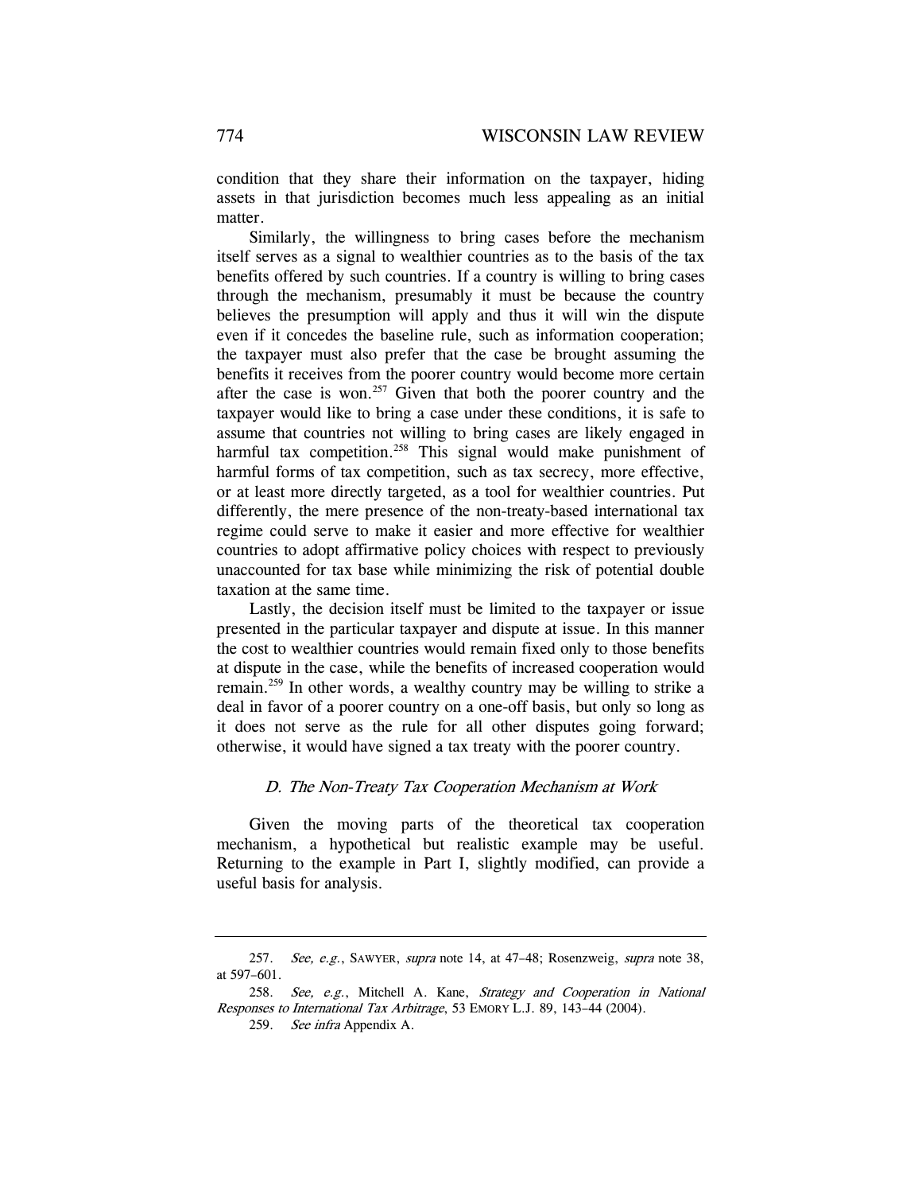condition that they share their information on the taxpayer, hiding assets in that jurisdiction becomes much less appealing as an initial matter.

Similarly, the willingness to bring cases before the mechanism itself serves as a signal to wealthier countries as to the basis of the tax benefits offered by such countries. If a country is willing to bring cases through the mechanism, presumably it must be because the country believes the presumption will apply and thus it will win the dispute even if it concedes the baseline rule, such as information cooperation; the taxpayer must also prefer that the case be brought assuming the benefits it receives from the poorer country would become more certain after the case is won.[257] Given that both the poorer country and the taxpayer would like to bring a case under these conditions, it is safe to assume that countries not willing to bring cases are likely engaged in harmful tax competition.[258] This signal would make punishment of harmful forms of tax competition, such as tax secrecy, more effective, or at least more directly targeted, as a tool for wealthier countries. Put differently, the mere presence of the non-treaty-based international tax regime could serve to make it easier and more effective for wealthier countries to adopt affirmative policy choices with respect to previously unaccounted for tax base while minimizing the risk of potential double taxation at the same time.

Lastly, the decision itself must be limited to the taxpayer or issue presented in the particular taxpayer and dispute at issue. In this manner the cost to wealthier countries would remain fixed only to those benefits at dispute in the case, while the benefits of increased cooperation would remain.[259] In other words, a wealthy country may be willing to strike a deal in favor of a poorer country on a one-off basis, but only so long as it does not serve as the rule for all other disputes going forward; otherwise, it would have signed a tax treaty with the poorer country.

### *D. The Non-Treaty Tax Cooperation Mechanism at Work*

Given the moving parts of the theoretical tax cooperation mechanism, a hypothetical but realistic example may be useful. Returning to the example in Part I, slightly modified, can provide a useful basis for analysis.

---

257. *See, e.g.*, SAWYER, *supra* note 14, at 47–48; Rosenzweig, *supra* note 38, at 597–601.

258. *See, e.g.*, Mitchell A. Kane, *Strategy and Cooperation in National Responses to International Tax Arbitrage*, 53 EMORY L.J. 89, 143–44 (2004).

259. *See infra* Appendix A.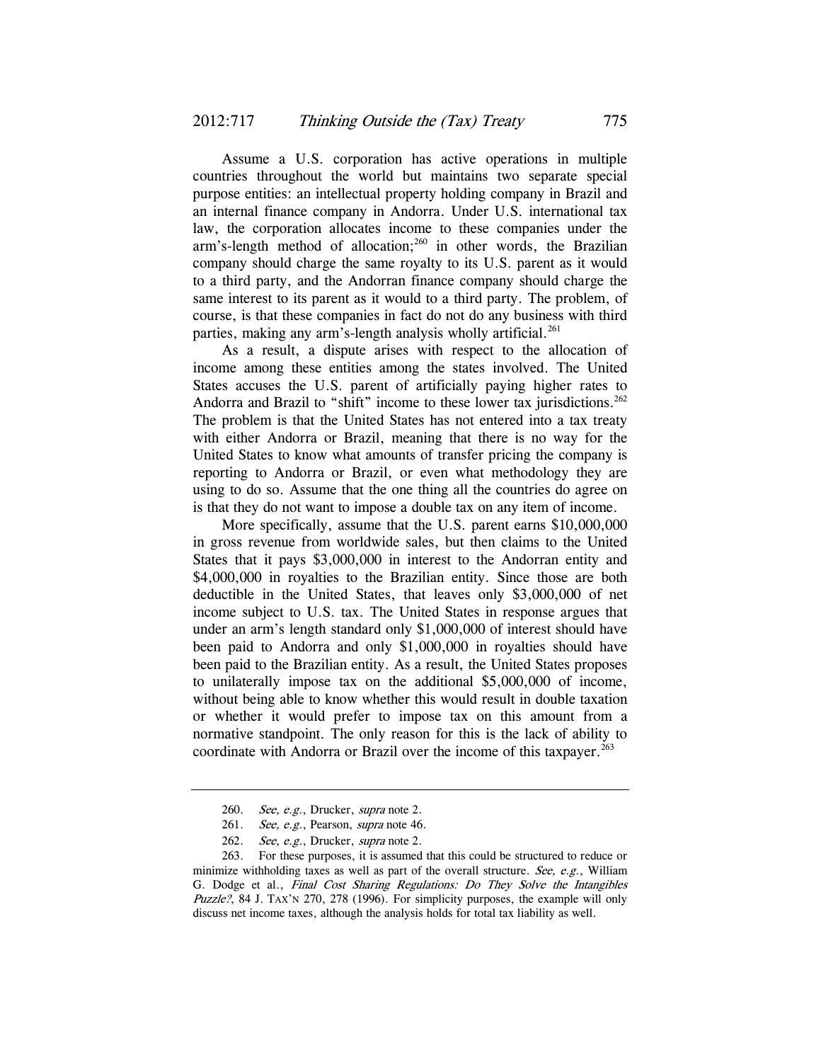Assume a U.S. corporation has active operations in multiple countries throughout the world but maintains two separate special purpose entities: an intellectual property holding company in Brazil and an internal finance company in Andorra. Under U.S. international tax law, the corporation allocates income to these companies under the arm's-length method of allocation;[260] in other words, the Brazilian company should charge the same royalty to its U.S. parent as it would to a third party, and the Andorran finance company should charge the same interest to its parent as it would to a third party. The problem, of course, is that these companies in fact do not do any business with third parties, making any arm's-length analysis wholly artificial.[261]

As a result, a dispute arises with respect to the allocation of income among these entities among the states involved. The United States accuses the U.S. parent of artificially paying higher rates to Andorra and Brazil to "shift" income to these lower tax jurisdictions.[262] The problem is that the United States has not entered into a tax treaty with either Andorra or Brazil, meaning that there is no way for the United States to know what amounts of transfer pricing the company is reporting to Andorra or Brazil, or even what methodology they are using to do so. Assume that the one thing all the countries do agree on is that they do not want to impose a double tax on any item of income.

More specifically, assume that the U.S. parent earns $10,000,000 in gross revenue from worldwide sales, but then claims to the United States that it pays $3,000,000 in interest to the Andorran entity and $4,000,000 in royalties to the Brazilian entity. Since those are both deductible in the United States, that leaves only $3,000,000 of net income subject to U.S. tax. The United States in response argues that under an arm's length standard only $1,000,000 of interest should have been paid to Andorra and only $1,000,000 in royalties should have been paid to the Brazilian entity. As a result, the United States proposes to unilaterally impose tax on the additional $5,000,000 of income, without being able to know whether this would result in double taxation or whether it would prefer to impose tax on this amount from a normative standpoint. The only reason for this is the lack of ability to coordinate with Andorra or Brazil over the income of this taxpayer.[263]

---

260. *See, e.g.*, Drucker, *supra* note 2.

261. *See, e.g.*, Pearson, *supra* note 46.

262. *See, e.g.*, Drucker, *supra* note 2.

263. For these purposes, it is assumed that this could be structured to reduce or minimize withholding taxes as well as part of the overall structure. *See, e.g.*, William G. Dodge et al., *Final Cost Sharing Regulations: Do They Solve the Intangibles Puzzle?*, 84 J. TAX'N 270, 278 (1996). For simplicity purposes, the example will only discuss net income taxes, although the analysis holds for total tax liability as well.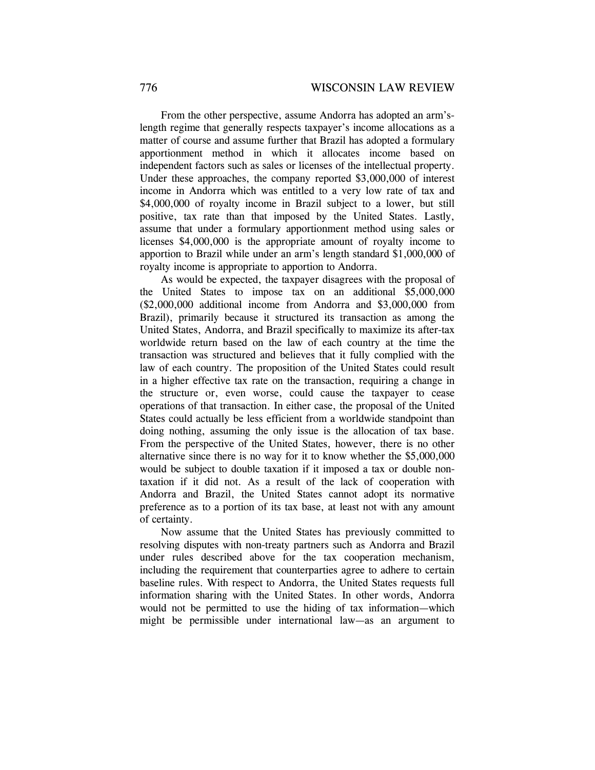From the other perspective, assume Andorra has adopted an arm's-length regime that generally respects taxpayer's income allocations as a matter of course and assume further that Brazil has adopted a formulary apportionment method in which it allocates income based on independent factors such as sales or licenses of the intellectual property. Under these approaches, the company reported $3,000,000 of interest income in Andorra which was entitled to a very low rate of tax and $4,000,000 of royalty income in Brazil subject to a lower, but still positive, tax rate than that imposed by the United States. Lastly, assume that under a formulary apportionment method using sales or licenses $4,000,000 is the appropriate amount of royalty income to apportion to Brazil while under an arm's length standard $1,000,000 of royalty income is appropriate to apportion to Andorra.

As would be expected, the taxpayer disagrees with the proposal of the United States to impose tax on an additional $5,000,000 ($2,000,000 additional income from Andorra and $3,000,000 from Brazil), primarily because it structured its transaction as among the United States, Andorra, and Brazil specifically to maximize its after-tax worldwide return based on the law of each country at the time the transaction was structured and believes that it fully complied with the law of each country. The proposition of the United States could result in a higher effective tax rate on the transaction, requiring a change in the structure or, even worse, could cause the taxpayer to cease operations of that transaction. In either case, the proposal of the United States could actually be less efficient from a worldwide standpoint than doing nothing, assuming the only issue is the allocation of tax base. From the perspective of the United States, however, there is no other alternative since there is no way for it to know whether the $5,000,000 would be subject to double taxation if it imposed a tax or double non-taxation if it did not. As a result of the lack of cooperation with Andorra and Brazil, the United States cannot adopt its normative preference as to a portion of its tax base, at least not with any amount of certainty.

Now assume that the United States has previously committed to resolving disputes with non-treaty partners such as Andorra and Brazil under rules described above for the tax cooperation mechanism, including the requirement that counterparties agree to adhere to certain baseline rules. With respect to Andorra, the United States requests full information sharing with the United States. In other words, Andorra would not be permitted to use the hiding of tax information—which might be permissible under international law—as an argument to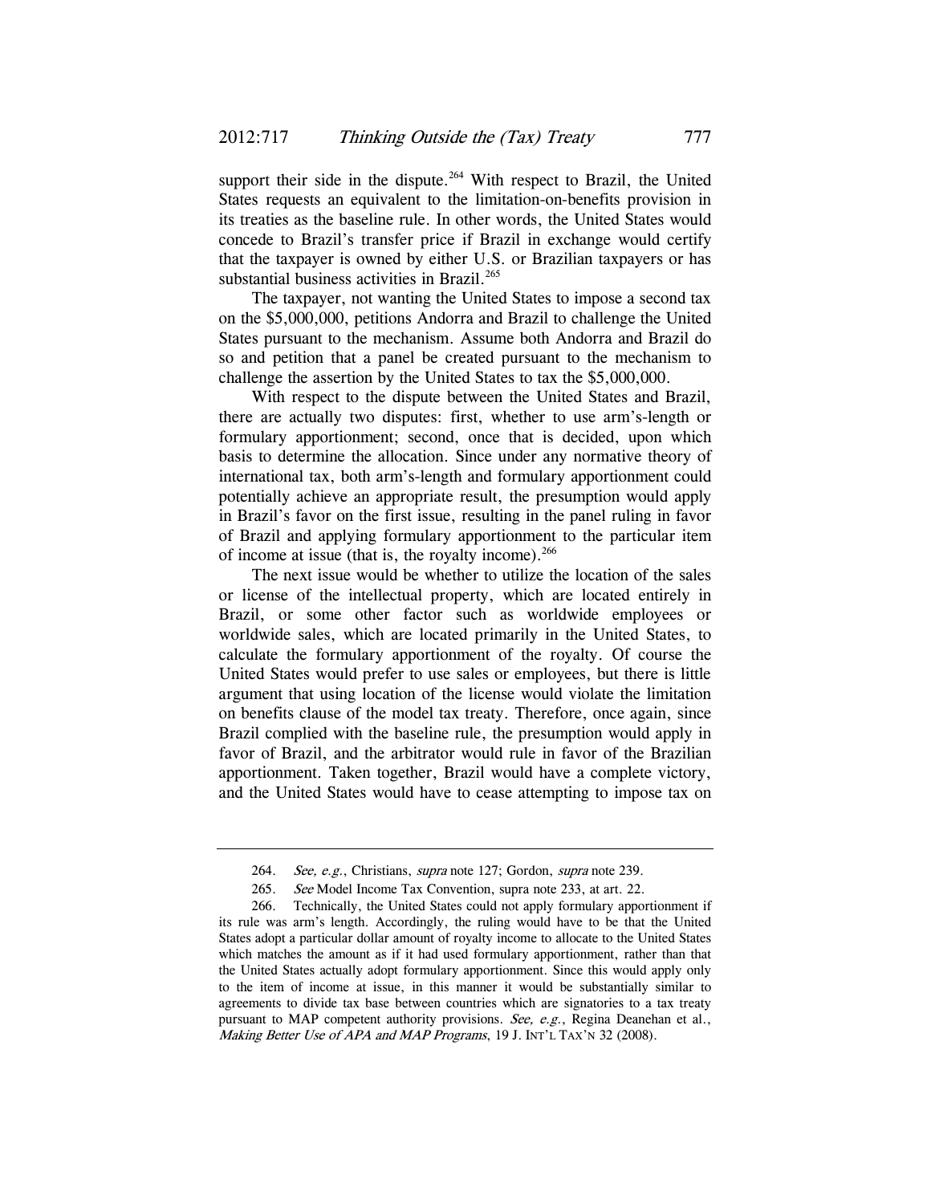support their side in the dispute.[264] With respect to Brazil, the United States requests an equivalent to the limitation-on-benefits provision in its treaties as the baseline rule. In other words, the United States would concede to Brazil's transfer price if Brazil in exchange would certify that the taxpayer is owned by either U.S. or Brazilian taxpayers or has substantial business activities in Brazil.[265]

The taxpayer, not wanting the United States to impose a second tax on the $5,000,000, petitions Andorra and Brazil to challenge the United States pursuant to the mechanism. Assume both Andorra and Brazil do so and petition that a panel be created pursuant to the mechanism to challenge the assertion by the United States to tax the $5,000,000.

With respect to the dispute between the United States and Brazil, there are actually two disputes: first, whether to use arm's-length or formulary apportionment; second, once that is decided, upon which basis to determine the allocation. Since under any normative theory of international tax, both arm's-length and formulary apportionment could potentially achieve an appropriate result, the presumption would apply in Brazil's favor on the first issue, resulting in the panel ruling in favor of Brazil and applying formulary apportionment to the particular item of income at issue (that is, the royalty income).[266]

The next issue would be whether to utilize the location of the sales or license of the intellectual property, which are located entirely in Brazil, or some other factor such as worldwide employees or worldwide sales, which are located primarily in the United States, to calculate the formulary apportionment of the royalty. Of course the United States would prefer to use sales or employees, but there is little argument that using location of the license would violate the limitation on benefits clause of the model tax treaty. Therefore, once again, since Brazil complied with the baseline rule, the presumption would apply in favor of Brazil, and the arbitrator would rule in favor of the Brazilian apportionment. Taken together, Brazil would have a complete victory, and the United States would have to cease attempting to impose tax on

---

264. *See, e.g.*, Christians, *supra* note 127; Gordon, *supra* note 239.

265. *See* Model Income Tax Convention, supra note 233, at art. 22.

266. Technically, the United States could not apply formulary apportionment if its rule was arm's length. Accordingly, the ruling would have to be that the United States adopt a particular dollar amount of royalty income to allocate to the United States which matches the amount as if it had used formulary apportionment, rather than that the United States actually adopt formulary apportionment. Since this would apply only to the item of income at issue, in this manner it would be substantially similar to agreements to divide tax base between countries which are signatories to a tax treaty pursuant to MAP competent authority provisions. *See, e.g.*, Regina Deanehan et al., *Making Better Use of APA and MAP Programs*, 19 J. INT'L TAX'N 32 (2008).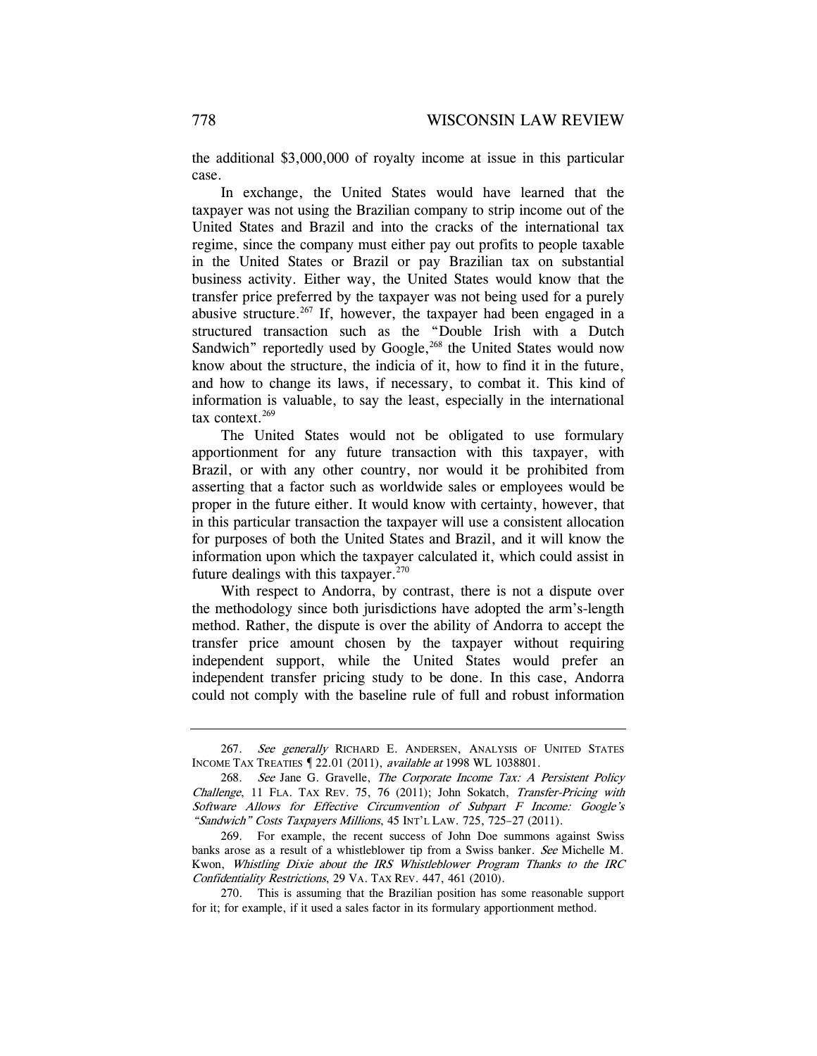the additional $3,000,000 of royalty income at issue in this particular case.

In exchange, the United States would have learned that the taxpayer was not using the Brazilian company to strip income out of the United States and Brazil and into the cracks of the international tax regime, since the company must either pay out profits to people taxable in the United States or Brazil or pay Brazilian tax on substantial business activity. Either way, the United States would know that the transfer price preferred by the taxpayer was not being used for a purely abusive structure.[267] If, however, the taxpayer had been engaged in a structured transaction such as the "Double Irish with a Dutch Sandwich" reportedly used by Google,[268] the United States would now know about the structure, the indicia of it, how to find it in the future, and how to change its laws, if necessary, to combat it. This kind of information is valuable, to say the least, especially in the international tax context.[269]

The United States would not be obligated to use formulary apportionment for any future transaction with this taxpayer, with Brazil, or with any other country, nor would it be prohibited from asserting that a factor such as worldwide sales or employees would be proper in the future either. It would know with certainty, however, that in this particular transaction the taxpayer will use a consistent allocation for purposes of both the United States and Brazil, and it will know the information upon which the taxpayer calculated it, which could assist in future dealings with this taxpayer.[270]

With respect to Andorra, by contrast, there is not a dispute over the methodology since both jurisdictions have adopted the arm's-length method. Rather, the dispute is over the ability of Andorra to accept the transfer price amount chosen by the taxpayer without requiring independent support, while the United States would prefer an independent transfer pricing study to be done. In this case, Andorra could not comply with the baseline rule of full and robust information

---

267. *See generally* RICHARD E. ANDERSEN, ANALYSIS OF UNITED STATES INCOME TAX TREATIES ¶ 22.01 (2011), *available at* 1998 WL 1038801.

268. *See* Jane G. Gravelle, *The Corporate Income Tax: A Persistent Policy Challenge*, 11 FLA. TAX REV. 75, 76 (2011); John Sokatch, *Transfer-Pricing with Software Allows for Effective Circumvention of Subpart F Income: Google's "Sandwich" Costs Taxpayers Millions*, 45 INT'L LAW. 725, 725–27 (2011).

269. For example, the recent success of John Doe summons against Swiss banks arose as a result of a whistleblower tip from a Swiss banker. *See* Michelle M. Kwon, *Whistling Dixie about the IRS Whistleblower Program Thanks to the IRC Confidentiality Restrictions*, 29 VA. TAX REV. 447, 461 (2010).

270. This is assuming that the Brazilian position has some reasonable support for it; for example, if it used a sales factor in its formulary apportionment method.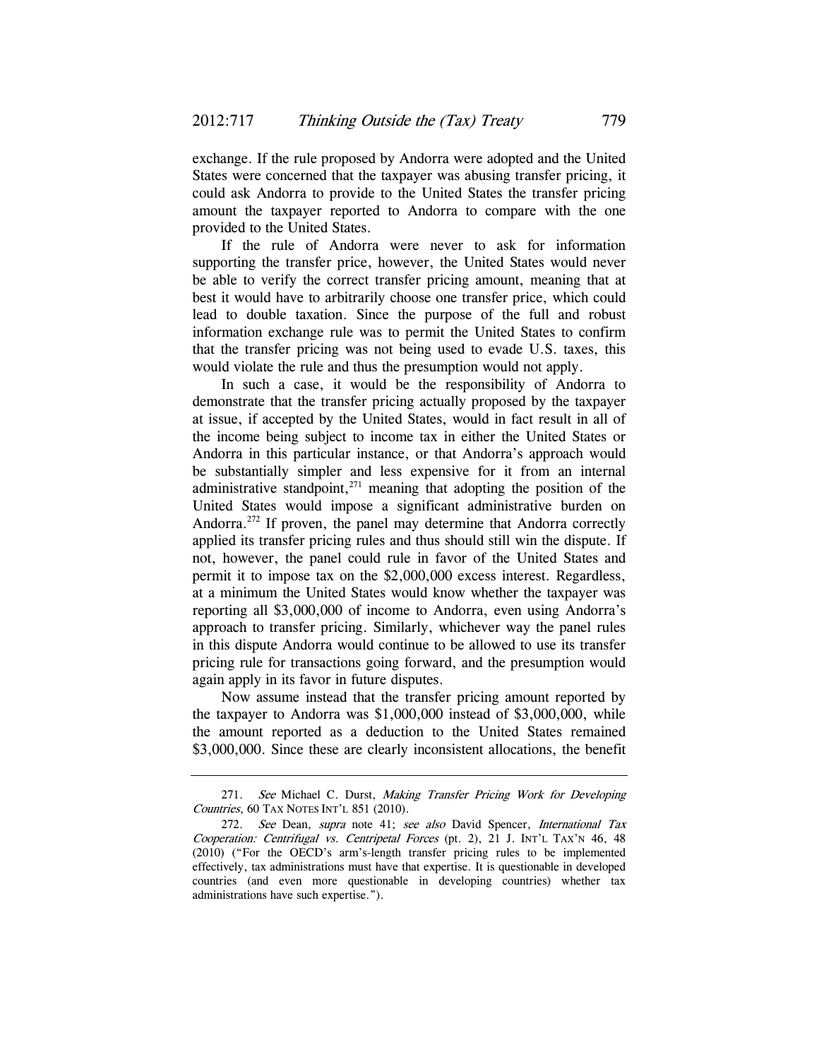exchange. If the rule proposed by Andorra were adopted and the United States were concerned that the taxpayer was abusing transfer pricing, it could ask Andorra to provide to the United States the transfer pricing amount the taxpayer reported to Andorra to compare with the one provided to the United States.

If the rule of Andorra were never to ask for information supporting the transfer price, however, the United States would never be able to verify the correct transfer pricing amount, meaning that at best it would have to arbitrarily choose one transfer price, which could lead to double taxation. Since the purpose of the full and robust information exchange rule was to permit the United States to confirm that the transfer pricing was not being used to evade U.S. taxes, this would violate the rule and thus the presumption would not apply.

In such a case, it would be the responsibility of Andorra to demonstrate that the transfer pricing actually proposed by the taxpayer at issue, if accepted by the United States, would in fact result in all of the income being subject to income tax in either the United States or Andorra in this particular instance, or that Andorra's approach would be substantially simpler and less expensive for it from an internal administrative standpoint,[271] meaning that adopting the position of the United States would impose a significant administrative burden on Andorra.[272] If proven, the panel may determine that Andorra correctly applied its transfer pricing rules and thus should still win the dispute. If not, however, the panel could rule in favor of the United States and permit it to impose tax on the $2,000,000 excess interest. Regardless, at a minimum the United States would know whether the taxpayer was reporting all $3,000,000 of income to Andorra, even using Andorra's approach to transfer pricing. Similarly, whichever way the panel rules in this dispute Andorra would continue to be allowed to use its transfer pricing rule for transactions going forward, and the presumption would again apply in its favor in future disputes.

Now assume instead that the transfer pricing amount reported by the taxpayer to Andorra was $1,000,000 instead of $3,000,000, while the amount reported as a deduction to the United States remained $3,000,000. Since these are clearly inconsistent allocations, the benefit

---

271. *See* Michael C. Durst, *Making Transfer Pricing Work for Developing Countries*, 60 TAX NOTES INT'L 851 (2010).

272. *See* Dean, *supra* note 41; *see also* David Spencer, *International Tax Cooperation: Centrifugal vs. Centripetal Forces* (pt. 2), 21 J. INT'L TAX'N 46, 48 (2010) ("For the OECD's arm's-length transfer pricing rules to be implemented effectively, tax administrations must have that expertise. It is questionable in developed countries (and even more questionable in developing countries) whether tax administrations have such expertise.").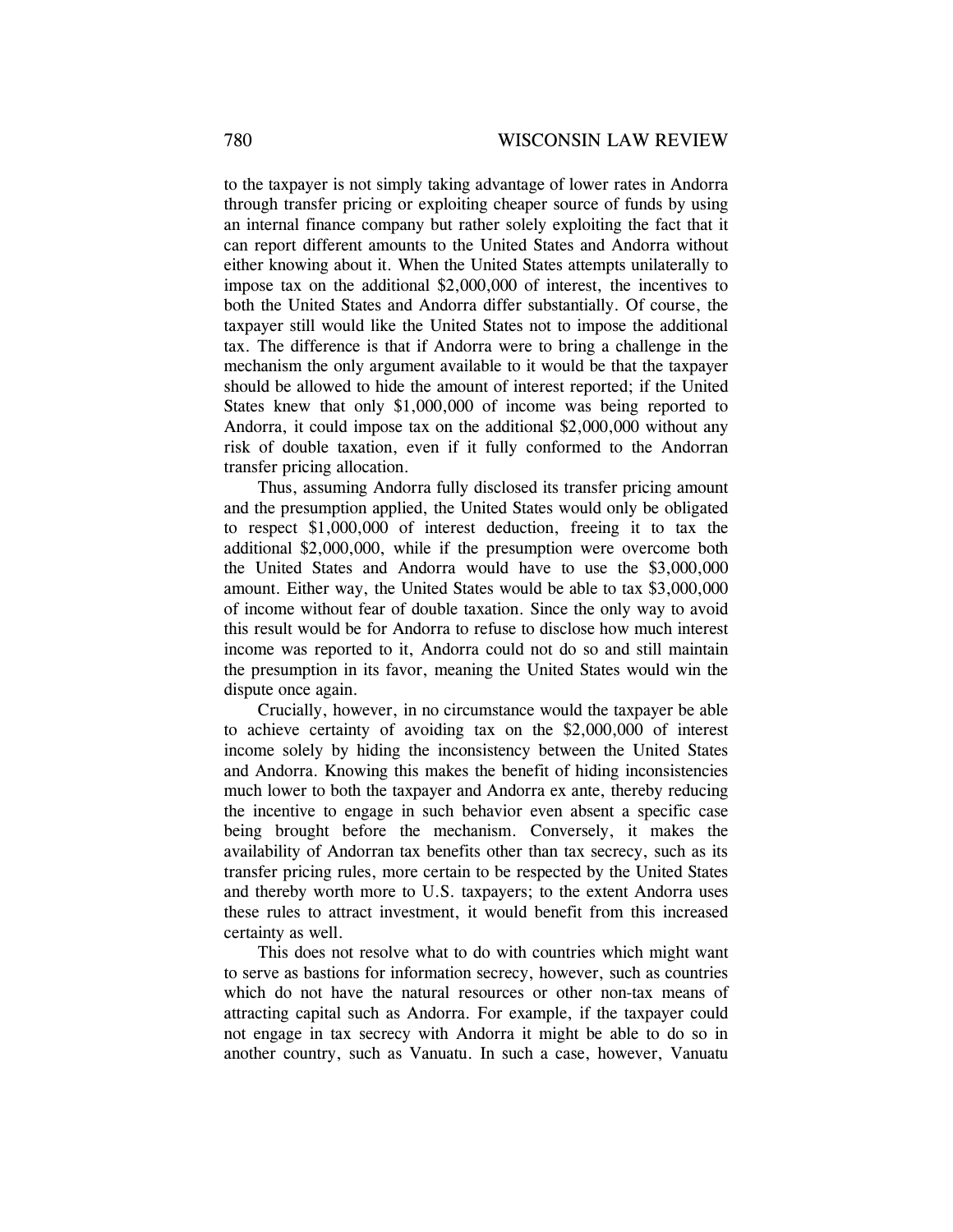to the taxpayer is not simply taking advantage of lower rates in Andorra through transfer pricing or exploiting cheaper source of funds by using an internal finance company but rather solely exploiting the fact that it can report different amounts to the United States and Andorra without either knowing about it. When the United States attempts unilaterally to impose tax on the additional $2,000,000 of interest, the incentives to both the United States and Andorra differ substantially. Of course, the taxpayer still would like the United States not to impose the additional tax. The difference is that if Andorra were to bring a challenge in the mechanism the only argument available to it would be that the taxpayer should be allowed to hide the amount of interest reported; if the United States knew that only $1,000,000 of income was being reported to Andorra, it could impose tax on the additional $2,000,000 without any risk of double taxation, even if it fully conformed to the Andorran transfer pricing allocation.

Thus, assuming Andorra fully disclosed its transfer pricing amount and the presumption applied, the United States would only be obligated to respect $1,000,000 of interest deduction, freeing it to tax the additional $2,000,000, while if the presumption were overcome both the United States and Andorra would have to use the $3,000,000 amount. Either way, the United States would be able to tax $3,000,000 of income without fear of double taxation. Since the only way to avoid this result would be for Andorra to refuse to disclose how much interest income was reported to it, Andorra could not do so and still maintain the presumption in its favor, meaning the United States would win the dispute once again.

Crucially, however, in no circumstance would the taxpayer be able to achieve certainty of avoiding tax on the $2,000,000 of interest income solely by hiding the inconsistency between the United States and Andorra. Knowing this makes the benefit of hiding inconsistencies much lower to both the taxpayer and Andorra ex ante, thereby reducing the incentive to engage in such behavior even absent a specific case being brought before the mechanism. Conversely, it makes the availability of Andorran tax benefits other than tax secrecy, such as its transfer pricing rules, more certain to be respected by the United States and thereby worth more to U.S. taxpayers; to the extent Andorra uses these rules to attract investment, it would benefit from this increased certainty as well.

This does not resolve what to do with countries which might want to serve as bastions for information secrecy, however, such as countries which do not have the natural resources or other non-tax means of attracting capital such as Andorra. For example, if the taxpayer could not engage in tax secrecy with Andorra it might be able to do so in another country, such as Vanuatu. In such a case, however, Vanuatu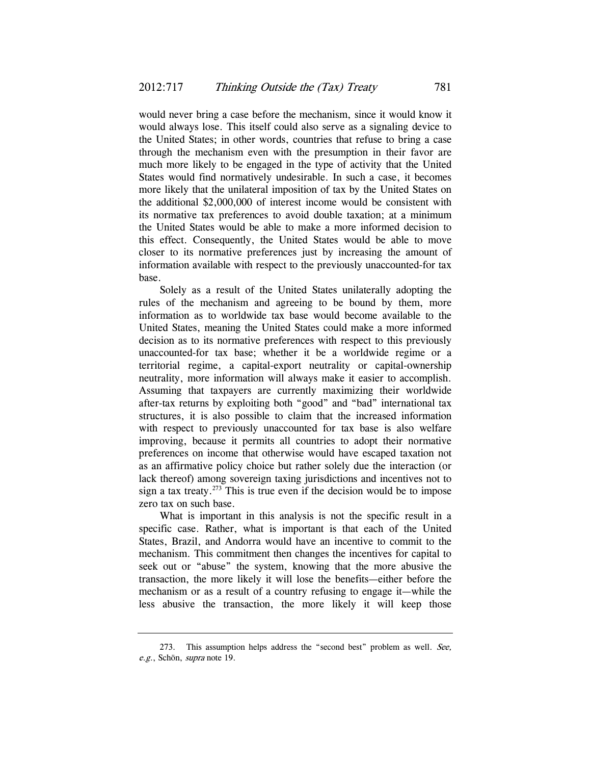would never bring a case before the mechanism, since it would know it would always lose. This itself could also serve as a signaling device to the United States; in other words, countries that refuse to bring a case through the mechanism even with the presumption in their favor are much more likely to be engaged in the type of activity that the United States would find normatively undesirable. In such a case, it becomes more likely that the unilateral imposition of tax by the United States on the additional $2,000,000 of interest income would be consistent with its normative tax preferences to avoid double taxation; at a minimum the United States would be able to make a more informed decision to this effect. Consequently, the United States would be able to move closer to its normative preferences just by increasing the amount of information available with respect to the previously unaccounted-for tax base.

Solely as a result of the United States unilaterally adopting the rules of the mechanism and agreeing to be bound by them, more information as to worldwide tax base would become available to the United States, meaning the United States could make a more informed decision as to its normative preferences with respect to this previously unaccounted-for tax base; whether it be a worldwide regime or a territorial regime, a capital-export neutrality or capital-ownership neutrality, more information will always make it easier to accomplish. Assuming that taxpayers are currently maximizing their worldwide after-tax returns by exploiting both "good" and "bad" international tax structures, it is also possible to claim that the increased information with respect to previously unaccounted for tax base is also welfare improving, because it permits all countries to adopt their normative preferences on income that otherwise would have escaped taxation not as an affirmative policy choice but rather solely due the interaction (or lack thereof) among sovereign taxing jurisdictions and incentives not to sign a tax treaty.[273] This is true even if the decision would be to impose zero tax on such base.

What is important in this analysis is not the specific result in a specific case. Rather, what is important is that each of the United States, Brazil, and Andorra would have an incentive to commit to the mechanism. This commitment then changes the incentives for capital to seek out or "abuse" the system, knowing that the more abusive the transaction, the more likely it will lose the benefits—either before the mechanism or as a result of a country refusing to engage it—while the less abusive the transaction, the more likely it will keep those

---

273. This assumption helps address the "second best" problem as well. *See, e.g.*, Schön, *supra* note 19.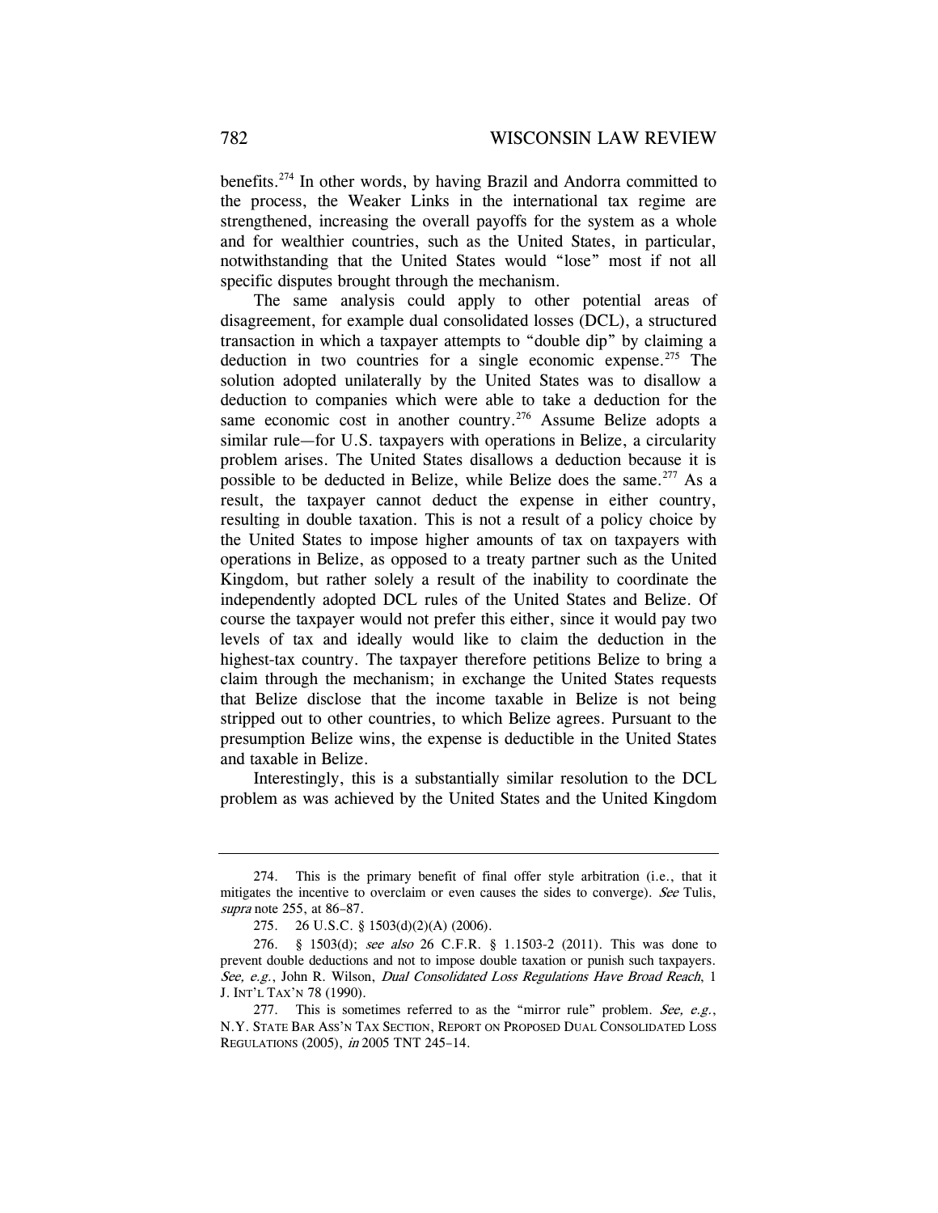benefits.[274] In other words, by having Brazil and Andorra committed to the process, the Weaker Links in the international tax regime are strengthened, increasing the overall payoffs for the system as a whole and for wealthier countries, such as the United States, in particular, notwithstanding that the United States would "lose" most if not all specific disputes brought through the mechanism.

The same analysis could apply to other potential areas of disagreement, for example dual consolidated losses (DCL), a structured transaction in which a taxpayer attempts to "double dip" by claiming a deduction in two countries for a single economic expense.[275] The solution adopted unilaterally by the United States was to disallow a deduction to companies which were able to take a deduction for the same economic cost in another country.[276] Assume Belize adopts a similar rule—for U.S. taxpayers with operations in Belize, a circularity problem arises. The United States disallows a deduction because it is possible to be deducted in Belize, while Belize does the same.[277] As a result, the taxpayer cannot deduct the expense in either country, resulting in double taxation. This is not a result of a policy choice by the United States to impose higher amounts of tax on taxpayers with operations in Belize, as opposed to a treaty partner such as the United Kingdom, but rather solely a result of the inability to coordinate the independently adopted DCL rules of the United States and Belize. Of course the taxpayer would not prefer this either, since it would pay two levels of tax and ideally would like to claim the deduction in the highest-tax country. The taxpayer therefore petitions Belize to bring a claim through the mechanism; in exchange the United States requests that Belize disclose that the income taxable in Belize is not being stripped out to other countries, to which Belize agrees. Pursuant to the presumption Belize wins, the expense is deductible in the United States and taxable in Belize.

Interestingly, this is a substantially similar resolution to the DCL problem as was achieved by the United States and the United Kingdom

---

274. This is the primary benefit of final offer style arbitration (i.e., that it mitigates the incentive to overclaim or even causes the sides to converge). *See* Tulis, *supra* note 255, at 86–87.

275. 26 U.S.C. § 1503(d)(2)(A) (2006).

276. § 1503(d); *see also* 26 C.F.R. § 1.1503-2 (2011). This was done to prevent double deductions and not to impose double taxation or punish such taxpayers. *See, e.g.*, John R. Wilson, *Dual Consolidated Loss Regulations Have Broad Reach*, 1 J. INT'L TAX'N 78 (1990).

277. This is sometimes referred to as the "mirror rule" problem. *See, e.g.*, N.Y. STATE BAR ASS'N TAX SECTION, REPORT ON PROPOSED DUAL CONSOLIDATED LOSS REGULATIONS (2005), *in* 2005 TNT 245-14.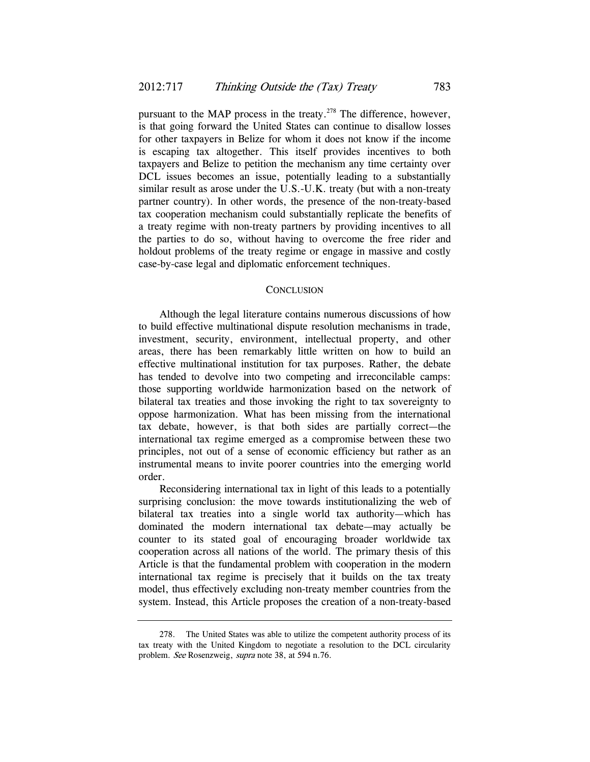pursuant to the MAP process in the treaty.[278] The difference, however, is that going forward the United States can continue to disallow losses for other taxpayers in Belize for whom it does not know if the income is escaping tax altogether. This itself provides incentives to both taxpayers and Belize to petition the mechanism any time certainty over DCL issues becomes an issue, potentially leading to a substantially similar result as arose under the U.S.-U.K. treaty (but with a non-treaty partner country). In other words, the presence of the non-treaty-based tax cooperation mechanism could substantially replicate the benefits of a treaty regime with non-treaty partners by providing incentives to all the parties to do so, without having to overcome the free rider and holdout problems of the treaty regime or engage in massive and costly case-by-case legal and diplomatic enforcement techniques.

## CONCLUSION

Although the legal literature contains numerous discussions of how to build effective multinational dispute resolution mechanisms in trade, investment, security, environment, intellectual property, and other areas, there has been remarkably little written on how to build an effective multinational institution for tax purposes. Rather, the debate has tended to devolve into two competing and irreconcilable camps: those supporting worldwide harmonization based on the network of bilateral tax treaties and those invoking the right to tax sovereignty to oppose harmonization. What has been missing from the international tax debate, however, is that both sides are partially correct—the international tax regime emerged as a compromise between these two principles, not out of a sense of economic efficiency but rather as an instrumental means to invite poorer countries into the emerging world order.

Reconsidering international tax in light of this leads to a potentially surprising conclusion: the move towards institutionalizing the web of bilateral tax treaties into a single world tax authority—which has dominated the modern international tax debate—may actually be counter to its stated goal of encouraging broader worldwide tax cooperation across all nations of the world. The primary thesis of this Article is that the fundamental problem with cooperation in the modern international tax regime is precisely that it builds on the tax treaty model, thus effectively excluding non-treaty member countries from the system. Instead, this Article proposes the creation of a non-treaty-based

---

278. The United States was able to utilize the competent authority process of its tax treaty with the United Kingdom to negotiate a resolution to the DCL circularity problem. *See* Rosenzweig, *supra* note 38, at 594 n.76.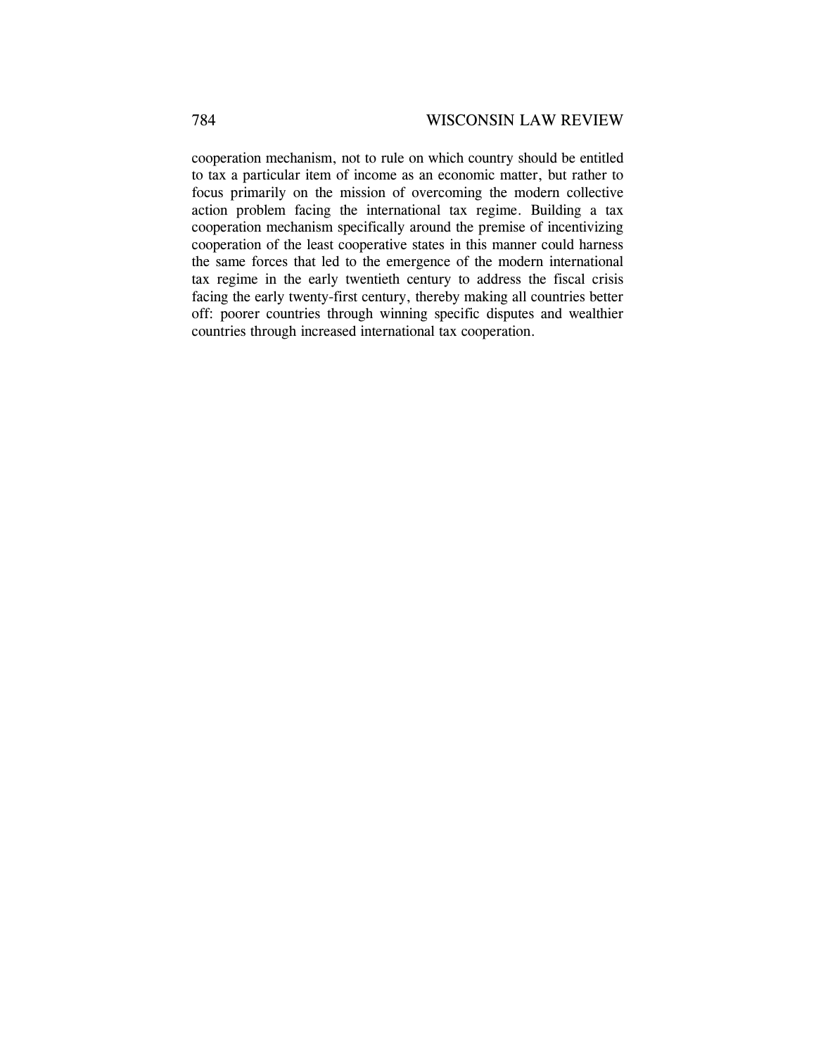cooperation mechanism, not to rule on which country should be entitled to tax a particular item of income as an economic matter, but rather to focus primarily on the mission of overcoming the modern collective action problem facing the international tax regime. Building a tax cooperation mechanism specifically around the premise of incentivizing cooperation of the least cooperative states in this manner could harness the same forces that led to the emergence of the modern international tax regime in the early twentieth century to address the fiscal crisis facing the early twenty-first century, thereby making all countries better off: poorer countries through winning specific disputes and wealthier countries through increased international tax cooperation.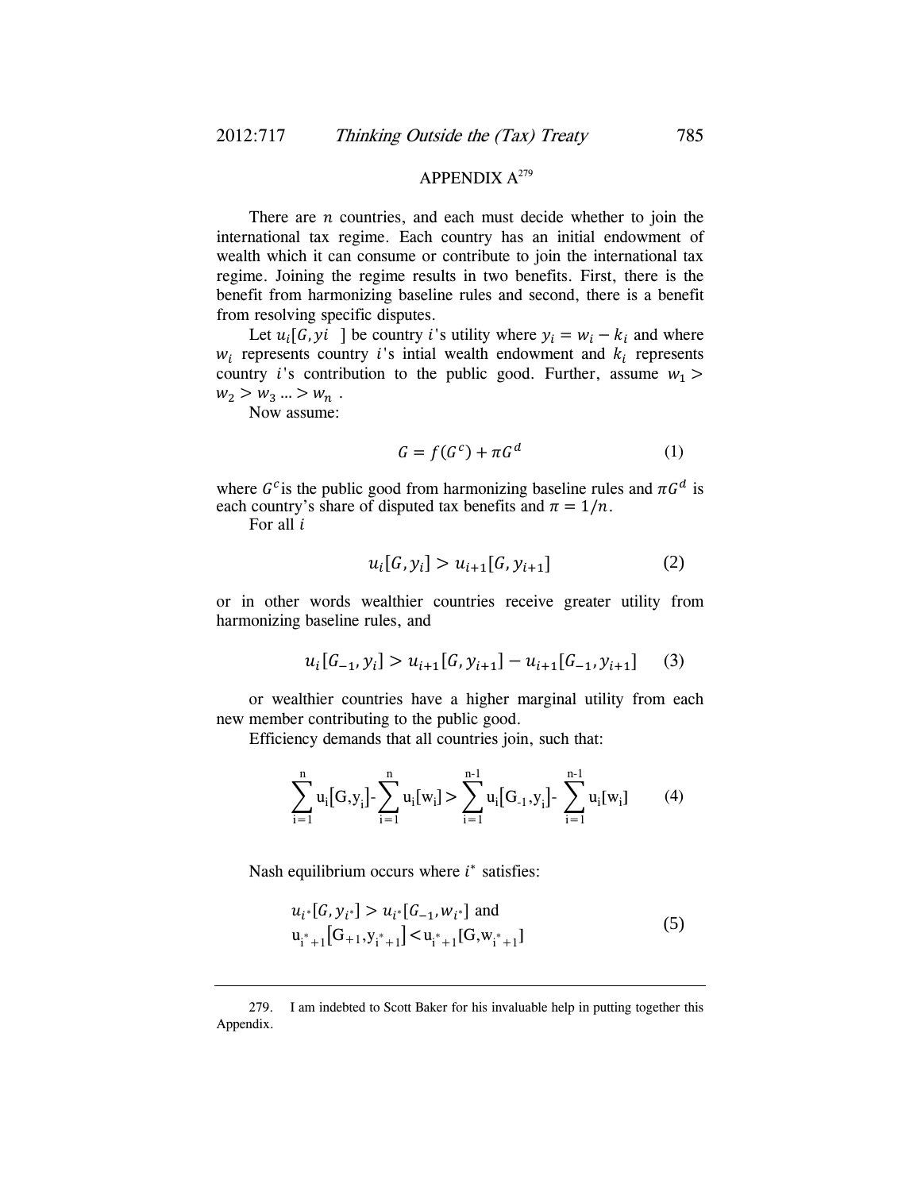## APPENDIX A[279]

There are $n$ countries, and each must decide whether to join the international tax regime. Each country has an initial endowment of wealth which it can consume or contribute to join the international tax regime. Joining the regime results in two benefits. First, there is the benefit from harmonizing baseline rules and second, there is a benefit from resolving specific disputes.

Let $u_i[G, yi\ \ ]$ be country $i$'s utility where $y_i = w_i - k_i$ and where $w_i$ represents country $i$'s intial wealth endowment and $k_i$ represents country $i$'s contribution to the public good. Further, assume $w_1 > w_2 > w_3 \ldots > w_n$ .

Now assume:

$$G = f(G^c) + \pi G^d \qquad (1)$$

where $G^c$ is the public good from harmonizing baseline rules and $\pi G^d$ is each country's share of disputed tax benefits and $\pi = 1/n$.

For all $i$

$$u_i[G, y_i] > u_{i+1}[G, y_{i+1}] \qquad (2)$$

or in other words wealthier countries receive greater utility from harmonizing baseline rules, and

$$u_i[G_{-1}, y_i] > u_{i+1}[G, y_{i+1}] - u_{i+1}[G_{-1}, y_{i+1}] \qquad (3)$$

or wealthier countries have a higher marginal utility from each new member contributing to the public good.

Efficiency demands that all countries join, such that:

$$\sum_{i=1}^{n} u_i[G, y_i] - \sum_{i=1}^{n} u_i[w_i] > \sum_{i=1}^{n-1} u_i[G_{-1}, y_i] - \sum_{i=1}^{n-1} u_i[w_i] \qquad (4)$$

Nash equilibrium occurs where $i^*$ satisfies:

$$u_{i^*}[G, y_{i^*}] > u_{i^*}[G_{-1}, w_{i^*}] \text{ and}$$
$$u_{i^*+1}[G_{+1}, y_{i^*+1}] < u_{i^*+1}[G, w_{i^*+1}] \qquad (5)$$

279. I am indebted to Scott Baker for his invaluable help in putting together this Appendix.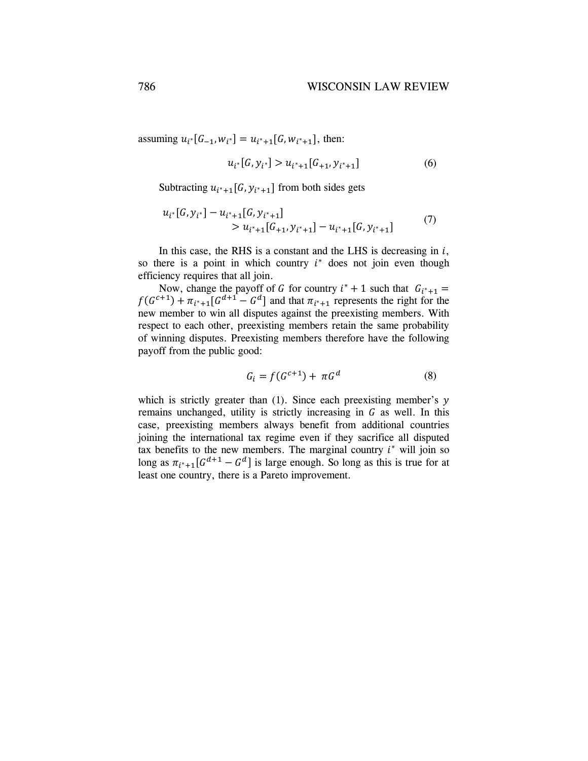assuming $u_{i^*}[G_{-1}, w_{i^*}] = u_{i^*+1}[G, w_{i^*+1}]$, then:

$$u_{i^*}[G, y_{i^*}] > u_{i^*+1}[G_{+1}, y_{i^*+1}] \tag{6}$$

Subtracting $u_{i^*+1}[G, y_{i^*+1}]$ from both sides gets

$$u_{i^*}[G, y_{i^*}] - u_{i^*+1}[G, y_{i^*+1}] > u_{i^*+1}[G_{+1}, y_{i^*+1}] - u_{i^*+1}[G, y_{i^*+1}] \tag{7}$$

In this case, the RHS is a constant and the LHS is decreasing in $i$, so there is a point in which country $i^*$ does not join even though efficiency requires that all join.

Now, change the payoff of $G$ for country $i^* + 1$ such that $G_{i^*+1} = f(G^{c+1}) + \pi_{i^*+1}[G^{d+1} - G^d]$ and that $\pi_{i^*+1}$ represents the right for the new member to win all disputes against the preexisting members. With respect to each other, preexisting members retain the same probability of winning disputes. Preexisting members therefore have the following payoff from the public good:

$$G_i = f(G^{c+1}) + \pi G^d \tag{8}$$

which is strictly greater than (1). Since each preexisting member's $y$ remains unchanged, utility is strictly increasing in $G$ as well. In this case, preexisting members always benefit from additional countries joining the international tax regime even if they sacrifice all disputed tax benefits to the new members. The marginal country $i^*$ will join so long as $\pi_{i^*+1}[G^{d+1} - G^d]$ is large enough. So long as this is true for at least one country, there is a Pareto improvement.